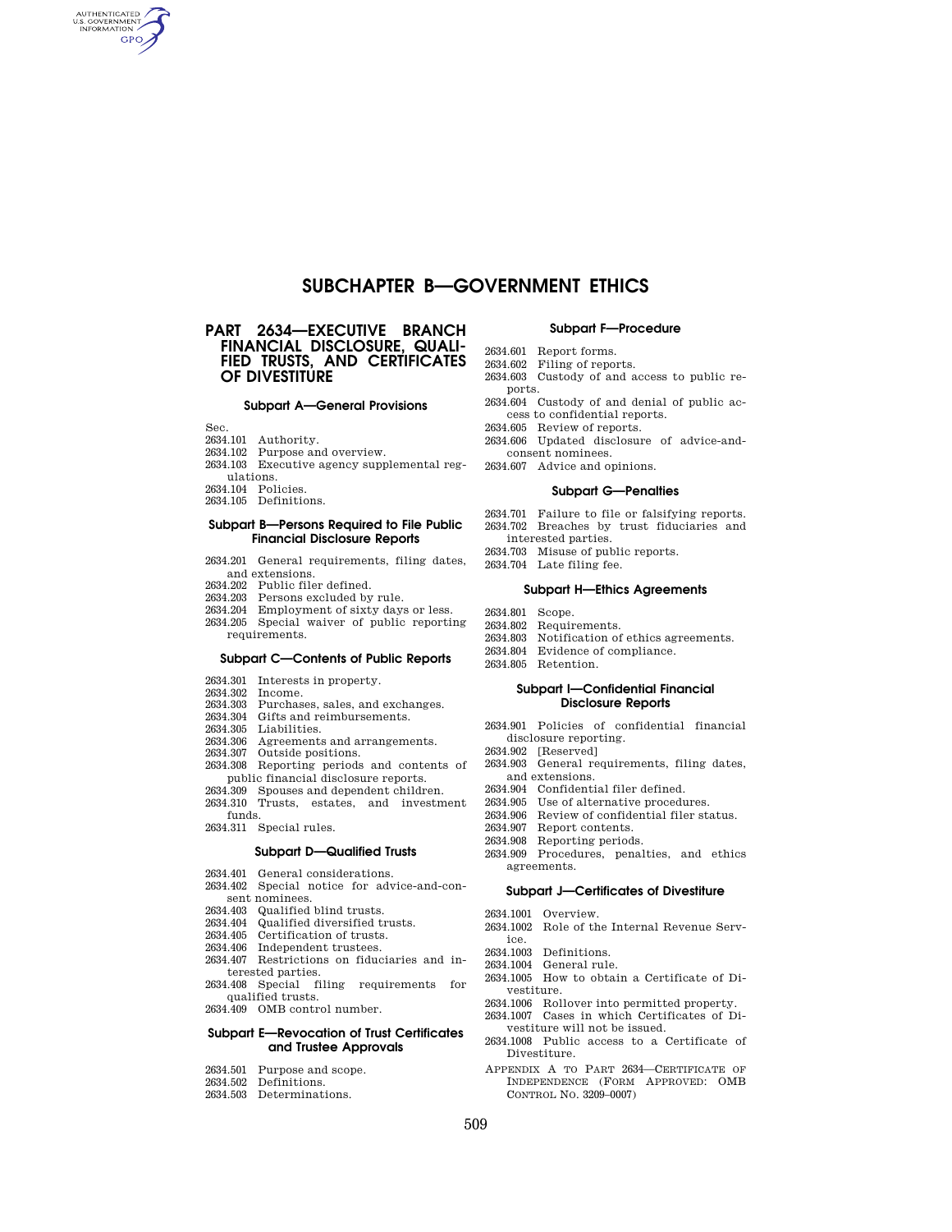# SUBCHAPTER B—GOVERNMENT ETHICS

## PART 2634—EXECUTIVE BRANCH FINANCIAL DISCLOSURE, QUALIFIED TRUSTS, AND CERTIFICATES OF DIVESTITURE

### Subpart A—General Provisions

Sec.

2634.101 Authority.
2634.102 Purpose and overview.
2634.103 Executive agency supplemental regulations.
2634.104 Policies.
2634.105 Definitions.

### Subpart B—Persons Required to File Public Financial Disclosure Reports

2634.201 General requirements, filing dates, and extensions.
2634.202 Public filer defined.
2634.203 Persons excluded by rule.
2634.204 Employment of sixty days or less.
2634.205 Special waiver of public reporting requirements.

### Subpart C—Contents of Public Reports

2634.301 Interests in property.
2634.302 Income.
2634.303 Purchases, sales, and exchanges.
2634.304 Gifts and reimbursements.
2634.305 Liabilities.
2634.306 Agreements and arrangements.
2634.307 Outside positions.
2634.308 Reporting periods and contents of public financial disclosure reports.
2634.309 Spouses and dependent children.
2634.310 Trusts, estates, and investment funds.
2634.311 Special rules.

### Subpart D—Qualified Trusts

2634.401 General considerations.
2634.402 Special notice for advice-and-consent nominees.
2634.403 Qualified blind trusts.
2634.404 Qualified diversified trusts.
2634.405 Certification of trusts.
2634.406 Independent trustees.
2634.407 Restrictions on fiduciaries and interested parties.
2634.408 Special filing requirements for qualified trusts.
2634.409 OMB control number.

### Subpart E—Revocation of Trust Certificates and Trustee Approvals

2634.501 Purpose and scope.
2634.502 Definitions.
2634.503 Determinations.

### Subpart F—Procedure

2634.601 Report forms.
2634.602 Filing of reports.
2634.603 Custody of and access to public reports.
2634.604 Custody of and denial of public access to confidential reports.
2634.605 Review of reports.
2634.606 Updated disclosure of advice-and-consent nominees.
2634.607 Advice and opinions.

### Subpart G—Penalties

2634.701 Failure to file or falsifying reports.
2634.702 Breaches by trust fiduciaries and interested parties.
2634.703 Misuse of public reports.
2634.704 Late filing fee.

### Subpart H—Ethics Agreements

2634.801 Scope.
2634.802 Requirements.
2634.803 Notification of ethics agreements.
2634.804 Evidence of compliance.
2634.805 Retention.

### Subpart I—Confidential Financial Disclosure Reports

2634.901 Policies of confidential financial disclosure reporting.
2634.902 [Reserved]
2634.903 General requirements, filing dates, and extensions.
2634.904 Confidential filer defined.
2634.905 Use of alternative procedures.
2634.906 Review of confidential filer status.
2634.907 Report contents.
2634.908 Reporting periods.
2634.909 Procedures, penalties, and ethics agreements.

### Subpart J—Certificates of Divestiture

2634.1001 Overview.
2634.1002 Role of the Internal Revenue Service.
2634.1003 Definitions.
2634.1004 General rule.
2634.1005 How to obtain a Certificate of Divestiture.
2634.1006 Rollover into permitted property.
2634.1007 Cases in which Certificates of Divestiture will not be issued.
2634.1008 Public access to a Certificate of Divestiture.

APPENDIX A TO PART 2634—CERTIFICATE OF INDEPENDENCE (FORM APPROVED: OMB CONTROL NO. 3209–0007)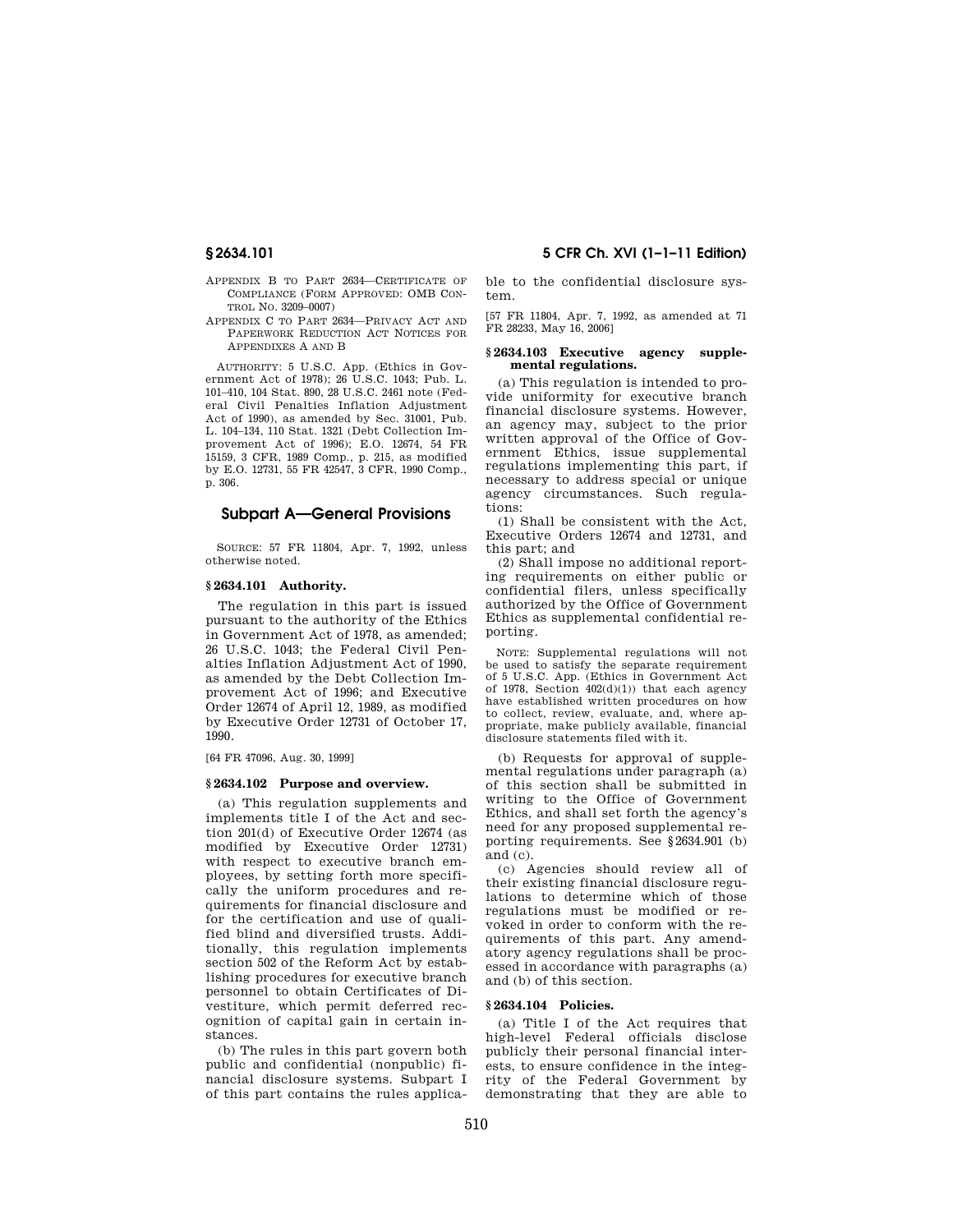APPENDIX B TO PART 2634—CERTIFICATE OF COMPLIANCE (FORM APPROVED: OMB CONTROL NO. 3209–0007)

APPENDIX C TO PART 2634—PRIVACY ACT AND PAPERWORK REDUCTION ACT NOTICES FOR APPENDIXES A AND B

AUTHORITY: 5 U.S.C. App. (Ethics in Government Act of 1978); 26 U.S.C. 1043; Pub. L. 101–410, 104 Stat. 890, 28 U.S.C. 2461 note (Federal Civil Penalties Inflation Adjustment Act of 1990), as amended by Sec. 31001, Pub. L. 104–134, 110 Stat. 1321 (Debt Collection Improvement Act of 1996); E.O. 12674, 54 FR 15159, 3 CFR, 1989 Comp., p. 215, as modified by E.O. 12731, 55 FR 42547, 3 CFR, 1990 Comp., p. 306.

## Subpart A—General Provisions

SOURCE: 57 FR 11804, Apr. 7, 1992, unless otherwise noted.

### § 2634.101 Authority.

The regulation in this part is issued pursuant to the authority of the Ethics in Government Act of 1978, as amended; 26 U.S.C. 1043; the Federal Civil Penalties Inflation Adjustment Act of 1990, as amended by the Debt Collection Improvement Act of 1996; and Executive Order 12674 of April 12, 1989, as modified by Executive Order 12731 of October 17, 1990.

[64 FR 47096, Aug. 30, 1999]

### § 2634.102 Purpose and overview.

(a) This regulation supplements and implements title I of the Act and section 201(d) of Executive Order 12674 (as modified by Executive Order 12731) with respect to executive branch employees, by setting forth more specifically the uniform procedures and requirements for financial disclosure and for the certification and use of qualified blind and diversified trusts. Additionally, this regulation implements section 502 of the Reform Act by establishing procedures for executive branch personnel to obtain Certificates of Divestiture, which permit deferred recognition of capital gain in certain instances.

(b) The rules in this part govern both public and confidential (nonpublic) financial disclosure systems. Subpart I of this part contains the rules applicable to the confidential disclosure system.

[57 FR 11804, Apr. 7, 1992, as amended at 71 FR 28233, May 16, 2006]

### § 2634.103 Executive agency supplemental regulations.

(a) This regulation is intended to provide uniformity for executive branch financial disclosure systems. However, an agency may, subject to the prior written approval of the Office of Government Ethics, issue supplemental regulations implementing this part, if necessary to address special or unique agency circumstances. Such regulations:

(1) Shall be consistent with the Act, Executive Orders 12674 and 12731, and this part; and

(2) Shall impose no additional reporting requirements on either public or confidential filers, unless specifically authorized by the Office of Government Ethics as supplemental confidential reporting.

NOTE: Supplemental regulations will not be used to satisfy the separate requirement of 5 U.S.C. App. (Ethics in Government Act of 1978, Section 402(d)(1)) that each agency have established written procedures on how to collect, review, evaluate, and, where appropriate, make publicly available, financial disclosure statements filed with it.

(b) Requests for approval of supplemental regulations under paragraph (a) of this section shall be submitted in writing to the Office of Government Ethics, and shall set forth the agency's need for any proposed supplemental reporting requirements. See § 2634.901 (b) and (c).

(c) Agencies should review all of their existing financial disclosure regulations to determine which of those regulations must be modified or revoked in order to conform with the requirements of this part. Any amendatory agency regulations shall be processed in accordance with paragraphs (a) and (b) of this section.

### § 2634.104 Policies.

(a) Title I of the Act requires that high-level Federal officials disclose publicly their personal financial interests, to ensure confidence in the integrity of the Federal Government by demonstrating that they are able to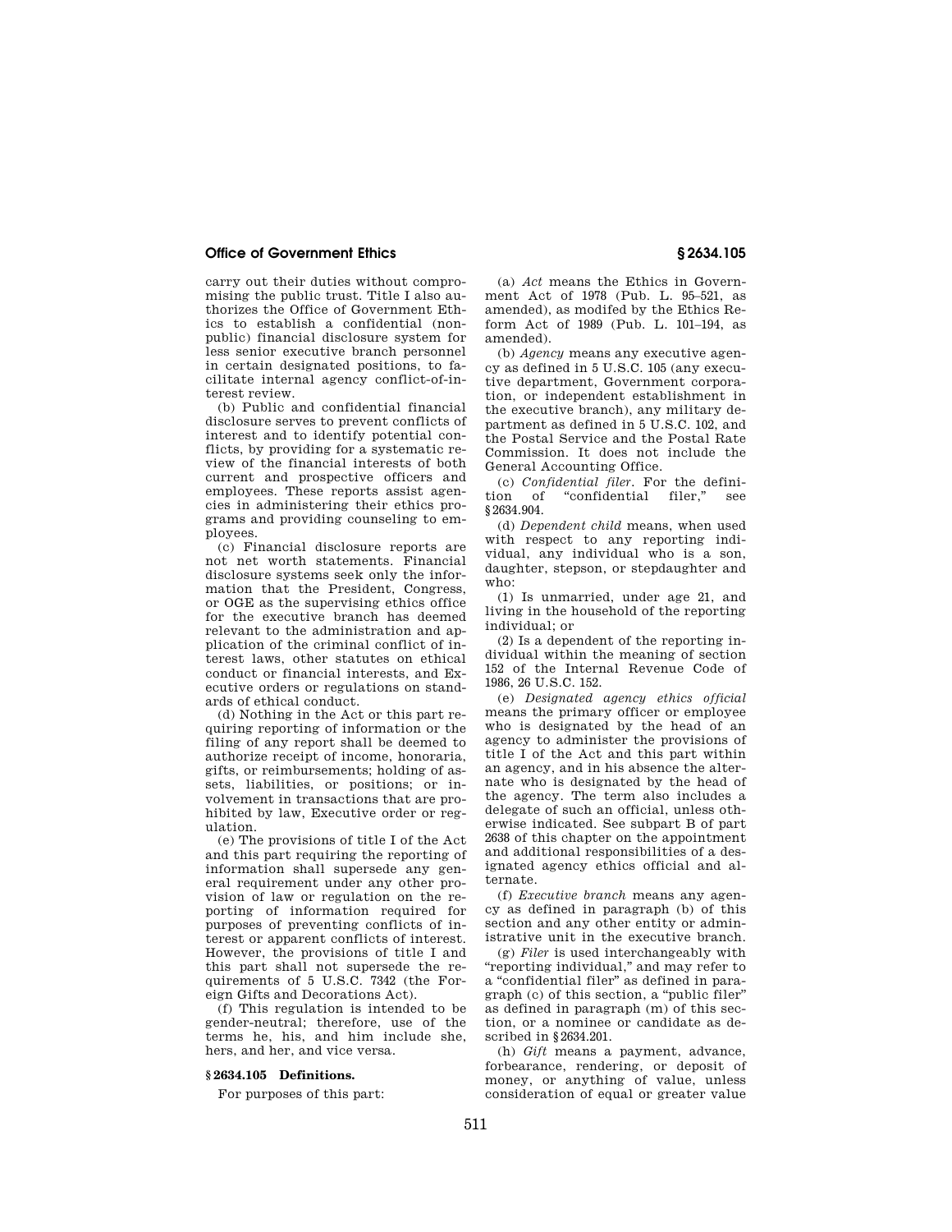carry out their duties without compromising the public trust. Title I also authorizes the Office of Government Ethics to establish a confidential (nonpublic) financial disclosure system for less senior executive branch personnel in certain designated positions, to facilitate internal agency conflict-of-interest review.

(b) Public and confidential financial disclosure serves to prevent conflicts of interest and to identify potential conflicts, by providing for a systematic review of the financial interests of both current and prospective officers and employees. These reports assist agencies in administering their ethics programs and providing counseling to employees.

(c) Financial disclosure reports are not net worth statements. Financial disclosure systems seek only the information that the President, Congress, or OGE as the supervising ethics office for the executive branch has deemed relevant to the administration and application of the criminal conflict of interest laws, other statutes on ethical conduct or financial interests, and Executive orders or regulations on standards of ethical conduct.

(d) Nothing in the Act or this part requiring reporting of information or the filing of any report shall be deemed to authorize receipt of income, honoraria, gifts, or reimbursements; holding of assets, liabilities, or positions; or involvement in transactions that are prohibited by law, Executive order or regulation.

(e) The provisions of title I of the Act and this part requiring the reporting of information shall supersede any general requirement under any other provision of law or regulation on the reporting of information required for purposes of preventing conflicts of interest or apparent conflicts of interest. However, the provisions of title I and this part shall not supersede the requirements of 5 U.S.C. 7342 (the Foreign Gifts and Decorations Act).

(f) This regulation is intended to be gender-neutral; therefore, use of the terms he, his, and him include she, hers, and her, and vice versa.

### § 2634.105 Definitions.

For purposes of this part:

(a) *Act* means the Ethics in Government Act of 1978 (Pub. L. 95–521, as amended), as modifed by the Ethics Reform Act of 1989 (Pub. L. 101–194, as amended).

(b) *Agency* means any executive agency as defined in 5 U.S.C. 105 (any executive department, Government corporation, or independent establishment in the executive branch), any military department as defined in 5 U.S.C. 102, and the Postal Service and the Postal Rate Commission. It does not include the General Accounting Office.

(c) *Confidential filer.* For the definition of "confidential filer," see § 2634.904.

(d) *Dependent child* means, when used with respect to any reporting individual, any individual who is a son, daughter, stepson, or stepdaughter and who:

(1) Is unmarried, under age 21, and living in the household of the reporting individual; or

(2) Is a dependent of the reporting individual within the meaning of section 152 of the Internal Revenue Code of 1986, 26 U.S.C. 152.

(e) *Designated agency ethics official* means the primary officer or employee who is designated by the head of an agency to administer the provisions of title I of the Act and this part within an agency, and in his absence the alternate who is designated by the head of the agency. The term also includes a delegate of such an official, unless otherwise indicated. See subpart B of part 2638 of this chapter on the appointment and additional responsibilities of a designated agency ethics official and alternate.

(f) *Executive branch* means any agency as defined in paragraph (b) of this section and any other entity or administrative unit in the executive branch.

(g) *Filer* is used interchangeably with "reporting individual," and may refer to a "confidential filer" as defined in paragraph (c) of this section, a "public filer" as defined in paragraph (m) of this section, or a nominee or candidate as described in § 2634.201.

(h) *Gift* means a payment, advance, forbearance, rendering, or deposit of money, or anything of value, unless consideration of equal or greater value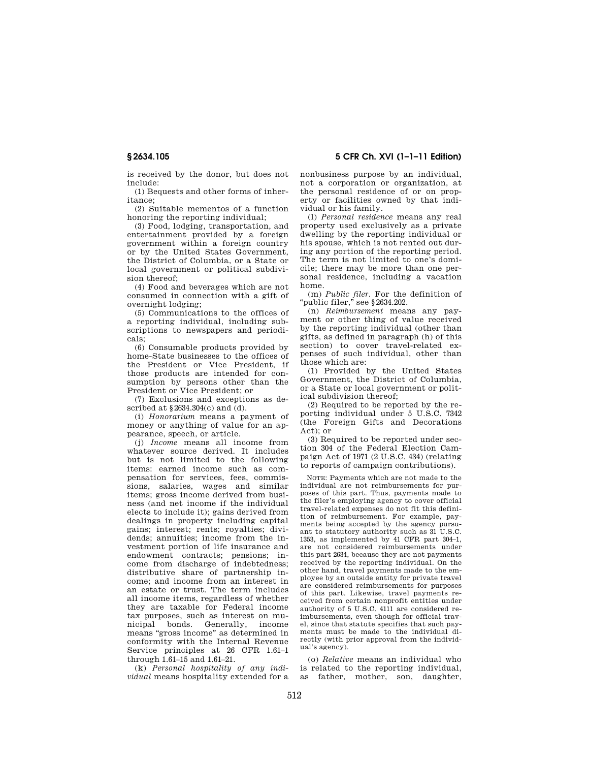is received by the donor, but does not include:

(1) Bequests and other forms of inheritance;

(2) Suitable mementos of a function honoring the reporting individual;

(3) Food, lodging, transportation, and entertainment provided by a foreign government within a foreign country or by the United States Government, the District of Columbia, or a State or local government or political subdivision thereof;

(4) Food and beverages which are not consumed in connection with a gift of overnight lodging;

(5) Communications to the offices of a reporting individual, including subscriptions to newspapers and periodicals;

(6) Consumable products provided by home-State businesses to the offices of the President or Vice President, if those products are intended for consumption by persons other than the President or Vice President; or

(7) Exclusions and exceptions as described at §2634.304(c) and (d).

(i) *Honorarium* means a payment of money or anything of value for an appearance, speech, or article.

(j) *Income* means all income from whatever source derived. It includes but is not limited to the following items: earned income such as compensation for services, fees, commissions, salaries, wages and similar items; gross income derived from business (and net income if the individual elects to include it); gains derived from dealings in property including capital gains; interest; rents; royalties; dividends; annuities; income from the investment portion of life insurance and endowment contracts; pensions; income from discharge of indebtedness; distributive share of partnership income; and income from an interest in an estate or trust. The term includes all income items, regardless of whether they are taxable for Federal income tax purposes, such as interest on municipal bonds. Generally, income means "gross income" as determined in conformity with the Internal Revenue Service principles at 26 CFR 1.61–1 through 1.61–15 and 1.61–21.

(k) *Personal hospitality of any individual* means hospitality extended for a nonbusiness purpose by an individual, not a corporation or organization, at the personal residence of or on property or facilities owned by that individual or his family.

(l) *Personal residence* means any real property used exclusively as a private dwelling by the reporting individual or his spouse, which is not rented out during any portion of the reporting period. The term is not limited to one's domicile; there may be more than one personal residence, including a vacation home.

(m) *Public filer*. For the definition of "public filer," see §2634.202.

(n) *Reimbursement* means any payment or other thing of value received by the reporting individual (other than gifts, as defined in paragraph (h) of this section) to cover travel-related expenses of such individual, other than those which are:

(1) Provided by the United States Government, the District of Columbia, or a State or local government or political subdivision thereof;

(2) Required to be reported by the reporting individual under 5 U.S.C. 7342 (the Foreign Gifts and Decorations Act); or

(3) Required to be reported under section 304 of the Federal Election Campaign Act of 1971 (2 U.S.C. 434) (relating to reports of campaign contributions).

NOTE: Payments which are not made to the individual are not reimbursements for purposes of this part. Thus, payments made to the filer's employing agency to cover official travel-related expenses do not fit this definition of reimbursement. For example, payments being accepted by the agency pursuant to statutory authority such as 31 U.S.C. 1353, as implemented by 41 CFR part 304–1, are not considered reimbursements under this part 2634, because they are not payments received by the reporting individual. On the other hand, travel payments made to the employee by an outside entity for private travel are considered reimbursements for purposes of this part. Likewise, travel payments received from certain nonprofit entities under authority of 5 U.S.C. 4111 are considered reimbursements, even though for official travel, since that statute specifies that such payments must be made to the individual directly (with prior approval from the individual's agency).

(o) *Relative* means an individual who is related to the reporting individual, as father, mother, son, daughter,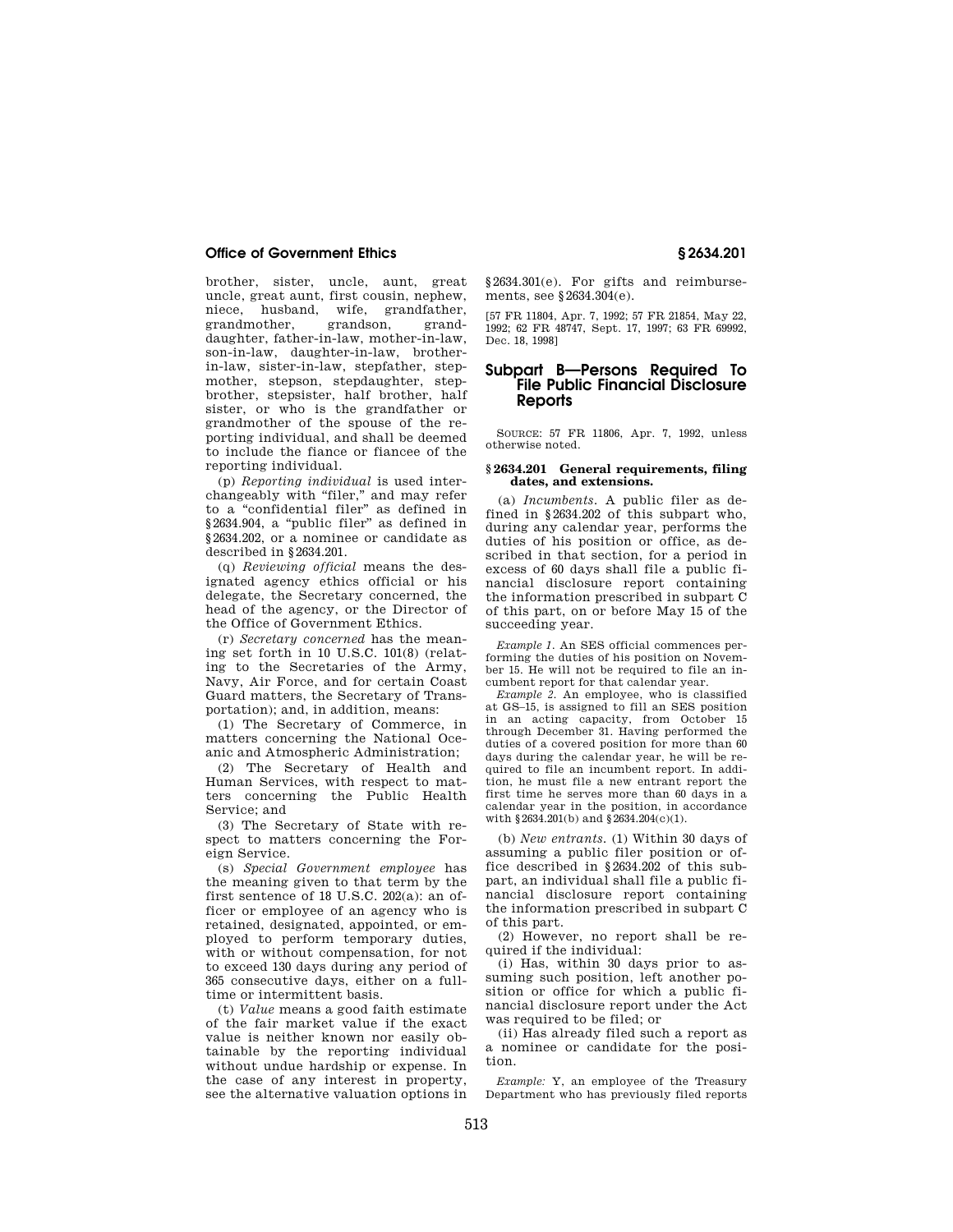brother, sister, uncle, aunt, great uncle, great aunt, first cousin, nephew, niece, husband, wife, grandfather, grandmother, grandson, granddaughter, father-in-law, mother-in-law, son-in-law, daughter-in-law, brother-in-law, sister-in-law, stepfather, stepmother, stepson, stepdaughter, stepbrother, stepsister, half brother, half sister, or who is the grandfather or grandmother of the spouse of the reporting individual, and shall be deemed to include the fiance or fiancee of the reporting individual.

(p) *Reporting individual* is used interchangeably with "filer," and may refer to a "confidential filer" as defined in §2634.904, a "public filer" as defined in §2634.202, or a nominee or candidate as described in §2634.201.

(q) *Reviewing official* means the designated agency ethics official or his delegate, the Secretary concerned, the head of the agency, or the Director of the Office of Government Ethics.

(r) *Secretary concerned* has the meaning set forth in 10 U.S.C. 101(8) (relating to the Secretaries of the Army, Navy, Air Force, and for certain Coast Guard matters, the Secretary of Transportation); and, in addition, means:

(1) The Secretary of Commerce, in matters concerning the National Oceanic and Atmospheric Administration;

(2) The Secretary of Health and Human Services, with respect to matters concerning the Public Health Service; and

(3) The Secretary of State with respect to matters concerning the Foreign Service.

(s) *Special Government employee* has the meaning given to that term by the first sentence of 18 U.S.C. 202(a): an officer or employee of an agency who is retained, designated, appointed, or employed to perform temporary duties, with or without compensation, for not to exceed 130 days during any period of 365 consecutive days, either on a full-time or intermittent basis.

(t) *Value* means a good faith estimate of the fair market value if the exact value is neither known nor easily obtainable by the reporting individual without undue hardship or expense. In the case of any interest in property, see the alternative valuation options in §2634.301(e). For gifts and reimbursements, see §2634.304(e).

[57 FR 11804, Apr. 7, 1992; 57 FR 21854, May 22, 1992; 62 FR 48747, Sept. 17, 1997; 63 FR 69992, Dec. 18, 1998]

## Subpart B—Persons Required To File Public Financial Disclosure Reports

SOURCE: 57 FR 11806, Apr. 7, 1992, unless otherwise noted.

### §2634.201 General requirements, filing dates, and extensions.

(a) *Incumbents.* A public filer as defined in §2634.202 of this subpart who, during any calendar year, performs the duties of his position or office, as described in that section, for a period in excess of 60 days shall file a public financial disclosure report containing the information prescribed in subpart C of this part, on or before May 15 of the succeeding year.

*Example 1.* An SES official commences performing the duties of his position on November 15. He will not be required to file an incumbent report for that calendar year.

*Example 2.* An employee, who is classified at GS–15, is assigned to fill an SES position in an acting capacity, from October 15 through December 31. Having performed the duties of a covered position for more than 60 days during the calendar year, he will be required to file an incumbent report. In addition, he must file a new entrant report the first time he serves more than 60 days in a calendar year in the position, in accordance with §2634.201(b) and §2634.204(c)(1).

(b) *New entrants.* (1) Within 30 days of assuming a public filer position or office described in §2634.202 of this subpart, an individual shall file a public financial disclosure report containing the information prescribed in subpart C of this part.

(2) However, no report shall be required if the individual:

(i) Has, within 30 days prior to assuming such position, left another position or office for which a public financial disclosure report under the Act was required to be filed; or

(ii) Has already filed such a report as a nominee or candidate for the position.

*Example:* Y, an employee of the Treasury Department who has previously filed reports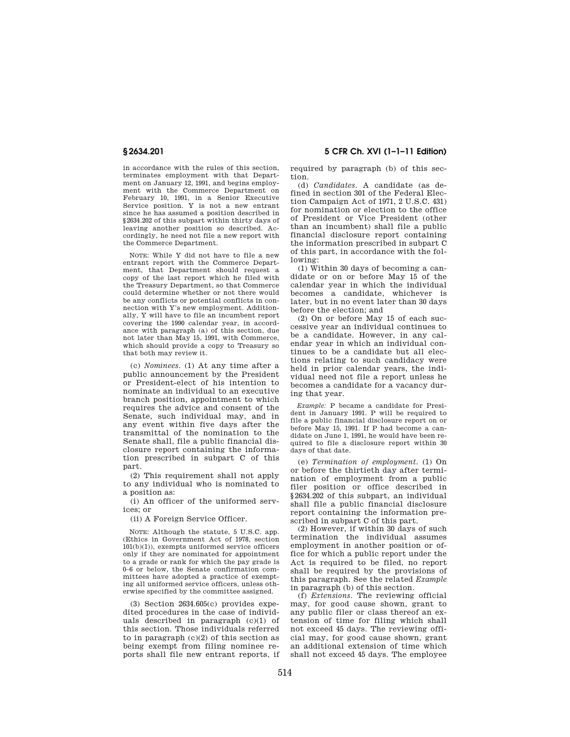in accordance with the rules of this section, terminates employment with that Department on January 12, 1991, and begins employment with the Commerce Department on February 10, 1991, in a Senior Executive Service position. Y is not a new entrant since he has assumed a position described in §2634.202 of this subpart within thirty days of leaving another position so described. Accordingly, he need not file a new report with the Commerce Department.

NOTE: While Y did not have to file a new entrant report with the Commerce Department, that Department should request a copy of the last report which he filed with the Treasury Department, so that Commerce could determine whether or not there would be any conflicts or potential conflicts in connection with Y's new employment. Additionally, Y will have to file an incumbent report covering the 1990 calendar year, in accordance with paragraph (a) of this section, due not later than May 15, 1991, with Commerce, which should provide a copy to Treasury so that both may review it.

(c) *Nominees.* (1) At any time after a public announcement by the President or President-elect of his intention to nominate an individual to an executive branch position, appointment to which requires the advice and consent of the Senate, such individual may, and in any event within five days after the transmittal of the nomination to the Senate shall, file a public financial disclosure report containing the information prescribed in subpart C of this part.

(2) This requirement shall not apply to any individual who is nominated to a position as:

(i) An officer of the uniformed services; or

(ii) A Foreign Service Officer.

NOTE: Although the statute, 5 U.S.C. app. (Ethics in Government Act of 1978, section 101(b)(1)), exempts uniformed service officers only if they are nominated for appointment to a grade or rank for which the pay grade is 0–6 or below, the Senate confirmation committees have adopted a practice of exempting all uniformed service officers, unless otherwise specified by the committee assigned.

(3) Section 2634.605(c) provides expedited procedures in the case of individuals described in paragraph (c)(1) of this section. Those individuals referred to in paragraph (c)(2) of this section as being exempt from filing nominee reports shall file new entrant reports, if required by paragraph (b) of this section.

(d) *Candidates.* A candidate (as defined in section 301 of the Federal Election Campaign Act of 1971, 2 U.S.C. 431) for nomination or election to the office of President or Vice President (other than an incumbent) shall file a public financial disclosure report containing the information prescribed in subpart C of this part, in accordance with the following:

(1) Within 30 days of becoming a candidate or on or before May 15 of the calendar year in which the individual becomes a candidate, whichever is later, but in no event later than 30 days before the election; and

(2) On or before May 15 of each successive year an individual continues to be a candidate. However, in any calendar year in which an individual continues to be a candidate but all elections relating to such candidacy were held in prior calendar years, the individual need not file a report unless he becomes a candidate for a vacancy during that year.

*Example:* P became a candidate for President in January 1991. P will be required to file a public financial disclosure report on or before May 15, 1991. If P had become a candidate on June 1, 1991, he would have been required to file a disclosure report within 30 days of that date.

(e) *Termination of employment.* (1) On or before the thirtieth day after termination of employment from a public filer position or office described in §2634.202 of this subpart, an individual shall file a public financial disclosure report containing the information prescribed in subpart C of this part.

(2) However, if within 30 days of such termination the individual assumes employment in another position or office for which a public report under the Act is required to be filed, no report shall be required by the provisions of this paragraph. See the related *Example* in paragraph (b) of this section.

(f) *Extensions.* The reviewing official may, for good cause shown, grant to any public filer or class thereof an extension of time for filing which shall not exceed 45 days. The reviewing official may, for good cause shown, grant an additional extension of time which shall not exceed 45 days. The employee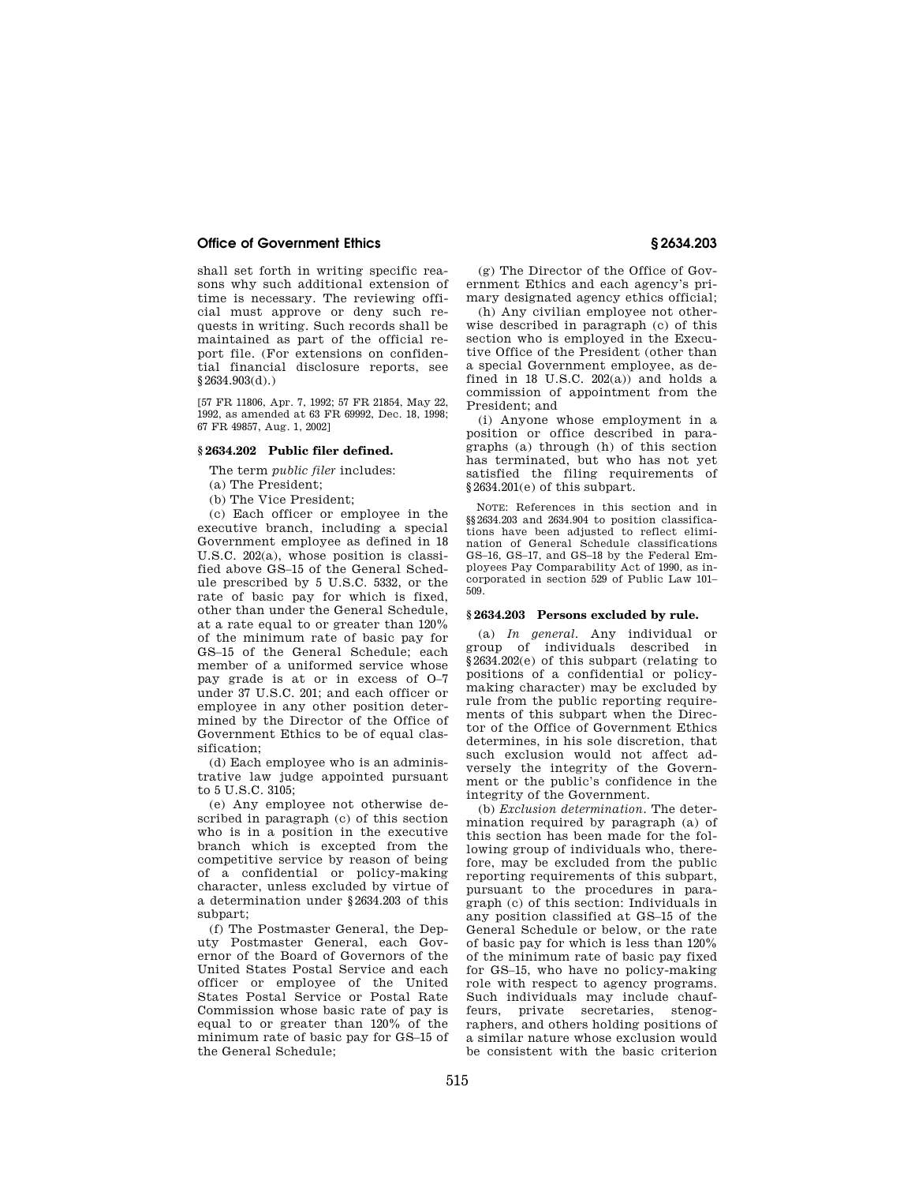shall set forth in writing specific reasons why such additional extension of time is necessary. The reviewing official must approve or deny such requests in writing. Such records shall be maintained as part of the official report file. (For extensions on confidential financial disclosure reports, see §2634.903(d).)

[57 FR 11806, Apr. 7, 1992; 57 FR 21854, May 22, 1992, as amended at 63 FR 69992, Dec. 18, 1998; 67 FR 49857, Aug. 1, 2002]

## §2634.202 Public filer defined.

The term *public filer* includes:

(a) The President;

(b) The Vice President;

(c) Each officer or employee in the executive branch, including a special Government employee as defined in 18 U.S.C. 202(a), whose position is classified above GS–15 of the General Schedule prescribed by 5 U.S.C. 5332, or the rate of basic pay for which is fixed, other than under the General Schedule, at a rate equal to or greater than 120% of the minimum rate of basic pay for GS–15 of the General Schedule; each member of a uniformed service whose pay grade is at or in excess of O–7 under 37 U.S.C. 201; and each officer or employee in any other position determined by the Director of the Office of Government Ethics to be of equal classification;

(d) Each employee who is an administrative law judge appointed pursuant to 5 U.S.C. 3105;

(e) Any employee not otherwise described in paragraph (c) of this section who is in a position in the executive branch which is excepted from the competitive service by reason of being of a confidential or policy-making character, unless excluded by virtue of a determination under §2634.203 of this subpart;

(f) The Postmaster General, the Deputy Postmaster General, each Governor of the Board of Governors of the United States Postal Service and each officer or employee of the United States Postal Service or Postal Rate Commission whose basic rate of pay is equal to or greater than 120% of the minimum rate of basic pay for GS–15 of the General Schedule;

(g) The Director of the Office of Government Ethics and each agency's primary designated agency ethics official;

(h) Any civilian employee not otherwise described in paragraph (c) of this section who is employed in the Executive Office of the President (other than a special Government employee, as defined in 18 U.S.C. 202(a)) and holds a commission of appointment from the President; and

(i) Anyone whose employment in a position or office described in paragraphs (a) through (h) of this section has terminated, but who has not yet satisfied the filing requirements of §2634.201(e) of this subpart.

NOTE: References in this section and in §§2634.203 and 2634.904 to position classifications have been adjusted to reflect elimination of General Schedule classifications GS–16, GS–17, and GS–18 by the Federal Employees Pay Comparability Act of 1990, as incorporated in section 529 of Public Law 101–509.

## §2634.203 Persons excluded by rule.

(a) *In general.* Any individual or group of individuals described in §2634.202(e) of this subpart (relating to positions of a confidential or policy-making character) may be excluded by rule from the public reporting requirements of this subpart when the Director of the Office of Government Ethics determines, in his sole discretion, that such exclusion would not affect adversely the integrity of the Government or the public's confidence in the integrity of the Government.

(b) *Exclusion determination.* The determination required by paragraph (a) of this section has been made for the following group of individuals who, therefore, may be excluded from the public reporting requirements of this subpart, pursuant to the procedures in paragraph (c) of this section: Individuals in any position classified at GS–15 of the General Schedule or below, or the rate of basic pay for which is less than 120% of the minimum rate of basic pay fixed for GS–15, who have no policy-making role with respect to agency programs. Such individuals may include chauffeurs, private secretaries, stenographers, and others holding positions of a similar nature whose exclusion would be consistent with the basic criterion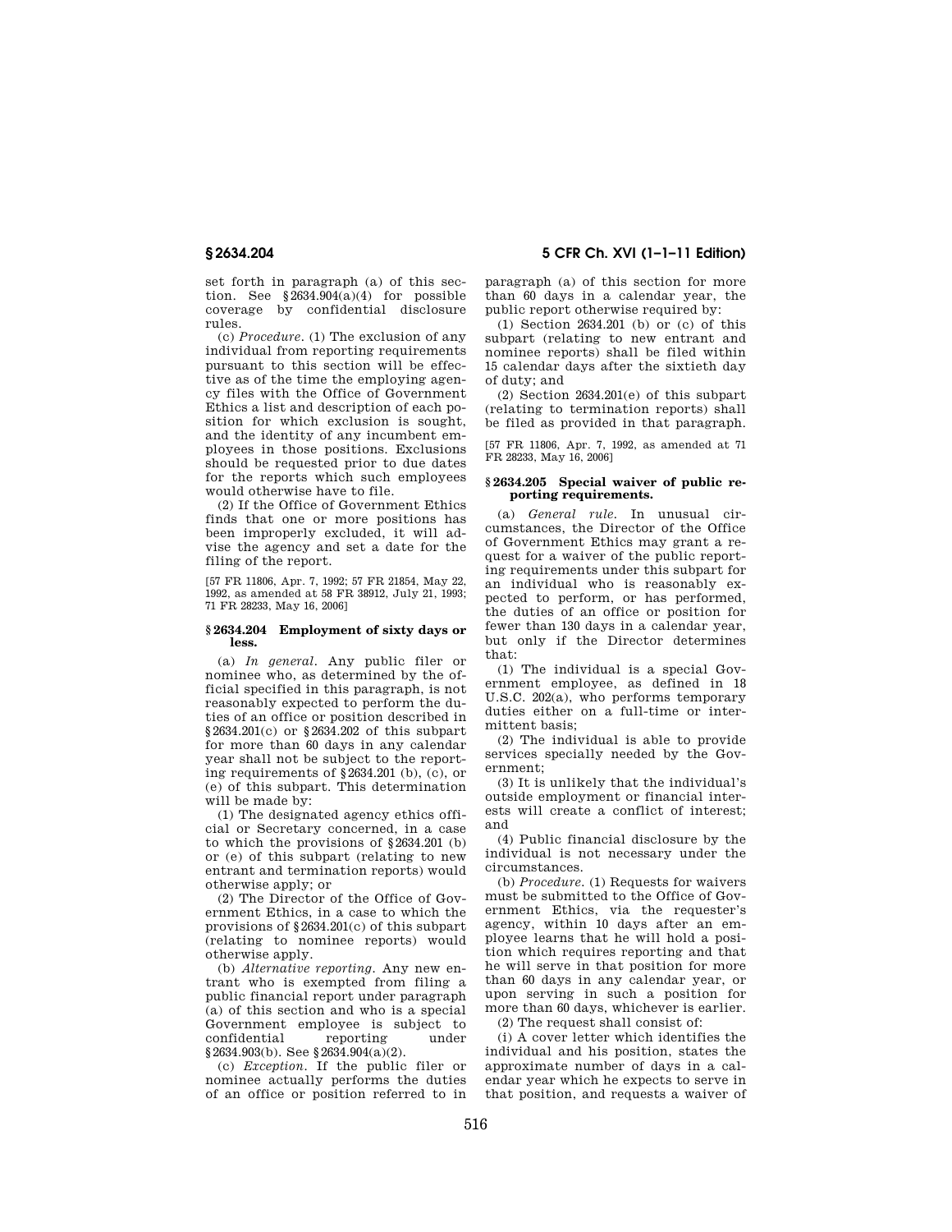set forth in paragraph (a) of this section. See §2634.904(a)(4) for possible coverage by confidential disclosure rules.

(c) *Procedure.* (1) The exclusion of any individual from reporting requirements pursuant to this section will be effective as of the time the employing agency files with the Office of Government Ethics a list and description of each position for which exclusion is sought, and the identity of any incumbent employees in those positions. Exclusions should be requested prior to due dates for the reports which such employees would otherwise have to file.

(2) If the Office of Government Ethics finds that one or more positions has been improperly excluded, it will advise the agency and set a date for the filing of the report.

[57 FR 11806, Apr. 7, 1992; 57 FR 21854, May 22, 1992, as amended at 58 FR 38912, July 21, 1993; 71 FR 28233, May 16, 2006]

### § 2634.204 Employment of sixty days or less.

(a) *In general.* Any public filer or nominee who, as determined by the official specified in this paragraph, is not reasonably expected to perform the duties of an office or position described in §2634.201(c) or §2634.202 of this subpart for more than 60 days in any calendar year shall not be subject to the reporting requirements of §2634.201 (b), (c), or (e) of this subpart. This determination will be made by:

(1) The designated agency ethics official or Secretary concerned, in a case to which the provisions of §2634.201 (b) or (e) of this subpart (relating to new entrant and termination reports) would otherwise apply; or

(2) The Director of the Office of Government Ethics, in a case to which the provisions of §2634.201(c) of this subpart (relating to nominee reports) would otherwise apply.

(b) *Alternative reporting.* Any new entrant who is exempted from filing a public financial report under paragraph (a) of this section and who is a special Government employee is subject to confidential reporting under §2634.903(b). See §2634.904(a)(2).

(c) *Exception.* If the public filer or nominee actually performs the duties of an office or position referred to in paragraph (a) of this section for more than 60 days in a calendar year, the public report otherwise required by:

(1) Section 2634.201 (b) or (c) of this subpart (relating to new entrant and nominee reports) shall be filed within 15 calendar days after the sixtieth day of duty; and

(2) Section 2634.201(e) of this subpart (relating to termination reports) shall be filed as provided in that paragraph.

[57 FR 11806, Apr. 7, 1992, as amended at 71 FR 28233, May 16, 2006]

### § 2634.205 Special waiver of public reporting requirements.

(a) *General rule.* In unusual circumstances, the Director of the Office of Government Ethics may grant a request for a waiver of the public reporting requirements under this subpart for an individual who is reasonably expected to perform, or has performed, the duties of an office or position for fewer than 130 days in a calendar year, but only if the Director determines that:

(1) The individual is a special Government employee, as defined in 18 U.S.C. 202(a), who performs temporary duties either on a full-time or intermittent basis;

(2) The individual is able to provide services specially needed by the Government;

(3) It is unlikely that the individual's outside employment or financial interests will create a conflict of interest; and

(4) Public financial disclosure by the individual is not necessary under the circumstances.

(b) *Procedure.* (1) Requests for waivers must be submitted to the Office of Government Ethics, via the requester's agency, within 10 days after an employee learns that he will hold a position which requires reporting and that he will serve in that position for more than 60 days in any calendar year, or upon serving in such a position for more than 60 days, whichever is earlier.

(2) The request shall consist of:

(i) A cover letter which identifies the individual and his position, states the approximate number of days in a calendar year which he expects to serve in that position, and requests a waiver of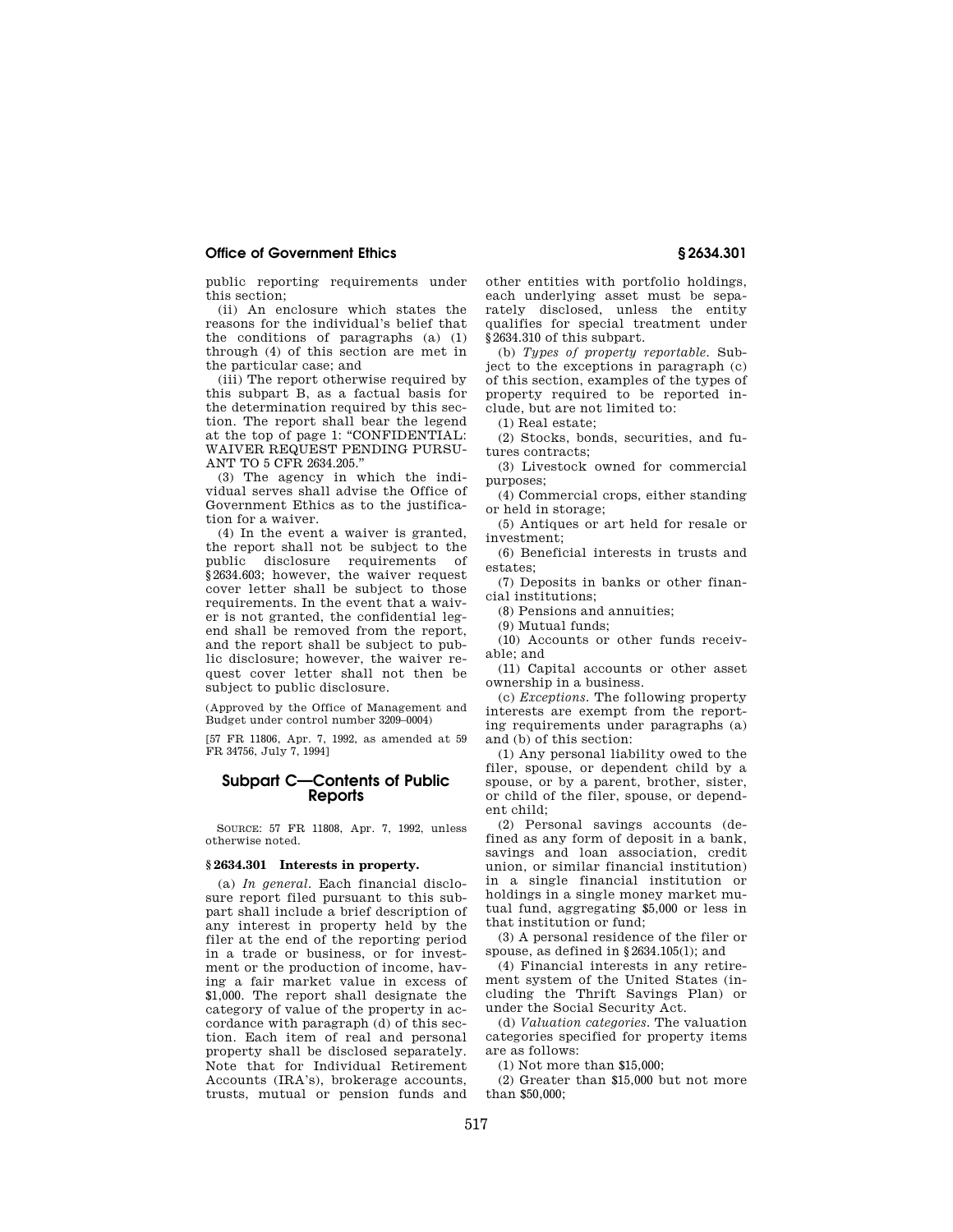public reporting requirements under this section;

(ii) An enclosure which states the reasons for the individual's belief that the conditions of paragraphs (a) (1) through (4) of this section are met in the particular case; and

(iii) The report otherwise required by this subpart B, as a factual basis for the determination required by this section. The report shall bear the legend at the top of page 1: "CONFIDENTIAL: WAIVER REQUEST PENDING PURSUANT TO 5 CFR 2634.205."

(3) The agency in which the individual serves shall advise the Office of Government Ethics as to the justification for a waiver.

(4) In the event a waiver is granted, the report shall not be subject to the public disclosure requirements of §2634.603; however, the waiver request cover letter shall be subject to those requirements. In the event that a waiver is not granted, the confidential legend shall be removed from the report, and the report shall be subject to public disclosure; however, the waiver request cover letter shall not then be subject to public disclosure.

(Approved by the Office of Management and Budget under control number 3209–0004)

[57 FR 11806, Apr. 7, 1992, as amended at 59 FR 34756, July 7, 1994]

## Subpart C—Contents of Public Reports

SOURCE: 57 FR 11808, Apr. 7, 1992, unless otherwise noted.

### §2634.301 Interests in property.

(a) *In general.* Each financial disclosure report filed pursuant to this subpart shall include a brief description of any interest in property held by the filer at the end of the reporting period in a trade or business, or for investment or the production of income, having a fair market value in excess of $1,000. The report shall designate the category of value of the property in accordance with paragraph (d) of this section. Each item of real and personal property shall be disclosed separately. Note that for Individual Retirement Accounts (IRA's), brokerage accounts, trusts, mutual or pension funds and other entities with portfolio holdings, each underlying asset must be separately disclosed, unless the entity qualifies for special treatment under §2634.310 of this subpart.

(b) *Types of property reportable.* Subject to the exceptions in paragraph (c) of this section, examples of the types of property required to be reported include, but are not limited to:

(1) Real estate;

(2) Stocks, bonds, securities, and futures contracts;

(3) Livestock owned for commercial purposes;

(4) Commercial crops, either standing or held in storage;

(5) Antiques or art held for resale or investment;

(6) Beneficial interests in trusts and estates;

(7) Deposits in banks or other financial institutions;

(8) Pensions and annuities;

(9) Mutual funds;

(10) Accounts or other funds receivable; and

(11) Capital accounts or other asset ownership in a business.

(c) *Exceptions.* The following property interests are exempt from the reporting requirements under paragraphs (a) and (b) of this section:

(1) Any personal liability owed to the filer, spouse, or dependent child by a spouse, or by a parent, brother, sister, or child of the filer, spouse, or dependent child;

(2) Personal savings accounts (defined as any form of deposit in a bank, savings and loan association, credit union, or similar financial institution) in a single financial institution or holdings in a single money market mutual fund, aggregating $5,000 or less in that institution or fund;

(3) A personal residence of the filer or spouse, as defined in §2634.105(l); and

(4) Financial interests in any retirement system of the United States (including the Thrift Savings Plan) or under the Social Security Act.

(d) *Valuation categories.* The valuation categories specified for property items are as follows:

(1) Not more than $15,000;

(2) Greater than $15,000 but not more than $50,000;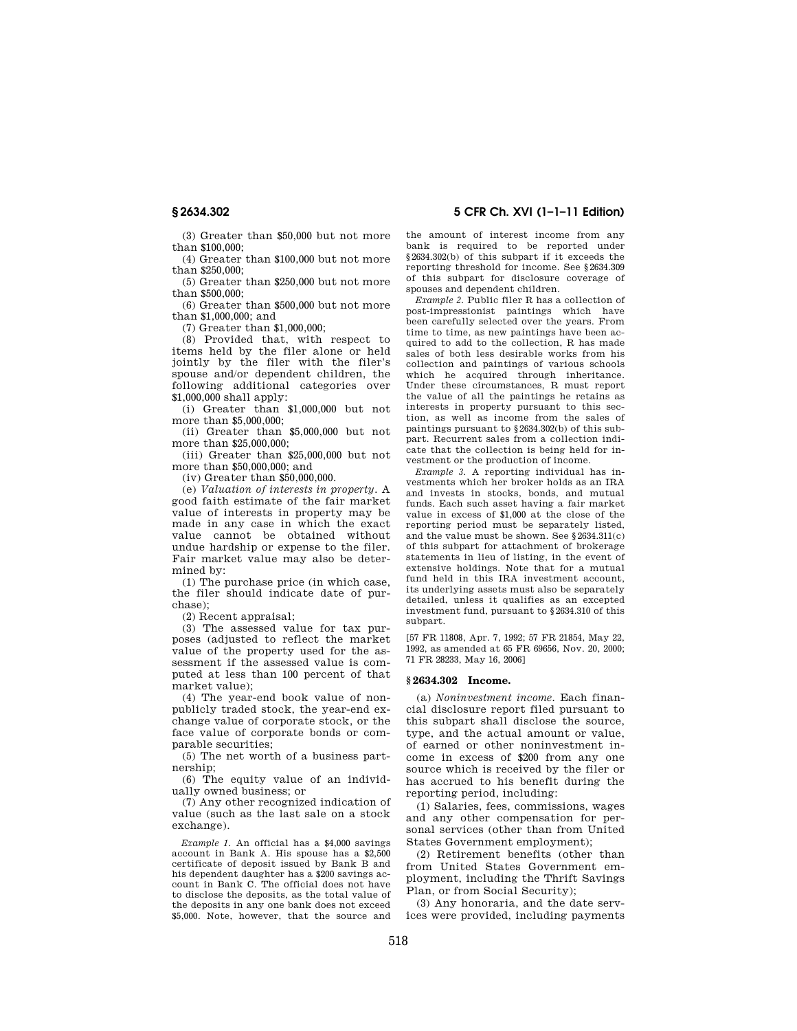(3) Greater than $50,000 but not more than $100,000;

(4) Greater than $100,000 but not more than $250,000;

(5) Greater than $250,000 but not more than $500,000;

(6) Greater than $500,000 but not more than $1,000,000; and

(7) Greater than $1,000,000;

(8) Provided that, with respect to items held by the filer alone or held jointly by the filer with the filer's spouse and/or dependent children, the following additional categories over $1,000,000 shall apply:

(i) Greater than $1,000,000 but not more than $5,000,000;

(ii) Greater than $5,000,000 but not more than $25,000,000;

(iii) Greater than $25,000,000 but not more than $50,000,000; and

(iv) Greater than $50,000,000.

(e) *Valuation of interests in property.* A good faith estimate of the fair market value of interests in property may be made in any case in which the exact value cannot be obtained without undue hardship or expense to the filer. Fair market value may also be determined by:

(1) The purchase price (in which case, the filer should indicate date of purchase);

(2) Recent appraisal;

(3) The assessed value for tax purposes (adjusted to reflect the market value of the property used for the assessment if the assessed value is computed at less than 100 percent of that market value);

(4) The year-end book value of nonpublicly traded stock, the year-end exchange value of corporate stock, or the face value of corporate bonds or comparable securities;

(5) The net worth of a business partnership;

(6) The equity value of an individually owned business; or

(7) Any other recognized indication of value (such as the last sale on a stock exchange).

*Example 1.* An official has a $4,000 savings account in Bank A. His spouse has a $2,500 certificate of deposit issued by Bank B and his dependent daughter has a $200 savings account in Bank C. The official does not have to disclose the deposits, as the total value of the deposits in any one bank does not exceed $5,000. Note, however, that the source and the amount of interest income from any bank is required to be reported under §2634.302(b) of this subpart if it exceeds the reporting threshold for income. See §2634.309 of this subpart for disclosure coverage of spouses and dependent children.

*Example 2.* Public filer R has a collection of post-impressionist paintings which have been carefully selected over the years. From time to time, as new paintings have been acquired to add to the collection, R has made sales of both less desirable works from his collection and paintings of various schools which he acquired through inheritance. Under these circumstances, R must report the value of all the paintings he retains as interests in property pursuant to this section, as well as income from the sales of paintings pursuant to §2634.302(b) of this subpart. Recurrent sales from a collection indicate that the collection is being held for investment or the production of income.

*Example 3.* A reporting individual has investments which her broker holds as an IRA and invests in stocks, bonds, and mutual funds. Each such asset having a fair market value in excess of $1,000 at the close of the reporting period must be separately listed, and the value must be shown. See §2634.311(c) of this subpart for attachment of brokerage statements in lieu of listing, in the event of extensive holdings. Note that for a mutual fund held in this IRA investment account, its underlying assets must also be separately detailed, unless it qualifies as an excepted investment fund, pursuant to §2634.310 of this subpart.

[57 FR 11808, Apr. 7, 1992; 57 FR 21854, May 22, 1992, as amended at 65 FR 69656, Nov. 20, 2000; 71 FR 28233, May 16, 2006]

## § 2634.302 Income.

(a) *Noninvestment income.* Each financial disclosure report filed pursuant to this subpart shall disclose the source, type, and the actual amount or value, of earned or other noninvestment income in excess of $200 from any one source which is received by the filer or has accrued to his benefit during the reporting period, including:

(1) Salaries, fees, commissions, wages and any other compensation for personal services (other than from United States Government employment);

(2) Retirement benefits (other than from United States Government employment, including the Thrift Savings Plan, or from Social Security);

(3) Any honoraria, and the date services were provided, including payments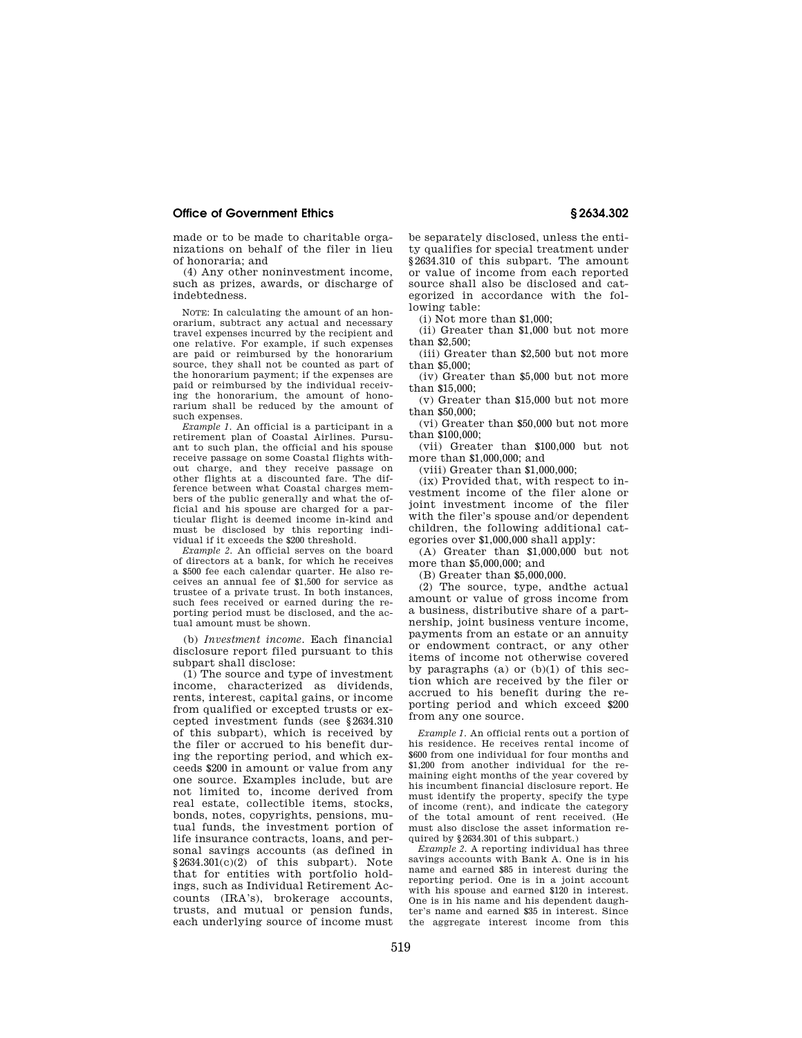made or to be made to charitable organizations on behalf of the filer in lieu of honoraria; and

(4) Any other noninvestment income, such as prizes, awards, or discharge of indebtedness.

NOTE: In calculating the amount of an honorarium, subtract any actual and necessary travel expenses incurred by the recipient and one relative. For example, if such expenses are paid or reimbursed by the honorarium source, they shall not be counted as part of the honorarium payment; if the expenses are paid or reimbursed by the individual receiving the honorarium, the amount of honorarium shall be reduced by the amount of such expenses.

*Example 1.* An official is a participant in a retirement plan of Coastal Airlines. Pursuant to such plan, the official and his spouse receive passage on some Coastal flights without charge, and they receive passage on other flights at a discounted fare. The difference between what Coastal charges members of the public generally and what the official and his spouse are charged for a particular flight is deemed income in-kind and must be disclosed by this reporting individual if it exceeds the $200 threshold.

*Example 2.* An official serves on the board of directors at a bank, for which he receives a $500 fee each calendar quarter. He also receives an annual fee of $1,500 for service as trustee of a private trust. In both instances, such fees received or earned during the reporting period must be disclosed, and the actual amount must be shown.

(b) *Investment income.* Each financial disclosure report filed pursuant to this subpart shall disclose:

(1) The source and type of investment income, characterized as dividends, rents, interest, capital gains, or income from qualified or excepted trusts or excepted investment funds (see §2634.310 of this subpart), which is received by the filer or accrued to his benefit during the reporting period, and which exceeds $200 in amount or value from any one source. Examples include, but are not limited to, income derived from real estate, collectible items, stocks, bonds, notes, copyrights, pensions, mutual funds, the investment portion of life insurance contracts, loans, and personal savings accounts (as defined in §2634.301(c)(2) of this subpart). Note that for entities with portfolio holdings, such as Individual Retirement Accounts (IRA's), brokerage accounts, trusts, and mutual or pension funds, each underlying source of income must be separately disclosed, unless the entity qualifies for special treatment under §2634.310 of this subpart. The amount or value of income from each reported source shall also be disclosed and categorized in accordance with the following table:

(i) Not more than $1,000;

(ii) Greater than $1,000 but not more than $2,500;

(iii) Greater than $2,500 but not more than $5,000;

(iv) Greater than $5,000 but not more than $15,000;

(v) Greater than $15,000 but not more than $50,000;

(vi) Greater than $50,000 but not more than $100,000;

(vii) Greater than $100,000 but not more than $1,000,000; and

(viii) Greater than $1,000,000;

(ix) Provided that, with respect to investment income of the filer alone or joint investment income of the filer with the filer's spouse and/or dependent children, the following additional categories over $1,000,000 shall apply:

(A) Greater than $1,000,000 but not more than $5,000,000; and

(B) Greater than $5,000,000.

(2) The source, type, andthe actual amount or value of gross income from a business, distributive share of a partnership, joint business venture income, payments from an estate or an annuity or endowment contract, or any other items of income not otherwise covered by paragraphs (a) or (b)(1) of this section which are received by the filer or accrued to his benefit during the reporting period and which exceed $200 from any one source.

*Example 1.* An official rents out a portion of his residence. He receives rental income of $600 from one individual for four months and $1,200 from another individual for the remaining eight months of the year covered by his incumbent financial disclosure report. He must identify the property, specify the type of income (rent), and indicate the category of the total amount of rent received. (He must also disclose the asset information required by §2634.301 of this subpart.)

*Example 2.* A reporting individual has three savings accounts with Bank A. One is in his name and earned $85 in interest during the reporting period. One is in a joint account with his spouse and earned $120 in interest. One is in his name and his dependent daughter's name and earned $35 in interest. Since the aggregate interest income from this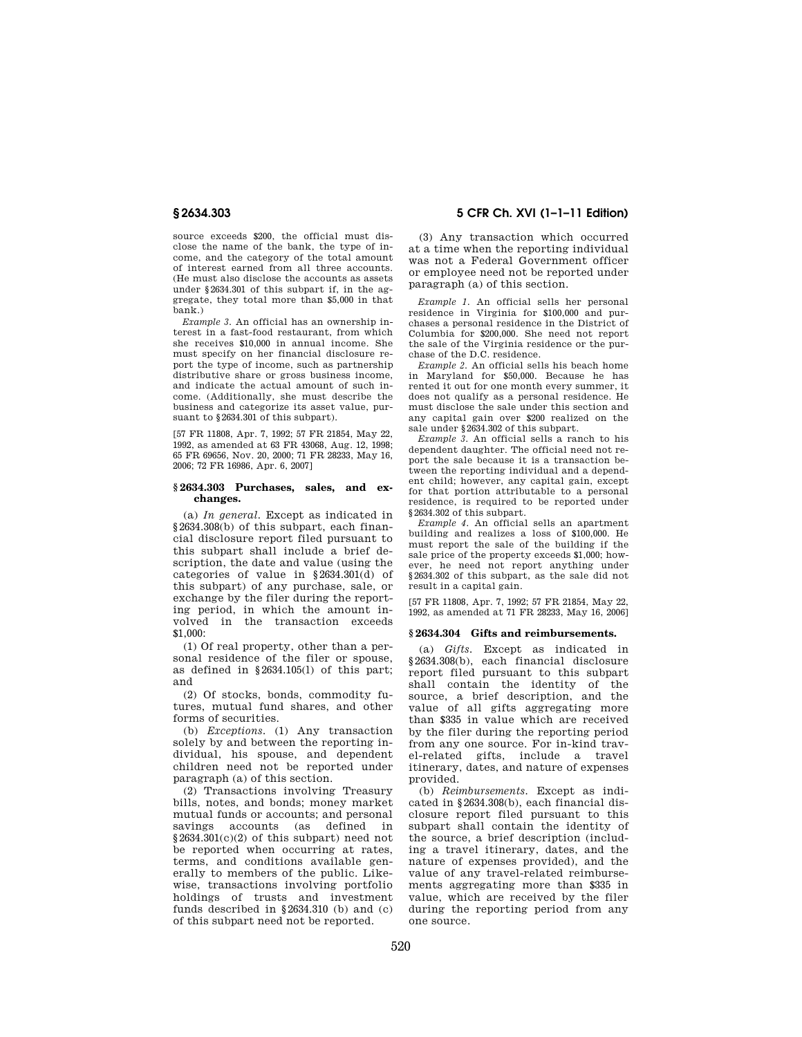source exceeds $200, the official must disclose the name of the bank, the type of income, and the category of the total amount of interest earned from all three accounts. (He must also disclose the accounts as assets under §2634.301 of this subpart if, in the aggregate, they total more than $5,000 in that bank.)

*Example 3.* An official has an ownership interest in a fast-food restaurant, from which she receives $10,000 in annual income. She must specify on her financial disclosure report the type of income, such as partnership distributive share or gross business income, and indicate the actual amount of such income. (Additionally, she must describe the business and categorize its asset value, pursuant to §2634.301 of this subpart).

[57 FR 11808, Apr. 7, 1992; 57 FR 21854, May 22, 1992, as amended at 63 FR 43068, Aug. 12, 1998; 65 FR 69656, Nov. 20, 2000; 71 FR 28233, May 16, 2006; 72 FR 16986, Apr. 6, 2007]

### § 2634.303 Purchases, sales, and exchanges.

(a) *In general.* Except as indicated in §2634.308(b) of this subpart, each financial disclosure report filed pursuant to this subpart shall include a brief description, the date and value (using the categories of value in §2634.301(d) of this subpart) of any purchase, sale, or exchange by the filer during the reporting period, in which the amount involved in the transaction exceeds $1,000:

(1) Of real property, other than a personal residence of the filer or spouse, as defined in §2634.105(l) of this part; and

(2) Of stocks, bonds, commodity futures, mutual fund shares, and other forms of securities.

(b) *Exceptions.* (1) Any transaction solely by and between the reporting individual, his spouse, and dependent children need not be reported under paragraph (a) of this section.

(2) Transactions involving Treasury bills, notes, and bonds; money market mutual funds or accounts; and personal savings accounts (as defined in §2634.301(c)(2) of this subpart) need not be reported when occurring at rates, terms, and conditions available generally to members of the public. Likewise, transactions involving portfolio holdings of trusts and investment funds described in §2634.310 (b) and (c) of this subpart need not be reported.

(3) Any transaction which occurred at a time when the reporting individual was not a Federal Government officer or employee need not be reported under paragraph (a) of this section.

*Example 1.* An official sells her personal residence in Virginia for $100,000 and purchases a personal residence in the District of Columbia for $200,000. She need not report the sale of the Virginia residence or the purchase of the D.C. residence.

*Example 2.* An official sells his beach home in Maryland for $50,000. Because he has rented it out for one month every summer, it does not qualify as a personal residence. He must disclose the sale under this section and any capital gain over $200 realized on the sale under §2634.302 of this subpart.

*Example 3.* An official sells a ranch to his dependent daughter. The official need not report the sale because it is a transaction between the reporting individual and a dependent child; however, any capital gain, except for that portion attributable to a personal residence, is required to be reported under §2634.302 of this subpart.

*Example 4.* An official sells an apartment building and realizes a loss of $100,000. He must report the sale of the building if the sale price of the property exceeds $1,000; however, he need not report anything under §2634.302 of this subpart, as the sale did not result in a capital gain.

[57 FR 11808, Apr. 7, 1992; 57 FR 21854, May 22, 1992, as amended at 71 FR 28233, May 16, 2006]

### § 2634.304 Gifts and reimbursements.

(a) *Gifts.* Except as indicated in §2634.308(b), each financial disclosure report filed pursuant to this subpart shall contain the identity of the source, a brief description, and the value of all gifts aggregating more than $335 in value which are received by the filer during the reporting period from any one source. For in-kind travel-related gifts, include a travel itinerary, dates, and nature of expenses provided.

(b) *Reimbursements.* Except as indicated in §2634.308(b), each financial disclosure report filed pursuant to this subpart shall contain the identity of the source, a brief description (including a travel itinerary, dates, and the nature of expenses provided), and the value of any travel-related reimbursements aggregating more than $335 in value, which are received by the filer during the reporting period from any one source.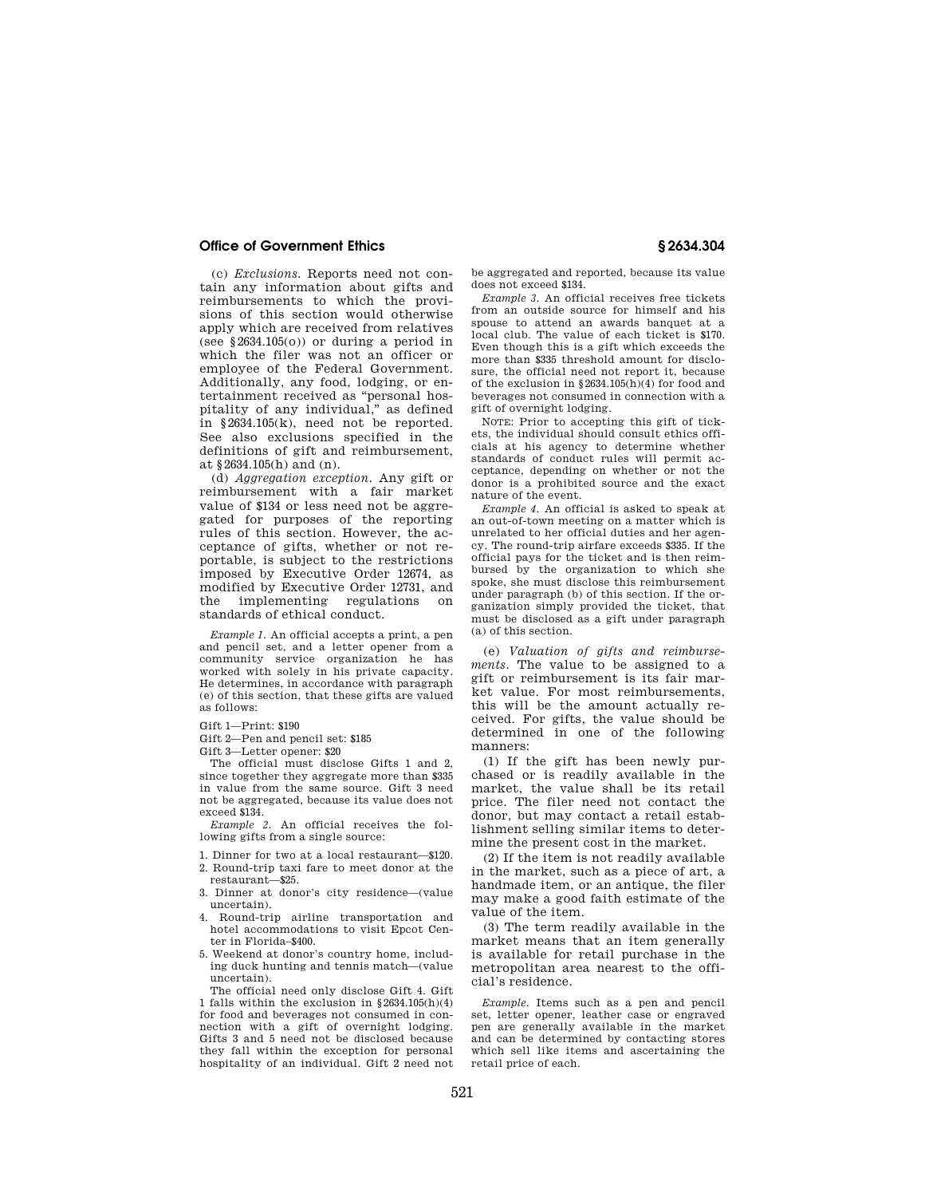(c) *Exclusions.* Reports need not contain any information about gifts and reimbursements to which the provisions of this section would otherwise apply which are received from relatives (see §2634.105(o)) or during a period in which the filer was not an officer or employee of the Federal Government. Additionally, any food, lodging, or entertainment received as "personal hospitality of any individual," as defined in §2634.105(k), need not be reported. See also exclusions specified in the definitions of gift and reimbursement, at §2634.105(h) and (n).

(d) *Aggregation exception.* Any gift or reimbursement with a fair market value of $134 or less need not be aggregated for purposes of the reporting rules of this section. However, the acceptance of gifts, whether or not reportable, is subject to the restrictions imposed by Executive Order 12674, as modified by Executive Order 12731, and the implementing regulations on standards of ethical conduct.

*Example 1.* An official accepts a print, a pen and pencil set, and a letter opener from a community service organization he has worked with solely in his private capacity. He determines, in accordance with paragraph (e) of this section, that these gifts are valued as follows:

Gift 1—Print: $190
Gift 2—Pen and pencil set: $185
Gift 3—Letter opener: $20

The official must disclose Gifts 1 and 2, since together they aggregate more than $335 in value from the same source. Gift 3 need not be aggregated, because its value does not exceed $134.

*Example 2.* An official receives the following gifts from a single source:

1. Dinner for two at a local restaurant—$120.
2. Round-trip taxi fare to meet donor at the restaurant—$25.
3. Dinner at donor's city residence—(value uncertain).
4. Round-trip airline transportation and hotel accommodations to visit Epcot Center in Florida–$400.
5. Weekend at donor's country home, including duck hunting and tennis match—(value uncertain).

The official need only disclose Gift 4. Gift 1 falls within the exclusion in §2634.105(h)(4) for food and beverages not consumed in connection with a gift of overnight lodging. Gifts 3 and 5 need not be disclosed because they fall within the exception for personal hospitality of an individual. Gift 2 need not be aggregated and reported, because its value does not exceed $134.

*Example 3.* An official receives free tickets from an outside source for himself and his spouse to attend an awards banquet at a local club. The value of each ticket is $170. Even though this is a gift which exceeds the more than $335 threshold amount for disclosure, the official need not report it, because of the exclusion in §2634.105(h)(4) for food and beverages not consumed in connection with a gift of overnight lodging.

NOTE: Prior to accepting this gift of tickets, the individual should consult ethics officials at his agency to determine whether standards of conduct rules will permit acceptance, depending on whether or not the donor is a prohibited source and the exact nature of the event.

*Example 4.* An official is asked to speak at an out-of-town meeting on a matter which is unrelated to her official duties and her agency. The round-trip airfare exceeds $335. If the official pays for the ticket and is then reimbursed by the organization to which she spoke, she must disclose this reimbursement under paragraph (b) of this section. If the organization simply provided the ticket, that must be disclosed as a gift under paragraph (a) of this section.

(e) *Valuation of gifts and reimbursements.* The value to be assigned to a gift or reimbursement is its fair market value. For most reimbursements, this will be the amount actually received. For gifts, the value should be determined in one of the following manners:

(1) If the gift has been newly purchased or is readily available in the market, the value shall be its retail price. The filer need not contact the donor, but may contact a retail establishment selling similar items to determine the present cost in the market.

(2) If the item is not readily available in the market, such as a piece of art, a handmade item, or an antique, the filer may make a good faith estimate of the value of the item.

(3) The term readily available in the market means that an item generally is available for retail purchase in the metropolitan area nearest to the official's residence.

*Example.* Items such as a pen and pencil set, letter opener, leather case or engraved pen are generally available in the market and can be determined by contacting stores which sell like items and ascertaining the retail price of each.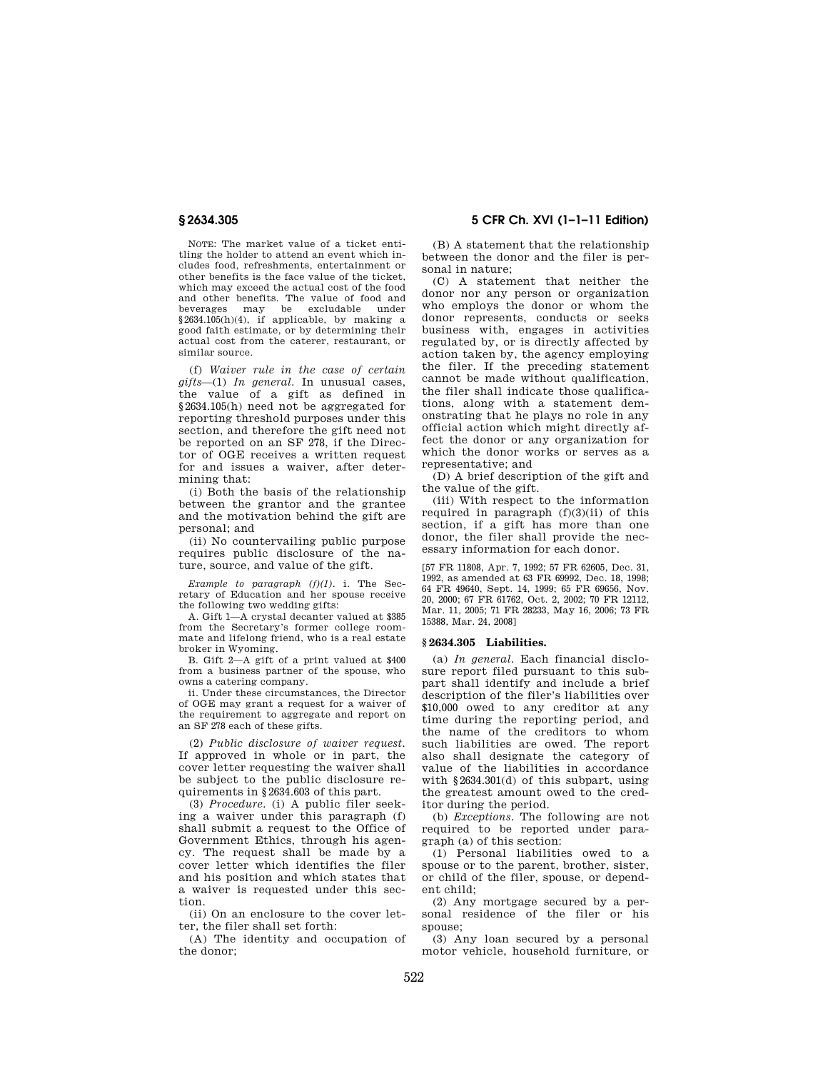NOTE: The market value of a ticket entitling the holder to attend an event which includes food, refreshments, entertainment or other benefits is the face value of the ticket, which may exceed the actual cost of the food and other benefits. The value of food and beverages may be excludable under §2634.105(h)(4), if applicable, by making a good faith estimate, or by determining their actual cost from the caterer, restaurant, or similar source.

(f) *Waiver rule in the case of certain gifts*—(1) *In general.* In unusual cases, the value of a gift as defined in §2634.105(h) need not be aggregated for reporting threshold purposes under this section, and therefore the gift need not be reported on an SF 278, if the Director of OGE receives a written request for and issues a waiver, after determining that:

(i) Both the basis of the relationship between the grantor and the grantee and the motivation behind the gift are personal; and

(ii) No countervailing public purpose requires public disclosure of the nature, source, and value of the gift.

*Example to paragraph (f)(1).* i. The Secretary of Education and her spouse receive the following two wedding gifts:

A. Gift 1—A crystal decanter valued at $385 from the Secretary's former college roommate and lifelong friend, who is a real estate broker in Wyoming.

B. Gift 2—A gift of a print valued at $400 from a business partner of the spouse, who owns a catering company.

ii. Under these circumstances, the Director of OGE may grant a request for a waiver of the requirement to aggregate and report on an SF 278 each of these gifts.

(2) *Public disclosure of waiver request.* If approved in whole or in part, the cover letter requesting the waiver shall be subject to the public disclosure requirements in §2634.603 of this part.

(3) *Procedure.* (i) A public filer seeking a waiver under this paragraph (f) shall submit a request to the Office of Government Ethics, through his agency. The request shall be made by a cover letter which identifies the filer and his position and which states that a waiver is requested under this section.

(ii) On an enclosure to the cover letter, the filer shall set forth:

(A) The identity and occupation of the donor;

(B) A statement that the relationship between the donor and the filer is personal in nature;

(C) A statement that neither the donor nor any person or organization who employs the donor or whom the donor represents, conducts or seeks business with, engages in activities regulated by, or is directly affected by action taken by, the agency employing the filer. If the preceding statement cannot be made without qualification, the filer shall indicate those qualifications, along with a statement demonstrating that he plays no role in any official action which might directly affect the donor or any organization for which the donor works or serves as a representative; and

(D) A brief description of the gift and the value of the gift.

(iii) With respect to the information required in paragraph (f)(3)(ii) of this section, if a gift has more than one donor, the filer shall provide the necessary information for each donor.

[57 FR 11808, Apr. 7, 1992; 57 FR 62605, Dec. 31, 1992, as amended at 63 FR 69992, Dec. 18, 1998; 64 FR 49640, Sept. 14, 1999; 65 FR 69656, Nov. 20, 2000; 67 FR 61762, Oct. 2, 2002; 70 FR 12112, Mar. 11, 2005; 71 FR 28233, May 16, 2006; 73 FR 15388, Mar. 24, 2008]

## §2634.305 Liabilities.

(a) *In general.* Each financial disclosure report filed pursuant to this subpart shall identify and include a brief description of the filer's liabilities over $10,000 owed to any creditor at any time during the reporting period, and the name of the creditors to whom such liabilities are owed. The report also shall designate the category of value of the liabilities in accordance with §2634.301(d) of this subpart, using the greatest amount owed to the creditor during the period.

(b) *Exceptions.* The following are not required to be reported under paragraph (a) of this section:

(1) Personal liabilities owed to a spouse or to the parent, brother, sister, or child of the filer, spouse, or dependent child;

(2) Any mortgage secured by a personal residence of the filer or his spouse;

(3) Any loan secured by a personal motor vehicle, household furniture, or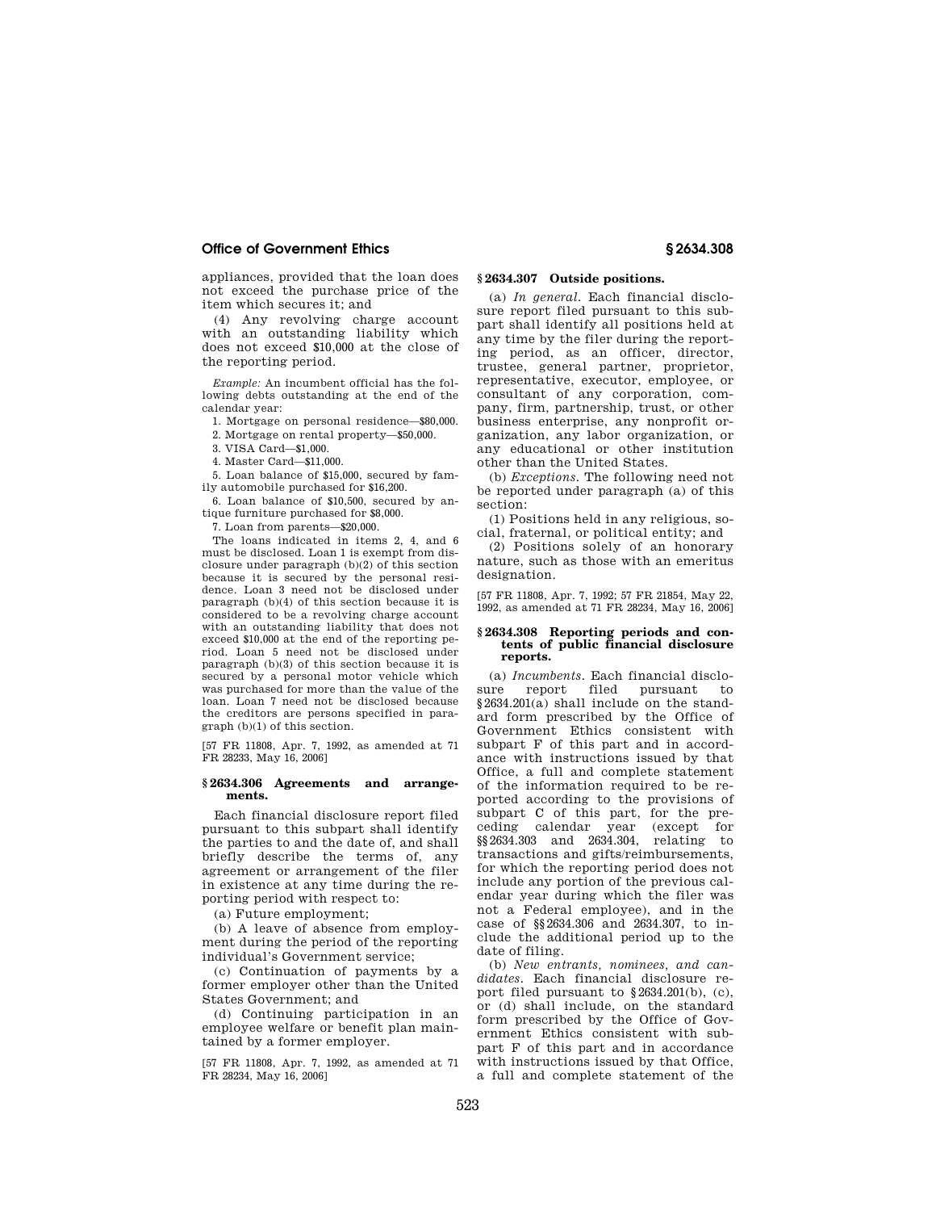appliances, provided that the loan does not exceed the purchase price of the item which secures it; and

(4) Any revolving charge account with an outstanding liability which does not exceed $10,000 at the close of the reporting period.

*Example:* An incumbent official has the following debts outstanding at the end of the calendar year:

1. Mortgage on personal residence—$80,000.
2. Mortgage on rental property—$50,000.
3. VISA Card—$1,000.
4. Master Card—$11,000.
5. Loan balance of $15,000, secured by family automobile purchased for $16,200.
6. Loan balance of $10,500, secured by antique furniture purchased for $8,000.
7. Loan from parents—$20,000.

The loans indicated in items 2, 4, and 6 must be disclosed. Loan 1 is exempt from disclosure under paragraph (b)(2) of this section because it is secured by the personal residence. Loan 3 need not be disclosed under paragraph (b)(4) of this section because it is considered to be a revolving charge account with an outstanding liability that does not exceed $10,000 at the end of the reporting period. Loan 5 need not be disclosed under paragraph (b)(3) of this section because it is secured by a personal motor vehicle which was purchased for more than the value of the loan. Loan 7 need not be disclosed because the creditors are persons specified in paragraph (b)(1) of this section.

[57 FR 11808, Apr. 7, 1992, as amended at 71 FR 28233, May 16, 2006]

### § 2634.306 Agreements and arrangements.

Each financial disclosure report filed pursuant to this subpart shall identify the parties to and the date of, and shall briefly describe the terms of, any agreement or arrangement of the filer in existence at any time during the reporting period with respect to:

(a) Future employment;

(b) A leave of absence from employment during the period of the reporting individual's Government service;

(c) Continuation of payments by a former employer other than the United States Government; and

(d) Continuing participation in an employee welfare or benefit plan maintained by a former employer.

[57 FR 11808, Apr. 7, 1992, as amended at 71 FR 28234, May 16, 2006]

### § 2634.307 Outside positions.

(a) *In general.* Each financial disclosure report filed pursuant to this subpart shall identify all positions held at any time by the filer during the reporting period, as an officer, director, trustee, general partner, proprietor, representative, executor, employee, or consultant of any corporation, company, firm, partnership, trust, or other business enterprise, any nonprofit organization, any labor organization, or any educational or other institution other than the United States.

(b) *Exceptions.* The following need not be reported under paragraph (a) of this section:

(1) Positions held in any religious, social, fraternal, or political entity; and

(2) Positions solely of an honorary nature, such as those with an emeritus designation.

[57 FR 11808, Apr. 7, 1992; 57 FR 21854, May 22, 1992, as amended at 71 FR 28234, May 16, 2006]

### § 2634.308 Reporting periods and contents of public financial disclosure reports.

(a) *Incumbents.* Each financial disclosure report filed pursuant to § 2634.201(a) shall include on the standard form prescribed by the Office of Government Ethics consistent with subpart F of this part and in accordance with instructions issued by that Office, a full and complete statement of the information required to be reported according to the provisions of subpart C of this part, for the preceding calendar year (except for §§ 2634.303 and 2634.304, relating to transactions and gifts/reimbursements, for which the reporting period does not include any portion of the previous calendar year during which the filer was not a Federal employee), and in the case of §§ 2634.306 and 2634.307, to include the additional period up to the date of filing.

(b) *New entrants, nominees, and candidates.* Each financial disclosure report filed pursuant to § 2634.201(b), (c), or (d) shall include, on the standard form prescribed by the Office of Government Ethics consistent with subpart F of this part and in accordance with instructions issued by that Office, a full and complete statement of the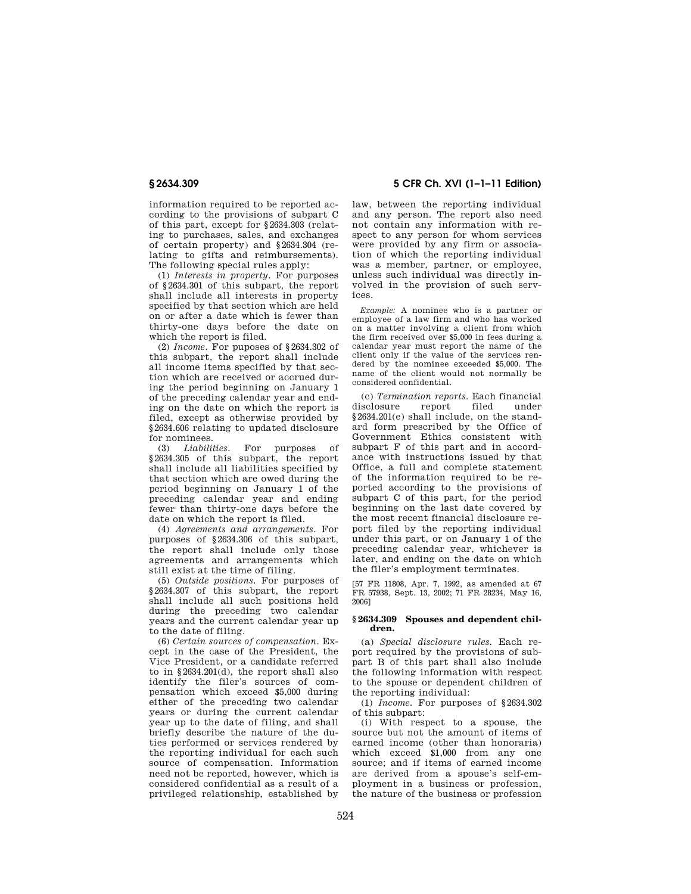information required to be reported according to the provisions of subpart C of this part, except for §2634.303 (relating to purchases, sales, and exchanges of certain property) and §2634.304 (relating to gifts and reimbursements). The following special rules apply:

(1) *Interests in property.* For purposes of §2634.301 of this subpart, the report shall include all interests in property specified by that section which are held on or after a date which is fewer than thirty-one days before the date on which the report is filed.

(2) *Income.* For puposes of §2634.302 of this subpart, the report shall include all income items specified by that section which are received or accrued during the period beginning on January 1 of the preceding calendar year and ending on the date on which the report is filed, except as otherwise provided by §2634.606 relating to updated disclosure for nominees.

(3) *Liabilities.* For purposes of §2634.305 of this subpart, the report shall include all liabilities specified by that section which are owed during the period beginning on January 1 of the preceding calendar year and ending fewer than thirty-one days before the date on which the report is filed.

(4) *Agreements and arrangements.* For purposes of §2634.306 of this subpart, the report shall include only those agreements and arrangements which still exist at the time of filing.

(5) *Outside positions.* For purposes of §2634.307 of this subpart, the report shall include all such positions held during the preceding two calendar years and the current calendar year up to the date of filing.

(6) *Certain sources of compensation.* Except in the case of the President, the Vice President, or a candidate referred to in §2634.201(d), the report shall also identify the filer's sources of compensation which exceed $5,000 during either of the preceding two calendar years or during the current calendar year up to the date of filing, and shall briefly describe the nature of the duties performed or services rendered by the reporting individual for each such source of compensation. Information need not be reported, however, which is considered confidential as a result of a privileged relationship, established by law, between the reporting individual and any person. The report also need not contain any information with respect to any person for whom services were provided by any firm or association of which the reporting individual was a member, partner, or employee, unless such individual was directly involved in the provision of such services.

*Example:* A nominee who is a partner or employee of a law firm and who has worked on a matter involving a client from which the firm received over $5,000 in fees during a calendar year must report the name of the client only if the value of the services rendered by the nominee exceeded $5,000. The name of the client would not normally be considered confidential.

(c) *Termination reports.* Each financial disclosure report filed under §2634.201(e) shall include, on the standard form prescribed by the Office of Government Ethics consistent with subpart F of this part and in accordance with instructions issued by that Office, a full and complete statement of the information required to be reported according to the provisions of subpart C of this part, for the period beginning on the last date covered by the most recent financial disclosure report filed by the reporting individual under this part, or on January 1 of the preceding calendar year, whichever is later, and ending on the date on which the filer's employment terminates.

[57 FR 11808, Apr. 7, 1992, as amended at 67 FR 57938, Sept. 13, 2002; 71 FR 28234, May 16, 2006]

## §2634.309 Spouses and dependent children.

(a) *Special disclosure rules.* Each report required by the provisions of subpart B of this part shall also include the following information with respect to the spouse or dependent children of the reporting individual:

(1) *Income.* For purposes of §2634.302 of this subpart:

(i) With respect to a spouse, the source but not the amount of items of earned income (other than honoraria) which exceed $1,000 from any one source; and if items of earned income are derived from a spouse's self-employment in a business or profession, the nature of the business or profession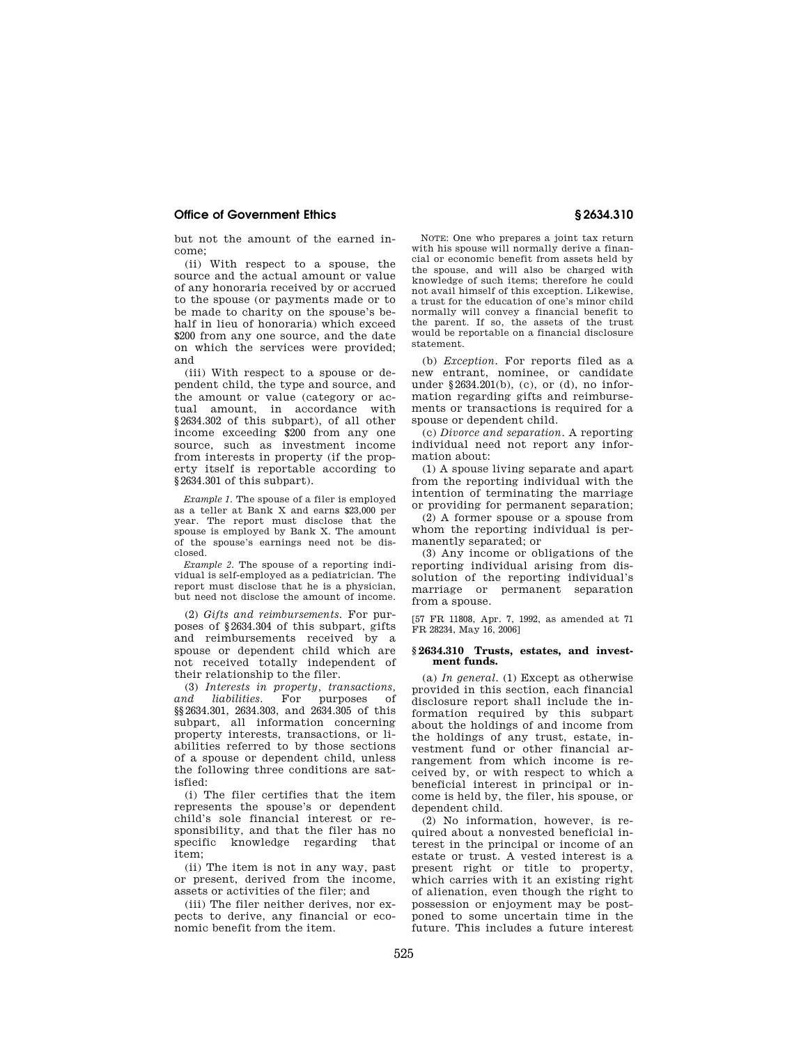but not the amount of the earned income;

(ii) With respect to a spouse, the source and the actual amount or value of any honoraria received by or accrued to the spouse (or payments made or to be made to charity on the spouse's behalf in lieu of honoraria) which exceed $200 from any one source, and the date on which the services were provided; and

(iii) With respect to a spouse or dependent child, the type and source, and the amount or value (category or actual amount, in accordance with §2634.302 of this subpart), of all other income exceeding $200 from any one source, such as investment income from interests in property (if the property itself is reportable according to §2634.301 of this subpart).

*Example 1.* The spouse of a filer is employed as a teller at Bank X and earns $23,000 per year. The report must disclose that the spouse is employed by Bank X. The amount of the spouse's earnings need not be disclosed.

*Example 2.* The spouse of a reporting individual is self-employed as a pediatrician. The report must disclose that he is a physician, but need not disclose the amount of income.

(2) *Gifts and reimbursements.* For purposes of §2634.304 of this subpart, gifts and reimbursements received by a spouse or dependent child which are not received totally independent of their relationship to the filer.

(3) *Interests in property, transactions, and liabilities.* For purposes of §§2634.301, 2634.303, and 2634.305 of this subpart, all information concerning property interests, transactions, or liabilities referred to by those sections of a spouse or dependent child, unless the following three conditions are satisfied:

(i) The filer certifies that the item represents the spouse's or dependent child's sole financial interest or responsibility, and that the filer has no specific knowledge regarding that item;

(ii) The item is not in any way, past or present, derived from the income, assets or activities of the filer; and

(iii) The filer neither derives, nor expects to derive, any financial or economic benefit from the item.

NOTE: One who prepares a joint tax return with his spouse will normally derive a financial or economic benefit from assets held by the spouse, and will also be charged with knowledge of such items; therefore he could not avail himself of this exception. Likewise, a trust for the education of one's minor child normally will convey a financial benefit to the parent. If so, the assets of the trust would be reportable on a financial disclosure statement.

(b) *Exception.* For reports filed as a new entrant, nominee, or candidate under §2634.201(b), (c), or (d), no information regarding gifts and reimbursements or transactions is required for a spouse or dependent child.

(c) *Divorce and separation.* A reporting individual need not report any information about:

(1) A spouse living separate and apart from the reporting individual with the intention of terminating the marriage or providing for permanent separation;

(2) A former spouse or a spouse from whom the reporting individual is permanently separated; or

(3) Any income or obligations of the reporting individual arising from dissolution of the reporting individual's marriage or permanent separation from a spouse.

[57 FR 11808, Apr. 7, 1992, as amended at 71 FR 28234, May 16, 2006]

## §2634.310 Trusts, estates, and investment funds.

(a) *In general.* (1) Except as otherwise provided in this section, each financial disclosure report shall include the information required by this subpart about the holdings of and income from the holdings of any trust, estate, investment fund or other financial arrangement from which income is received by, or with respect to which a beneficial interest in principal or income is held by, the filer, his spouse, or dependent child.

(2) No information, however, is required about a nonvested beneficial interest in the principal or income of an estate or trust. A vested interest is a present right or title to property, which carries with it an existing right of alienation, even though the right to possession or enjoyment may be postponed to some uncertain time in the future. This includes a future interest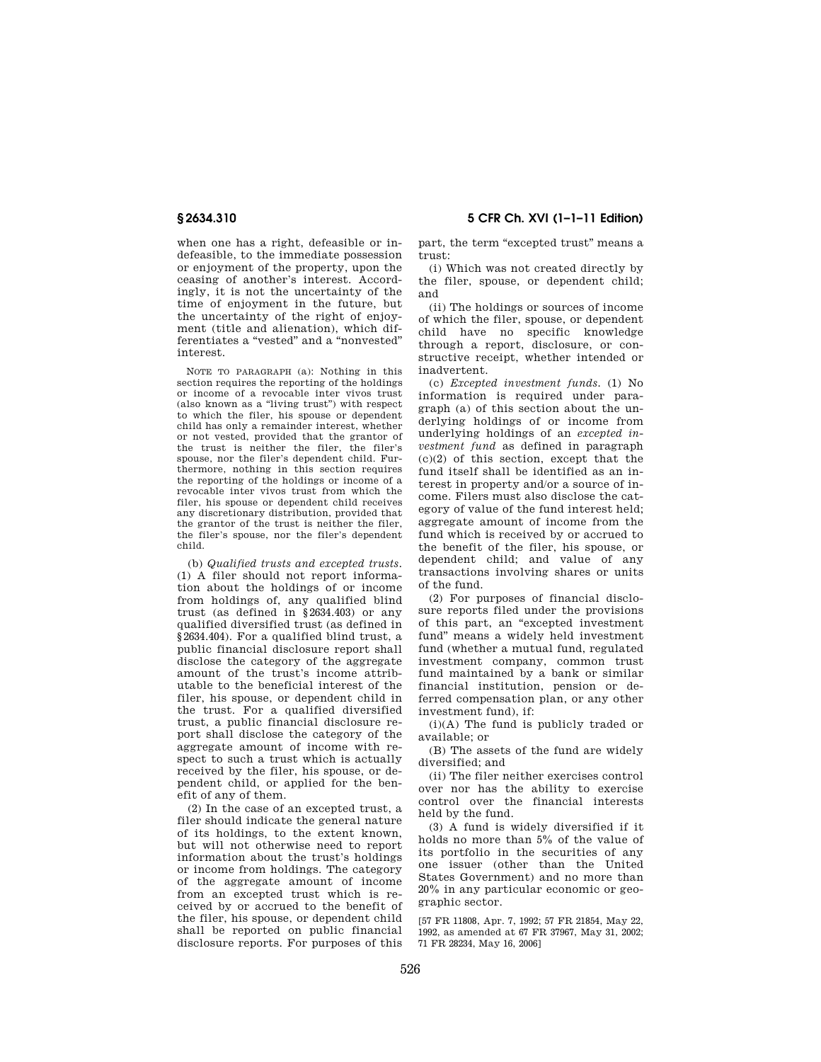when one has a right, defeasible or indefeasible, to the immediate possession or enjoyment of the property, upon the ceasing of another's interest. Accordingly, it is not the uncertainty of the time of enjoyment in the future, but the uncertainty of the right of enjoyment (title and alienation), which differentiates a "vested" and a "nonvested" interest.

NOTE TO PARAGRAPH (a): Nothing in this section requires the reporting of the holdings or income of a revocable inter vivos trust (also known as a "living trust") with respect to which the filer, his spouse or dependent child has only a remainder interest, whether or not vested, provided that the grantor of the trust is neither the filer, the filer's spouse, nor the filer's dependent child. Furthermore, nothing in this section requires the reporting of the holdings or income of a revocable inter vivos trust from which the filer, his spouse or dependent child receives any discretionary distribution, provided that the grantor of the trust is neither the filer, the filer's spouse, nor the filer's dependent child.

(b) *Qualified trusts and excepted trusts.* (1) A filer should not report information about the holdings of or income from holdings of, any qualified blind trust (as defined in §2634.403) or any qualified diversified trust (as defined in §2634.404). For a qualified blind trust, a public financial disclosure report shall disclose the category of the aggregate amount of the trust's income attributable to the beneficial interest of the filer, his spouse, or dependent child in the trust. For a qualified diversified trust, a public financial disclosure report shall disclose the category of the aggregate amount of income with respect to such a trust which is actually received by the filer, his spouse, or dependent child, or applied for the benefit of any of them.

(2) In the case of an excepted trust, a filer should indicate the general nature of its holdings, to the extent known, but will not otherwise need to report information about the trust's holdings or income from holdings. The category of the aggregate amount of income from an excepted trust which is received by or accrued to the benefit of the filer, his spouse, or dependent child shall be reported on public financial disclosure reports. For purposes of this part, the term "excepted trust" means a trust:

(i) Which was not created directly by the filer, spouse, or dependent child; and

(ii) The holdings or sources of income of which the filer, spouse, or dependent child have no specific knowledge through a report, disclosure, or constructive receipt, whether intended or inadvertent.

(c) *Excepted investment funds.* (1) No information is required under paragraph (a) of this section about the underlying holdings of or income from underlying holdings of an *excepted investment fund* as defined in paragraph (c)(2) of this section, except that the fund itself shall be identified as an interest in property and/or a source of income. Filers must also disclose the category of value of the fund interest held; aggregate amount of income from the fund which is received by or accrued to the benefit of the filer, his spouse, or dependent child; and value of any transactions involving shares or units of the fund.

(2) For purposes of financial disclosure reports filed under the provisions of this part, an "excepted investment fund" means a widely held investment fund (whether a mutual fund, regulated investment company, common trust fund maintained by a bank or similar financial institution, pension or deferred compensation plan, or any other investment fund), if:

(i)(A) The fund is publicly traded or available; or

(B) The assets of the fund are widely diversified; and

(ii) The filer neither exercises control over nor has the ability to exercise control over the financial interests held by the fund.

(3) A fund is widely diversified if it holds no more than 5% of the value of its portfolio in the securities of any one issuer (other than the United States Government) and no more than 20% in any particular economic or geographic sector.

[57 FR 11808, Apr. 7, 1992; 57 FR 21854, May 22, 1992, as amended at 67 FR 37967, May 31, 2002; 71 FR 28234, May 16, 2006]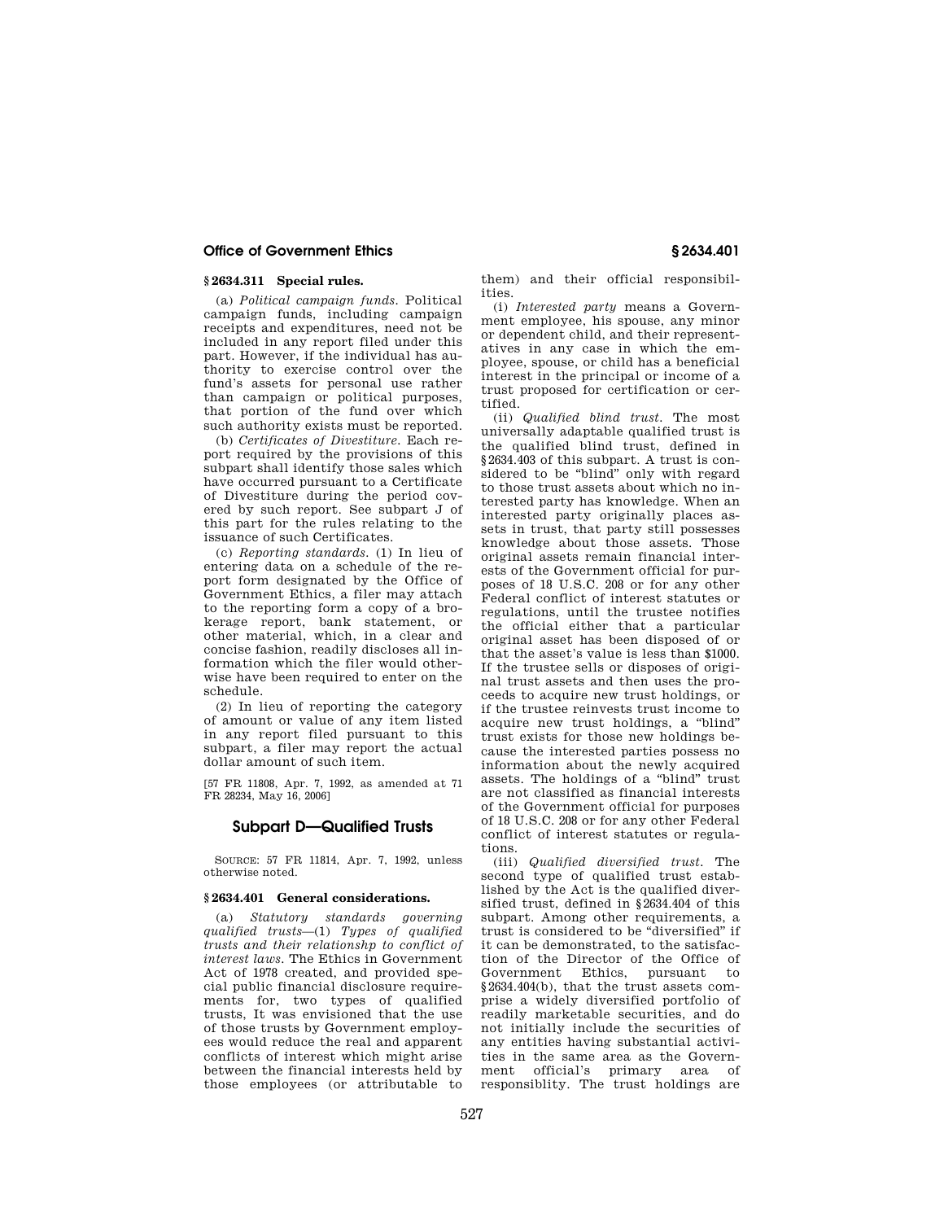### § 2634.311 Special rules.

(a) *Political campaign funds.* Political campaign funds, including campaign receipts and expenditures, need not be included in any report filed under this part. However, if the individual has authority to exercise control over the fund's assets for personal use rather than campaign or political purposes, that portion of the fund over which such authority exists must be reported.

(b) *Certificates of Divestiture.* Each report required by the provisions of this subpart shall identify those sales which have occurred pursuant to a Certificate of Divestiture during the period covered by such report. See subpart J of this part for the rules relating to the issuance of such Certificates.

(c) *Reporting standards.* (1) In lieu of entering data on a schedule of the report form designated by the Office of Government Ethics, a filer may attach to the reporting form a copy of a brokerage report, bank statement, or other material, which, in a clear and concise fashion, readily discloses all information which the filer would otherwise have been required to enter on the schedule.

(2) In lieu of reporting the category of amount or value of any item listed in any report filed pursuant to this subpart, a filer may report the actual dollar amount of such item.

[57 FR 11808, Apr. 7, 1992, as amended at 71 FR 28234, May 16, 2006]

## Subpart D—Qualified Trusts

SOURCE: 57 FR 11814, Apr. 7, 1992, unless otherwise noted.

### § 2634.401 General considerations.

(a) *Statutory standards governing qualified trusts*—(1) *Types of qualified trusts and their relationshp to conflict of interest laws.* The Ethics in Government Act of 1978 created, and provided special public financial disclosure requirements for, two types of qualified trusts, It was envisioned that the use of those trusts by Government employees would reduce the real and apparent conflicts of interest which might arise between the financial interests held by those employees (or attributable to them) and their official responsibilities.

(i) *Interested party* means a Government employee, his spouse, any minor or dependent child, and their representatives in any case in which the employee, spouse, or child has a beneficial interest in the principal or income of a trust proposed for certification or certified.

(ii) *Qualified blind trust.* The most universally adaptable qualified trust is the qualified blind trust, defined in §2634.403 of this subpart. A trust is considered to be "blind" only with regard to those trust assets about which no interested party has knowledge. When an interested party originally places assets in trust, that party still possesses knowledge about those assets. Those original assets remain financial interests of the Government official for purposes of 18 U.S.C. 208 or for any other Federal conflict of interest statutes or regulations, until the trustee notifies the official either that a particular original asset has been disposed of or that the asset's value is less than $1000. If the trustee sells or disposes of original trust assets and then uses the proceeds to acquire new trust holdings, or if the trustee reinvests trust income to acquire new trust holdings, a "blind" trust exists for those new holdings because the interested parties possess no information about the newly acquired assets. The holdings of a "blind" trust are not classified as financial interests of the Government official for purposes of 18 U.S.C. 208 or for any other Federal conflict of interest statutes or regulations.

(iii) *Qualified diversified trust.* The second type of qualified trust established by the Act is the qualified diversified trust, defined in §2634.404 of this subpart. Among other requirements, a trust is considered to be "diversified" if it can be demonstrated, to the satisfaction of the Director of the Office of Government Ethics, pursuant to §2634.404(b), that the trust assets comprise a widely diversified portfolio of readily marketable securities, and do not initially include the securities of any entities having substantial activities in the same area as the Government official's primary area of responsiblity. The trust holdings are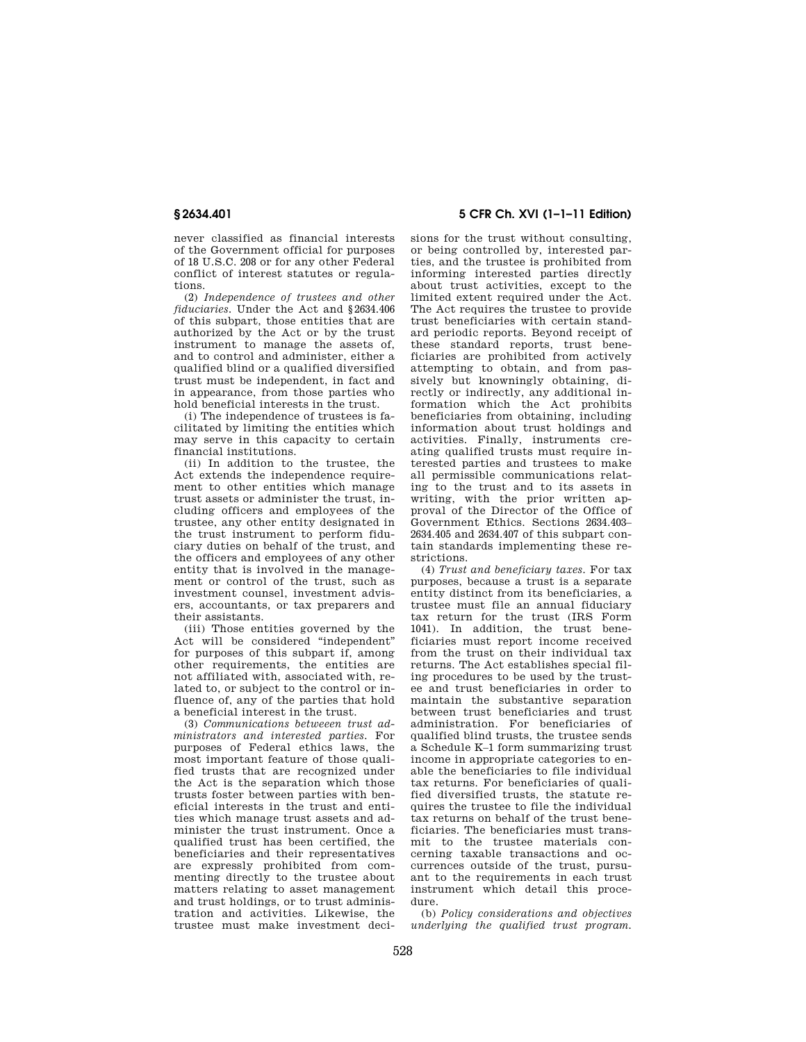never classified as financial interests of the Government official for purposes of 18 U.S.C. 208 or for any other Federal conflict of interest statutes or regulations.

(2) *Independence of trustees and other fiduciaries.* Under the Act and §2634.406 of this subpart, those entities that are authorized by the Act or by the trust instrument to manage the assets of, and to control and administer, either a qualified blind or a qualified diversified trust must be independent, in fact and in appearance, from those parties who hold beneficial interests in the trust.

(i) The independence of trustees is facilitated by limiting the entities which may serve in this capacity to certain financial institutions.

(ii) In addition to the trustee, the Act extends the independence requirement to other entities which manage trust assets or administer the trust, including officers and employees of the trustee, any other entity designated in the trust instrument to perform fiduciary duties on behalf of the trust, and the officers and employees of any other entity that is involved in the management or control of the trust, such as investment counsel, investment advisers, accountants, or tax preparers and their assistants.

(iii) Those entities governed by the Act will be considered "independent" for purposes of this subpart if, among other requirements, the entities are not affiliated with, associated with, related to, or subject to the control or influence of, any of the parties that hold a beneficial interest in the trust.

(3) *Communications betweeen trust administrators and interested parties.* For purposes of Federal ethics laws, the most important feature of those qualified trusts that are recognized under the Act is the separation which those trusts foster between parties with beneficial interests in the trust and entities which manage trust assets and administer the trust instrument. Once a qualified trust has been certified, the beneficiaries and their representatives are expressly prohibited from commenting directly to the trustee about matters relating to asset management and trust holdings, or to trust administration and activities. Likewise, the trustee must make investment decisions for the trust without consulting, or being controlled by, interested parties, and the trustee is prohibited from informing interested parties directly about trust activities, except to the limited extent required under the Act. The Act requires the trustee to provide trust beneficiaries with certain standard periodic reports. Beyond receipt of these standard reports, trust beneficiaries are prohibited from actively attempting to obtain, and from passively but knowingly obtaining, directly or indirectly, any additional information which the Act prohibits beneficiaries from obtaining, including information about trust holdings and activities. Finally, instruments creating qualified trusts must require interested parties and trustees to make all permissible communications relating to the trust and to its assets in writing, with the prior written approval of the Director of the Office of Government Ethics. Sections 2634.403–2634.405 and 2634.407 of this subpart contain standards implementing these restrictions.

(4) *Trust and beneficiary taxes.* For tax purposes, because a trust is a separate entity distinct from its beneficiaries, a trustee must file an annual fiduciary tax return for the trust (IRS Form 1041). In addition, the trust beneficiaries must report income received from the trust on their individual tax returns. The Act establishes special filing procedures to be used by the trustee and trust beneficiaries in order to maintain the substantive separation between trust beneficiaries and trust administration. For beneficiaries of qualified blind trusts, the trustee sends a Schedule K–1 form summarizing trust income in appropriate categories to enable the beneficiaries to file individual tax returns. For beneficiaries of qualified diversified trusts, the statute requires the trustee to file the individual tax returns on behalf of the trust beneficiaries. The beneficiaries must transmit to the trustee materials concerning taxable transactions and occurrences outside of the trust, pursuant to the requirements in each trust instrument which detail this procedure.

(b) *Policy considerations and objectives underlying the qualified trust program.*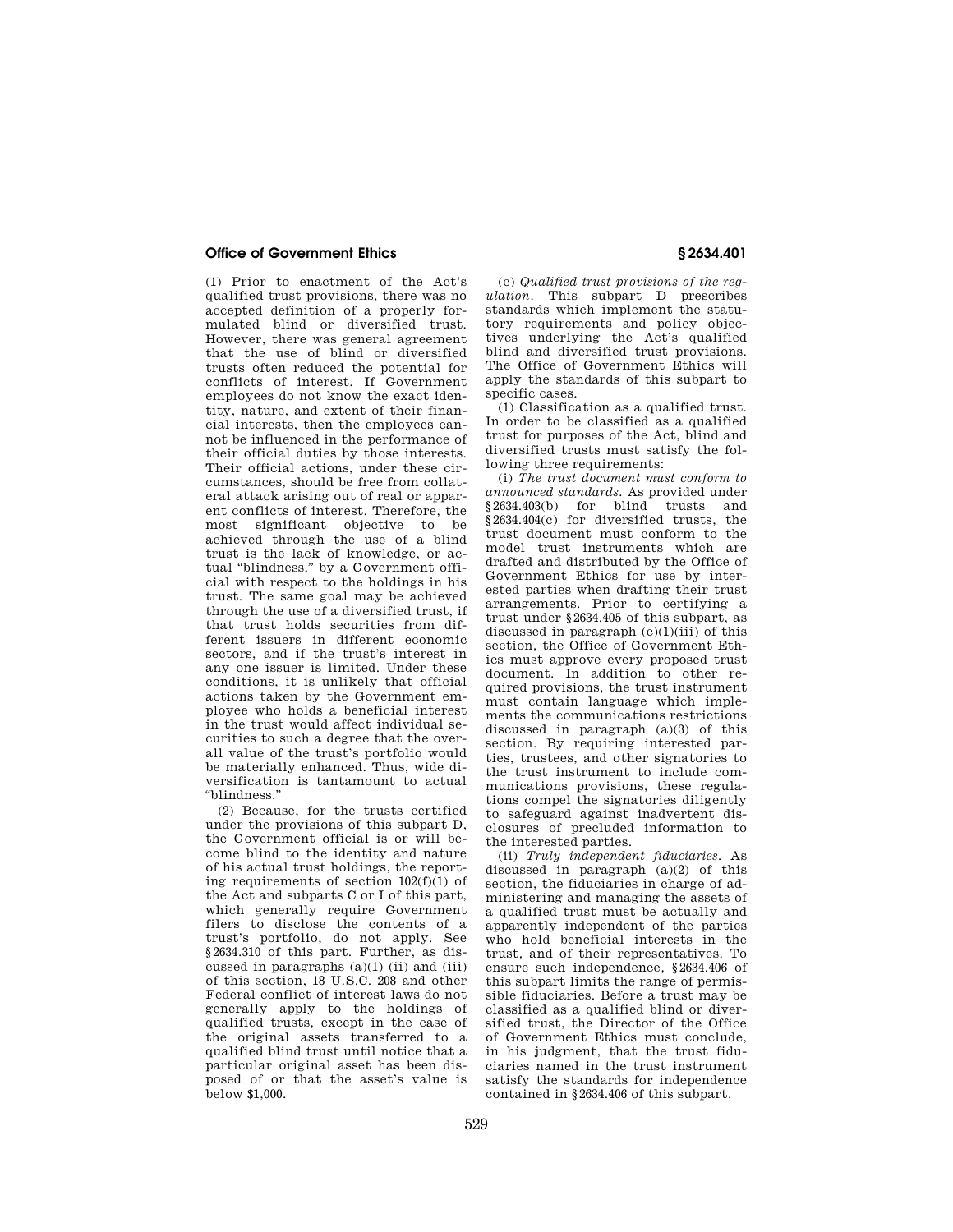(1) Prior to enactment of the Act's qualified trust provisions, there was no accepted definition of a properly formulated blind or diversified trust. However, there was general agreement that the use of blind or diversified trusts often reduced the potential for conflicts of interest. If Government employees do not know the exact identity, nature, and extent of their financial interests, then the employees cannot be influenced in the performance of their official duties by those interests. Their official actions, under these circumstances, should be free from collateral attack arising out of real or apparent conflicts of interest. Therefore, the most significant objective to be achieved through the use of a blind trust is the lack of knowledge, or actual "blindness," by a Government official with respect to the holdings in his trust. The same goal may be achieved through the use of a diversified trust, if that trust holds securities from different issuers in different economic sectors, and if the trust's interest in any one issuer is limited. Under these conditions, it is unlikely that official actions taken by the Government employee who holds a beneficial interest in the trust would affect individual securities to such a degree that the overall value of the trust's portfolio would be materially enhanced. Thus, wide diversification is tantamount to actual "blindness."

(2) Because, for the trusts certified under the provisions of this subpart D, the Government official is or will become blind to the identity and nature of his actual trust holdings, the reporting requirements of section 102(f)(1) of the Act and subparts C or I of this part, which generally require Government filers to disclose the contents of a trust's portfolio, do not apply. See §2634.310 of this part. Further, as discussed in paragraphs (a)(1) (ii) and (iii) of this section, 18 U.S.C. 208 and other Federal conflict of interest laws do not generally apply to the holdings of qualified trusts, except in the case of the original assets transferred to a qualified blind trust until notice that a particular original asset has been disposed of or that the asset's value is below $1,000.

(c) *Qualified trust provisions of the regulation.* This subpart D prescribes standards which implement the statutory requirements and policy objectives underlying the Act's qualified blind and diversified trust provisions. The Office of Government Ethics will apply the standards of this subpart to specific cases.

(1) Classification as a qualified trust. In order to be classified as a qualified trust for purposes of the Act, blind and diversified trusts must satisfy the following three requirements:

(i) *The trust document must conform to announced standards.* As provided under §2634.403(b) for blind trusts and §2634.404(c) for diversified trusts, the trust document must conform to the model trust instruments which are drafted and distributed by the Office of Government Ethics for use by interested parties when drafting their trust arrangements. Prior to certifying a trust under §2634.405 of this subpart, as discussed in paragraph (c)(1)(iii) of this section, the Office of Government Ethics must approve every proposed trust document. In addition to other required provisions, the trust instrument must contain language which implements the communications restrictions discussed in paragraph (a)(3) of this section. By requiring interested parties, trustees, and other signatories to the trust instrument to include communications provisions, these regulations compel the signatories diligently to safeguard against inadvertent disclosures of precluded information to the interested parties.

(ii) *Truly independent fiduciaries.* As discussed in paragraph (a)(2) of this section, the fiduciaries in charge of administering and managing the assets of a qualified trust must be actually and apparently independent of the parties who hold beneficial interests in the trust, and of their representatives. To ensure such independence, §2634.406 of this subpart limits the range of permissible fiduciaries. Before a trust may be classified as a qualified blind or diversified trust, the Director of the Office of Government Ethics must conclude, in his judgment, that the trust fiduciaries named in the trust instrument satisfy the standards for independence contained in §2634.406 of this subpart.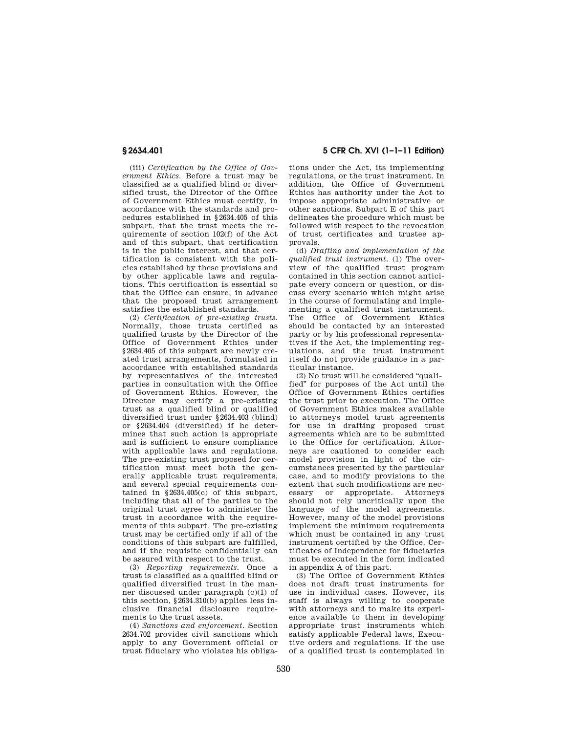(iii) *Certification by the Office of Government Ethics.* Before a trust may be classified as a qualified blind or diversified trust, the Director of the Office of Government Ethics must certify, in accordance with the standards and procedures established in §2634.405 of this subpart, that the trust meets the requirements of section 102(f) of the Act and of this subpart, that certification is in the public interest, and that certification is consistent with the policies established by these provisions and by other applicable laws and regulations. This certification is essential so that the Office can ensure, in advance that the proposed trust arrangement satisfies the established standards.

(2) *Certification of pre-existing trusts.* Normally, those trusts certified as qualified trusts by the Director of the Office of Government Ethics under §2634.405 of this subpart are newly created trust arrangements, formulated in accordance with established standards by representatives of the interested parties in consultation with the Office of Government Ethics. However, the Director may certify a pre-existing trust as a qualified blind or qualified diversified trust under §2634.403 (blind) or §2634.404 (diversified) if he determines that such action is appropriate and is sufficient to ensure compliance with applicable laws and regulations. The pre-existing trust proposed for certification must meet both the generally applicable trust requirements, and several special requirements contained in §2634.405(c) of this subpart, including that all of the parties to the original trust agree to administer the trust in accordance with the requirements of this subpart. The pre-existing trust may be certified only if all of the conditions of this subpart are fulfilled, and if the requisite confidentially can be assured with respect to the trust.

(3) *Reporting requirements.* Once a trust is classified as a qualified blind or qualified diversified trust in the manner discussed under paragraph (c)(1) of this section, §2634.310(b) applies less inclusive financial disclosure requirements to the trust assets.

(4) *Sanctions and enforcement.* Section 2634.702 provides civil sanctions which apply to any Government official or trust fiduciary who violates his obligations under the Act, its implementing regulations, or the trust instrument. In addition, the Office of Government Ethics has authority under the Act to impose appropriate administrative or other sanctions. Subpart E of this part delineates the procedure which must be followed with respect to the revocation of trust certificates and trustee approvals.

(d) *Drafting and implementation of the qualified trust instrument.* (1) The overview of the qualified trust program contained in this section cannot anticipate every concern or question, or discuss every scenario which might arise in the course of formulating and implementing a qualified trust instrument. The Office of Government Ethics should be contacted by an interested party or by his professional representatives if the Act, the implementing regulations, and the trust instrument itself do not provide guidance in a particular instance.

(2) No trust will be considered "qualified" for purposes of the Act until the Office of Government Ethics certifies the trust prior to execution. The Office of Government Ethics makes available to attorneys model trust agreements for use in drafting proposed trust agreements which are to be submitted to the Office for certification. Attorneys are cautioned to consider each model provision in light of the circumstances presented by the particular case, and to modify provisions to the extent that such modifications are necessary or appropriate. Attorneys should not rely uncritically upon the language of the model agreements. However, many of the model provisions implement the minimum requirements which must be contained in any trust instrument certified by the Office. Certificates of Independence for fiduciaries must be executed in the form indicated in appendix A of this part.

(3) The Office of Government Ethics does not draft trust instruments for use in individual cases. However, its staff is always willing to cooperate with attorneys and to make its experience available to them in developing appropriate trust instruments which satisfy applicable Federal laws, Executive orders and regulations. If the use of a qualified trust is contemplated in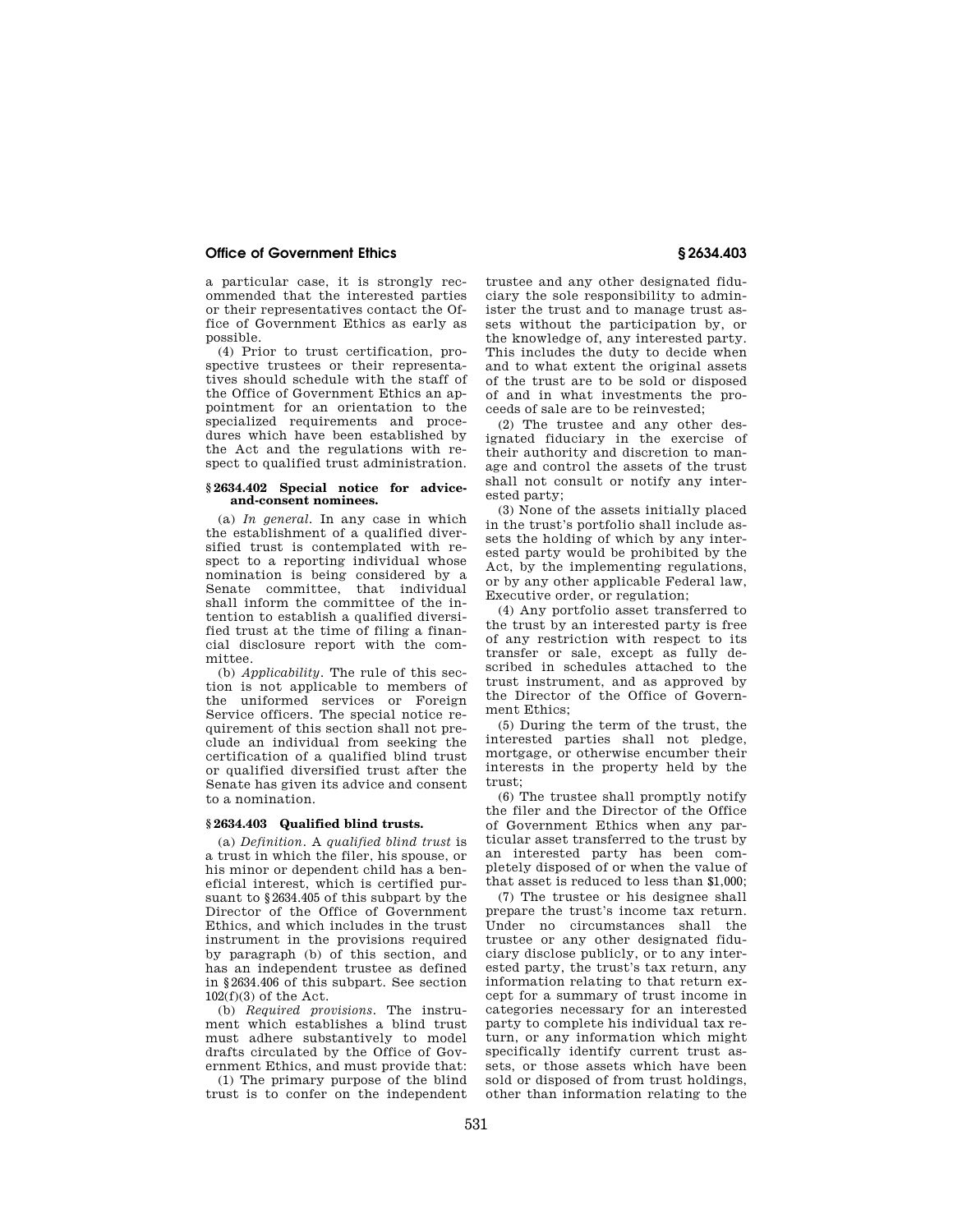a particular case, it is strongly recommended that the interested parties or their representatives contact the Office of Government Ethics as early as possible.

(4) Prior to trust certification, prospective trustees or their representatives should schedule with the staff of the Office of Government Ethics an appointment for an orientation to the specialized requirements and procedures which have been established by the Act and the regulations with respect to qualified trust administration.

### § 2634.402 Special notice for advice-and-consent nominees.

(a) *In general.* In any case in which the establishment of a qualified diversified trust is contemplated with respect to a reporting individual whose nomination is being considered by a Senate committee, that individual shall inform the committee of the intention to establish a qualified diversified trust at the time of filing a financial disclosure report with the committee.

(b) *Applicability.* The rule of this section is not applicable to members of the uniformed services or Foreign Service officers. The special notice requirement of this section shall not preclude an individual from seeking the certification of a qualified blind trust or qualified diversified trust after the Senate has given its advice and consent to a nomination.

### § 2634.403 Qualified blind trusts.

(a) *Definition.* A *qualified blind trust* is a trust in which the filer, his spouse, or his minor or dependent child has a beneficial interest, which is certified pursuant to § 2634.405 of this subpart by the Director of the Office of Government Ethics, and which includes in the trust instrument in the provisions required by paragraph (b) of this section, and has an independent trustee as defined in § 2634.406 of this subpart. See section 102(f)(3) of the Act.

(b) *Required provisions.* The instrument which establishes a blind trust must adhere substantively to model drafts circulated by the Office of Government Ethics, and must provide that:

(1) The primary purpose of the blind trust is to confer on the independent trustee and any other designated fiduciary the sole responsibility to administer the trust and to manage trust assets without the participation by, or the knowledge of, any interested party. This includes the duty to decide when and to what extent the original assets of the trust are to be sold or disposed of and in what investments the proceeds of sale are to be reinvested;

(2) The trustee and any other designated fiduciary in the exercise of their authority and discretion to manage and control the assets of the trust shall not consult or notify any interested party;

(3) None of the assets initially placed in the trust's portfolio shall include assets the holding of which by any interested party would be prohibited by the Act, by the implementing regulations, or by any other applicable Federal law, Executive order, or regulation;

(4) Any portfolio asset transferred to the trust by an interested party is free of any restriction with respect to its transfer or sale, except as fully described in schedules attached to the trust instrument, and as approved by the Director of the Office of Government Ethics;

(5) During the term of the trust, the interested parties shall not pledge, mortgage, or otherwise encumber their interests in the property held by the trust;

(6) The trustee shall promptly notify the filer and the Director of the Office of Government Ethics when any particular asset transferred to the trust by an interested party has been completely disposed of or when the value of that asset is reduced to less than $1,000;

(7) The trustee or his designee shall prepare the trust's income tax return. Under no circumstances shall the trustee or any other designated fiduciary disclose publicly, or to any interested party, the trust's tax return, any information relating to that return except for a summary of trust income in categories necessary for an interested party to complete his individual tax return, or any information which might specifically identify current trust assets, or those assets which have been sold or disposed of from trust holdings, other than information relating to the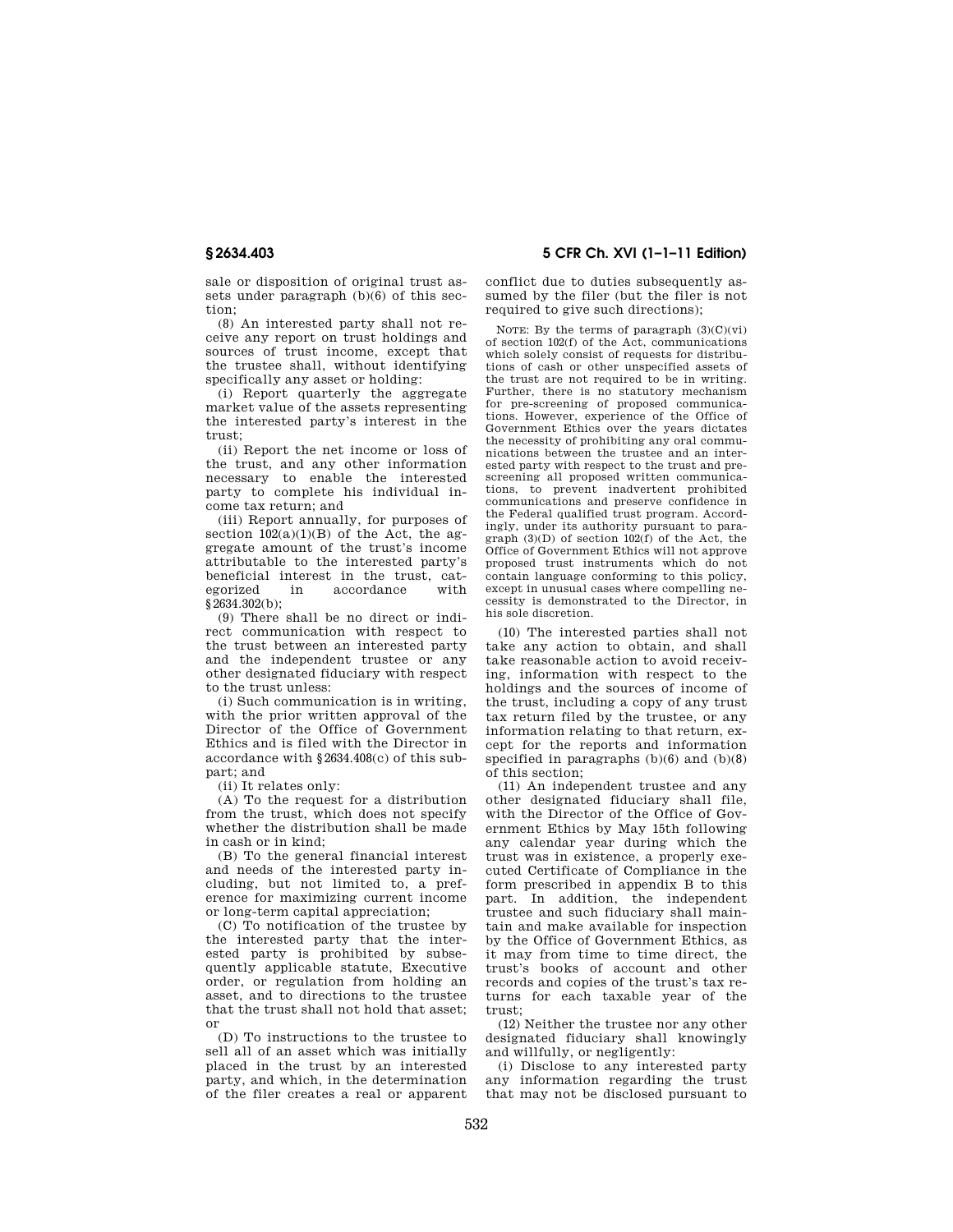sale or disposition of original trust assets under paragraph (b)(6) of this section;

(8) An interested party shall not receive any report on trust holdings and sources of trust income, except that the trustee shall, without identifying specifically any asset or holding:

(i) Report quarterly the aggregate market value of the assets representing the interested party's interest in the trust;

(ii) Report the net income or loss of the trust, and any other information necessary to enable the interested party to complete his individual income tax return; and

(iii) Report annually, for purposes of section 102(a)(1)(B) of the Act, the aggregate amount of the trust's income attributable to the interested party's beneficial interest in the trust, categorized in accordance with §2634.302(b);

(9) There shall be no direct or indirect communication with respect to the trust between an interested party and the independent trustee or any other designated fiduciary with respect to the trust unless:

(i) Such communication is in writing, with the prior written approval of the Director of the Office of Government Ethics and is filed with the Director in accordance with §2634.408(c) of this subpart; and

(ii) It relates only:

(A) To the request for a distribution from the trust, which does not specify whether the distribution shall be made in cash or in kind;

(B) To the general financial interest and needs of the interested party including, but not limited to, a preference for maximizing current income or long-term capital appreciation;

(C) To notification of the trustee by the interested party that the interested party is prohibited by subsequently applicable statute, Executive order, or regulation from holding an asset, and to directions to the trustee that the trust shall not hold that asset; or

(D) To instructions to the trustee to sell all of an asset which was initially placed in the trust by an interested party, and which, in the determination of the filer creates a real or apparent conflict due to duties subsequently assumed by the filer (but the filer is not required to give such directions);

NOTE: By the terms of paragraph (3)(C)(vi) of section 102(f) of the Act, communications which solely consist of requests for distributions of cash or other unspecified assets of the trust are not required to be in writing. Further, there is no statutory mechanism for pre-screening of proposed communications. However, experience of the Office of Government Ethics over the years dictates the necessity of prohibiting any oral communications between the trustee and an interested party with respect to the trust and prescreening all proposed written communications, to prevent inadvertent prohibited communications and preserve confidence in the Federal qualified trust program. Accordingly, under its authority pursuant to paragraph (3)(D) of section 102(f) of the Act, the Office of Government Ethics will not approve proposed trust instruments which do not contain language conforming to this policy, except in unusual cases where compelling necessity is demonstrated to the Director, in his sole discretion.

(10) The interested parties shall not take any action to obtain, and shall take reasonable action to avoid receiving, information with respect to the holdings and the sources of income of the trust, including a copy of any trust tax return filed by the trustee, or any information relating to that return, except for the reports and information specified in paragraphs (b)(6) and (b)(8) of this section;

(11) An independent trustee and any other designated fiduciary shall file, with the Director of the Office of Government Ethics by May 15th following any calendar year during which the trust was in existence, a properly executed Certificate of Compliance in the form prescribed in appendix B to this part. In addition, the independent trustee and such fiduciary shall maintain and make available for inspection by the Office of Government Ethics, as it may from time to time direct, the trust's books of account and other records and copies of the trust's tax returns for each taxable year of the trust;

(12) Neither the trustee nor any other designated fiduciary shall knowingly and willfully, or negligently:

(i) Disclose to any interested party any information regarding the trust that may not be disclosed pursuant to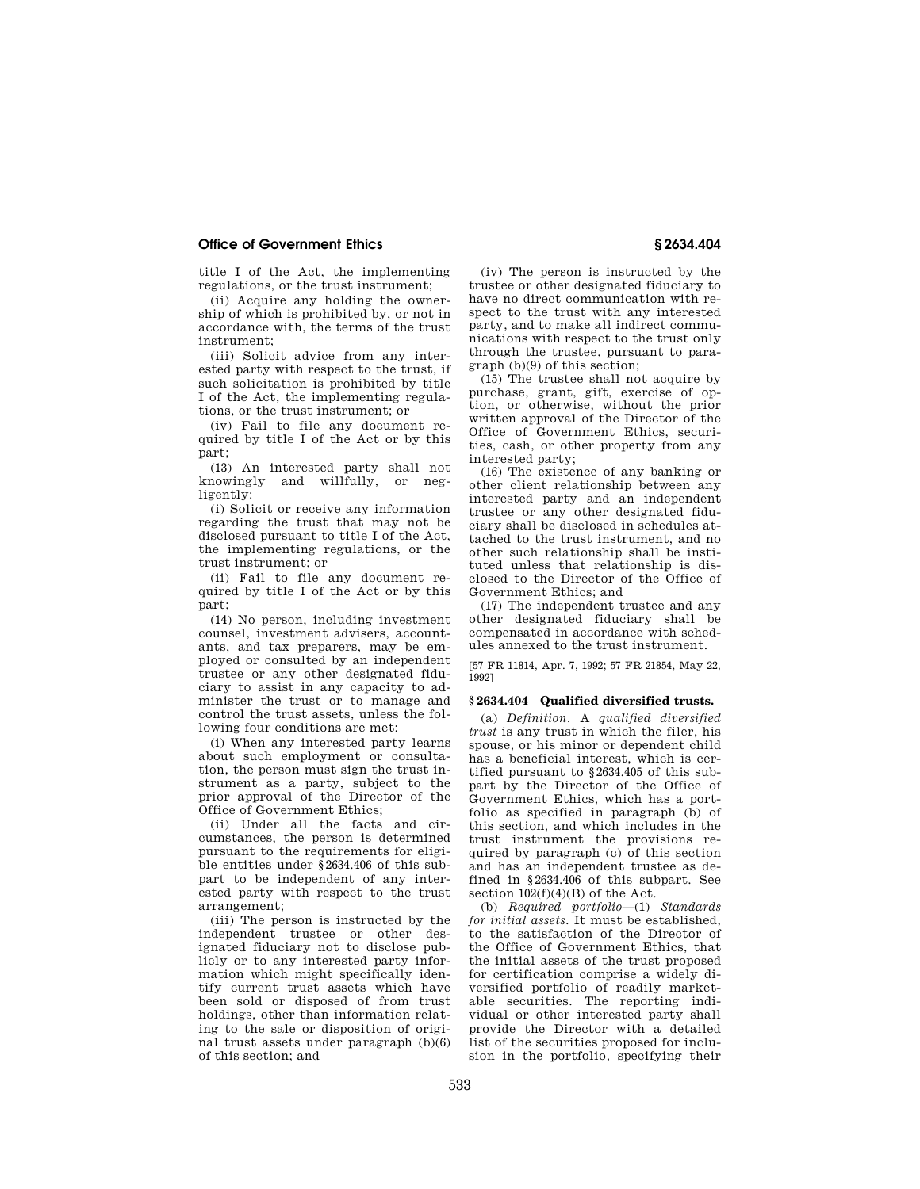title I of the Act, the implementing regulations, or the trust instrument;

(ii) Acquire any holding the ownership of which is prohibited by, or not in accordance with, the terms of the trust instrument;

(iii) Solicit advice from any interested party with respect to the trust, if such solicitation is prohibited by title I of the Act, the implementing regulations, or the trust instrument; or

(iv) Fail to file any document required by title I of the Act or by this part;

(13) An interested party shall not knowingly and willfully, or negligently:

(i) Solicit or receive any information regarding the trust that may not be disclosed pursuant to title I of the Act, the implementing regulations, or the trust instrument; or

(ii) Fail to file any document required by title I of the Act or by this part;

(14) No person, including investment counsel, investment advisers, accountants, and tax preparers, may be employed or consulted by an independent trustee or any other designated fiduciary to assist in any capacity to administer the trust or to manage and control the trust assets, unless the following four conditions are met:

(i) When any interested party learns about such employment or consultation, the person must sign the trust instrument as a party, subject to the prior approval of the Director of the Office of Government Ethics;

(ii) Under all the facts and circumstances, the person is determined pursuant to the requirements for eligible entities under §2634.406 of this subpart to be independent of any interested party with respect to the trust arrangement;

(iii) The person is instructed by the independent trustee or other designated fiduciary not to disclose publicly or to any interested party information which might specifically identify current trust assets which have been sold or disposed of from trust holdings, other than information relating to the sale or disposition of original trust assets under paragraph (b)(6) of this section; and

(iv) The person is instructed by the trustee or other designated fiduciary to have no direct communication with respect to the trust with any interested party, and to make all indirect communications with respect to the trust only through the trustee, pursuant to paragraph (b)(9) of this section;

(15) The trustee shall not acquire by purchase, grant, gift, exercise of option, or otherwise, without the prior written approval of the Director of the Office of Government Ethics, securities, cash, or other property from any interested party;

(16) The existence of any banking or other client relationship between any interested party and an independent trustee or any other designated fiduciary shall be disclosed in schedules attached to the trust instrument, and no other such relationship shall be instituted unless that relationship is disclosed to the Director of the Office of Government Ethics; and

(17) The independent trustee and any other designated fiduciary shall be compensated in accordance with schedules annexed to the trust instrument.

[57 FR 11814, Apr. 7, 1992; 57 FR 21854, May 22, 1992]

## §2634.404 Qualified diversified trusts.

(a) *Definition.* A *qualified diversified trust* is any trust in which the filer, his spouse, or his minor or dependent child has a beneficial interest, which is certified pursuant to §2634.405 of this subpart by the Director of the Office of Government Ethics, which has a portfolio as specified in paragraph (b) of this section, and which includes in the trust instrument the provisions required by paragraph (c) of this section and has an independent trustee as defined in §2634.406 of this subpart. See section 102(f)(4)(B) of the Act.

(b) *Required portfolio*—(1) *Standards for initial assets.* It must be established, to the satisfaction of the Director of the Office of Government Ethics, that the initial assets of the trust proposed for certification comprise a widely diversified portfolio of readily marketable securities. The reporting individual or other interested party shall provide the Director with a detailed list of the securities proposed for inclusion in the portfolio, specifying their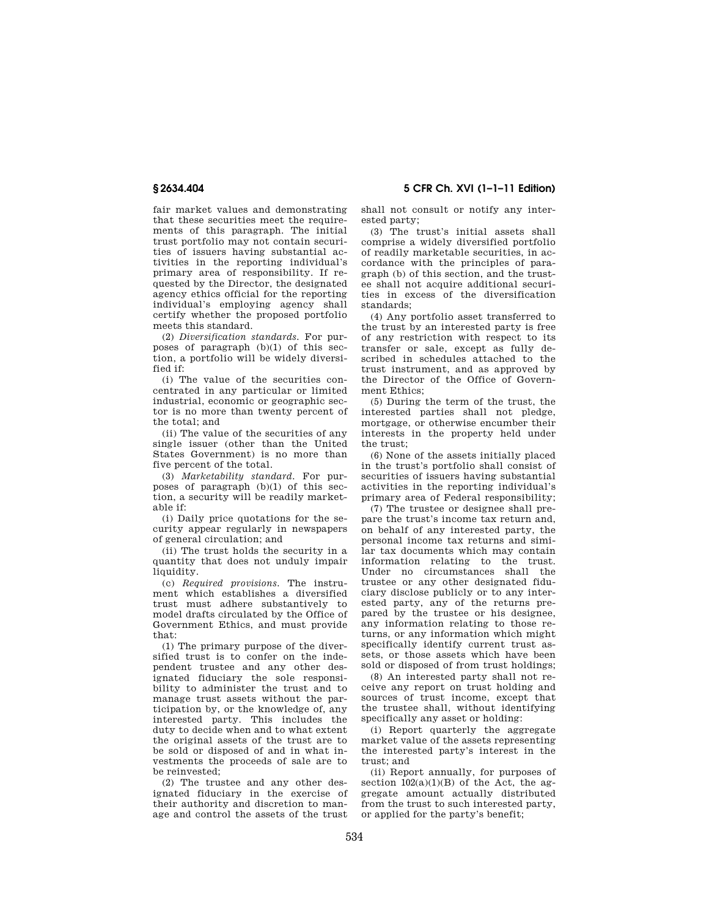fair market values and demonstrating that these securities meet the requirements of this paragraph. The initial trust portfolio may not contain securities of issuers having substantial activities in the reporting individual's primary area of responsibility. If requested by the Director, the designated agency ethics official for the reporting individual's employing agency shall certify whether the proposed portfolio meets this standard.

(2) *Diversification standards.* For purposes of paragraph (b)(1) of this section, a portfolio will be widely diversified if:

(i) The value of the securities concentrated in any particular or limited industrial, economic or geographic sector is no more than twenty percent of the total; and

(ii) The value of the securities of any single issuer (other than the United States Government) is no more than five percent of the total.

(3) *Marketability standard.* For purposes of paragraph (b)(1) of this section, a security will be readily marketable if:

(i) Daily price quotations for the security appear regularly in newspapers of general circulation; and

(ii) The trust holds the security in a quantity that does not unduly impair liquidity.

(c) *Required provisions.* The instrument which establishes a diversified trust must adhere substantively to model drafts circulated by the Office of Government Ethics, and must provide that:

(1) The primary purpose of the diversified trust is to confer on the independent trustee and any other designated fiduciary the sole responsibility to administer the trust and to manage trust assets without the participation by, or the knowledge of, any interested party. This includes the duty to decide when and to what extent the original assets of the trust are to be sold or disposed of and in what investments the proceeds of sale are to be reinvested;

(2) The trustee and any other designated fiduciary in the exercise of their authority and discretion to manage and control the assets of the trust shall not consult or notify any interested party;

(3) The trust's initial assets shall comprise a widely diversified portfolio of readily marketable securities, in accordance with the principles of paragraph (b) of this section, and the trustee shall not acquire additional securities in excess of the diversification standards;

(4) Any portfolio asset transferred to the trust by an interested party is free of any restriction with respect to its transfer or sale, except as fully described in schedules attached to the trust instrument, and as approved by the Director of the Office of Government Ethics;

(5) During the term of the trust, the interested parties shall not pledge, mortgage, or otherwise encumber their interests in the property held under the trust;

(6) None of the assets initially placed in the trust's portfolio shall consist of securities of issuers having substantial activities in the reporting individual's primary area of Federal responsibility;

(7) The trustee or designee shall prepare the trust's income tax return and, on behalf of any interested party, the personal income tax returns and similar tax documents which may contain information relating to the trust. Under no circumstances shall the trustee or any other designated fiduciary disclose publicly or to any interested party, any of the returns prepared by the trustee or his designee, any information relating to those returns, or any information which might specifically identify current trust assets, or those assets which have been sold or disposed of from trust holdings;

(8) An interested party shall not receive any report on trust holding and sources of trust income, except that the trustee shall, without identifying specifically any asset or holding:

(i) Report quarterly the aggregate market value of the assets representing the interested party's interest in the trust; and

(ii) Report annually, for purposes of section 102(a)(1)(B) of the Act, the aggregate amount actually distributed from the trust to such interested party, or applied for the party's benefit;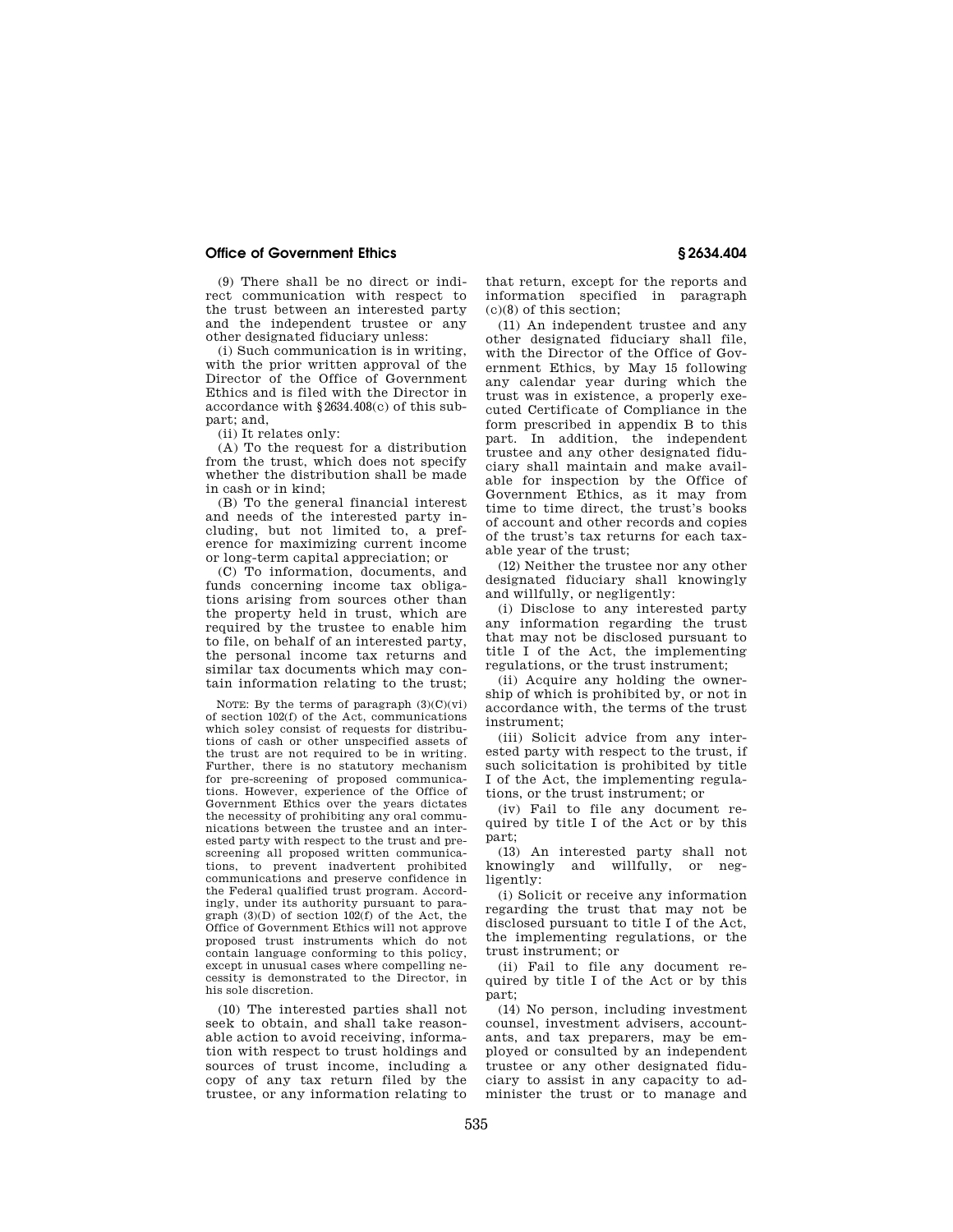(9) There shall be no direct or indirect communication with respect to the trust between an interested party and the independent trustee or any other designated fiduciary unless:

(i) Such communication is in writing, with the prior written approval of the Director of the Office of Government Ethics and is filed with the Director in accordance with §2634.408(c) of this subpart; and,

(ii) It relates only:

(A) To the request for a distribution from the trust, which does not specify whether the distribution shall be made in cash or in kind;

(B) To the general financial interest and needs of the interested party including, but not limited to, a preference for maximizing current income or long-term capital appreciation; or

(C) To information, documents, and funds concerning income tax obligations arising from sources other than the property held in trust, which are required by the trustee to enable him to file, on behalf of an interested party, the personal income tax returns and similar tax documents which may contain information relating to the trust;

NOTE: By the terms of paragraph (3)(C)(vi) of section 102(f) of the Act, communications which soley consist of requests for distributions of cash or other unspecified assets of the trust are not required to be in writing. Further, there is no statutory mechanism for pre-screening of proposed communications. However, experience of the Office of Government Ethics over the years dictates the necessity of prohibiting any oral communications between the trustee and an interested party with respect to the trust and prescreening all proposed written communications, to prevent inadvertent prohibited communications and preserve confidence in the Federal qualified trust program. Accordingly, under its authority pursuant to paragraph (3)(D) of section 102(f) of the Act, the Office of Government Ethics will not approve proposed trust instruments which do not contain language conforming to this policy, except in unusual cases where compelling necessity is demonstrated to the Director, in his sole discretion.

(10) The interested parties shall not seek to obtain, and shall take reasonable action to avoid receiving, information with respect to trust holdings and sources of trust income, including a copy of any tax return filed by the trustee, or any information relating to that return, except for the reports and information specified in paragraph (c)(8) of this section;

(11) An independent trustee and any other designated fiduciary shall file, with the Director of the Office of Government Ethics, by May 15 following any calendar year during which the trust was in existence, a properly executed Certificate of Compliance in the form prescribed in appendix B to this part. In addition, the independent trustee and any other designated fiduciary shall maintain and make available for inspection by the Office of Government Ethics, as it may from time to time direct, the trust's books of account and other records and copies of the trust's tax returns for each taxable year of the trust;

(12) Neither the trustee nor any other designated fiduciary shall knowingly and willfully, or negligently:

(i) Disclose to any interested party any information regarding the trust that may not be disclosed pursuant to title I of the Act, the implementing regulations, or the trust instrument;

(ii) Acquire any holding the ownership of which is prohibited by, or not in accordance with, the terms of the trust instrument;

(iii) Solicit advice from any interested party with respect to the trust, if such solicitation is prohibited by title I of the Act, the implementing regulations, or the trust instrument; or

(iv) Fail to file any document required by title I of the Act or by this part;

(13) An interested party shall not knowingly and willfully, or negligently:

(i) Solicit or receive any information regarding the trust that may not be disclosed pursuant to title I of the Act, the implementing regulations, or the trust instrument; or

(ii) Fail to file any document required by title I of the Act or by this part;

(14) No person, including investment counsel, investment advisers, accountants, and tax preparers, may be employed or consulted by an independent trustee or any other designated fiduciary to assist in any capacity to administer the trust or to manage and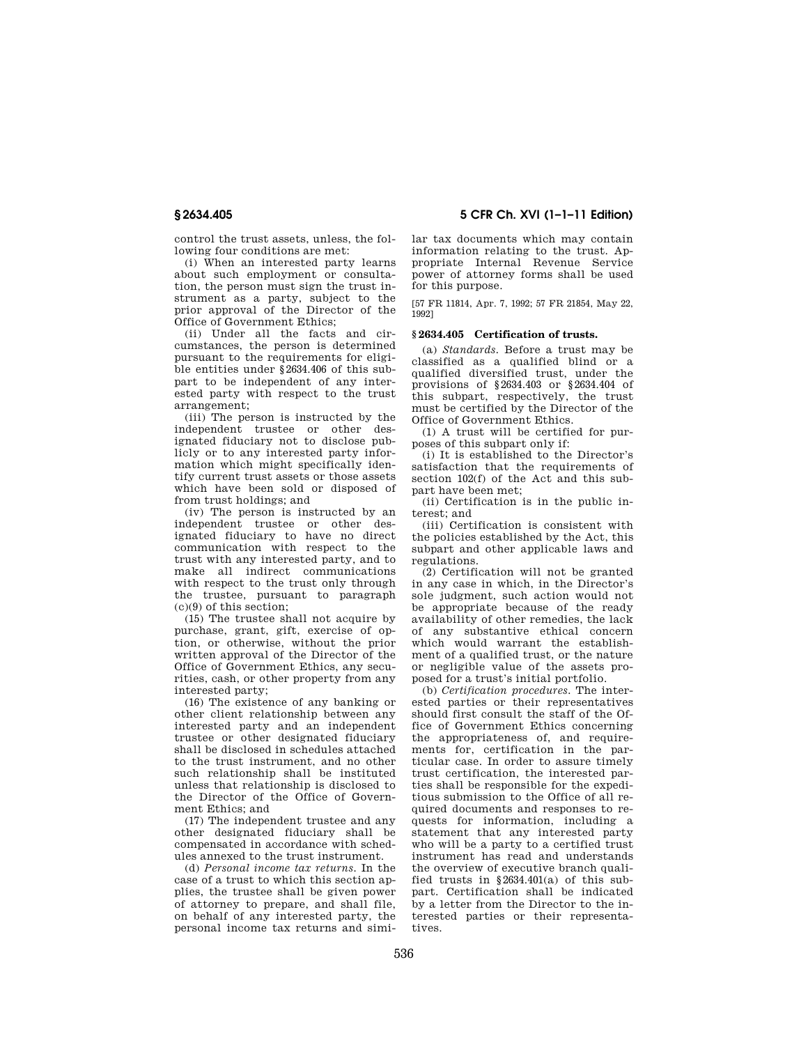control the trust assets, unless, the following four conditions are met:

(i) When an interested party learns about such employment or consultation, the person must sign the trust instrument as a party, subject to the prior approval of the Director of the Office of Government Ethics;

(ii) Under all the facts and circumstances, the person is determined pursuant to the requirements for eligible entities under §2634.406 of this subpart to be independent of any interested party with respect to the trust arrangement;

(iii) The person is instructed by the independent trustee or other designated fiduciary not to disclose publicly or to any interested party information which might specifically identify current trust assets or those assets which have been sold or disposed of from trust holdings; and

(iv) The person is instructed by an independent trustee or other designated fiduciary to have no direct communication with respect to the trust with any interested party, and to make all indirect communications with respect to the trust only through the trustee, pursuant to paragraph (c)(9) of this section;

(15) The trustee shall not acquire by purchase, grant, gift, exercise of option, or otherwise, without the prior written approval of the Director of the Office of Government Ethics, any securities, cash, or other property from any interested party;

(16) The existence of any banking or other client relationship between any interested party and an independent trustee or other designated fiduciary shall be disclosed in schedules attached to the trust instrument, and no other such relationship shall be instituted unless that relationship is disclosed to the Director of the Office of Government Ethics; and

(17) The independent trustee and any other designated fiduciary shall be compensated in accordance with schedules annexed to the trust instrument.

(d) *Personal income tax returns.* In the case of a trust to which this section applies, the trustee shall be given power of attorney to prepare, and shall file, on behalf of any interested party, the personal income tax returns and similar tax documents which may contain information relating to the trust. Appropriate Internal Revenue Service power of attorney forms shall be used for this purpose.

[57 FR 11814, Apr. 7, 1992; 57 FR 21854, May 22, 1992]

## § 2634.405 Certification of trusts.

(a) *Standards.* Before a trust may be classified as a qualified blind or a qualified diversified trust, under the provisions of §2634.403 or §2634.404 of this subpart, respectively, the trust must be certified by the Director of the Office of Government Ethics.

(1) A trust will be certified for purposes of this subpart only if:

(i) It is established to the Director's satisfaction that the requirements of section 102(f) of the Act and this subpart have been met;

(ii) Certification is in the public interest; and

(iii) Certification is consistent with the policies established by the Act, this subpart and other applicable laws and regulations.

(2) Certification will not be granted in any case in which, in the Director's sole judgment, such action would not be appropriate because of the ready availability of other remedies, the lack of any substantive ethical concern which would warrant the establishment of a qualified trust, or the nature or negligible value of the assets proposed for a trust's initial portfolio.

(b) *Certification procedures.* The interested parties or their representatives should first consult the staff of the Office of Government Ethics concerning the appropriateness of, and requirements for, certification in the particular case. In order to assure timely trust certification, the interested parties shall be responsible for the expeditious submission to the Office of all required documents and responses to requests for information, including a statement that any interested party who will be a party to a certified trust instrument has read and understands the overview of executive branch qualified trusts in §2634.401(a) of this subpart. Certification shall be indicated by a letter from the Director to the interested parties or their representatives.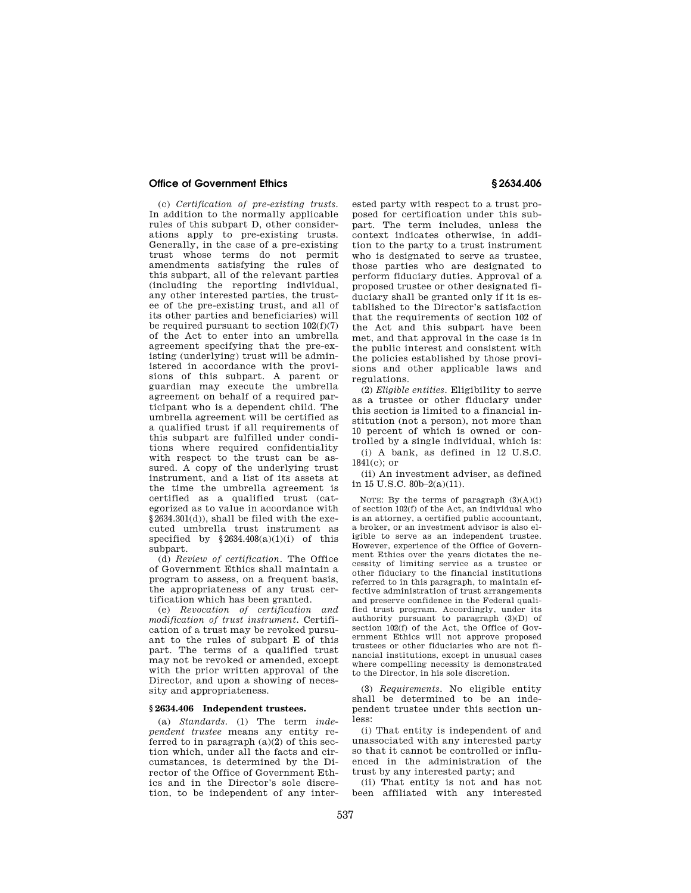(c) *Certification of pre-existing trusts.* In addition to the normally applicable rules of this subpart D, other considerations apply to pre-existing trusts. Generally, in the case of a pre-existing trust whose terms do not permit amendments satisfying the rules of this subpart, all of the relevant parties (including the reporting individual, any other interested parties, the trustee of the pre-existing trust, and all of its other parties and beneficiaries) will be required pursuant to section 102(f)(7) of the Act to enter into an umbrella agreement specifying that the pre-existing (underlying) trust will be administered in accordance with the provisions of this subpart. A parent or guardian may execute the umbrella agreement on behalf of a required participant who is a dependent child. The umbrella agreement will be certified as a qualified trust if all requirements of this subpart are fulfilled under conditions where required confidentiality with respect to the trust can be assured. A copy of the underlying trust instrument, and a list of its assets at the time the umbrella agreement is certified as a qualified trust (categorized as to value in accordance with §2634.301(d)), shall be filed with the executed umbrella trust instrument as specified by §2634.408(a)(1)(i) of this subpart.

(d) *Review of certification.* The Office of Government Ethics shall maintain a program to assess, on a frequent basis, the appropriateness of any trust certification which has been granted.

(e) *Revocation of certification and modification of trust instrument.* Certification of a trust may be revoked pursuant to the rules of subpart E of this part. The terms of a qualified trust may not be revoked or amended, except with the prior written approval of the Director, and upon a showing of necessity and appropriateness.

### §2634.406 Independent trustees.

(a) *Standards.* (1) The term *independent trustee* means any entity referred to in paragraph (a)(2) of this section which, under all the facts and circumstances, is determined by the Director of the Office of Government Ethics and in the Director's sole discretion, to be independent of any interested party with respect to a trust proposed for certification under this subpart. The term includes, unless the context indicates otherwise, in addition to the party to a trust instrument who is designated to serve as trustee, those parties who are designated to perform fiduciary duties. Approval of a proposed trustee or other designated fiduciary shall be granted only if it is established to the Director's satisfaction that the requirements of section 102 of the Act and this subpart have been met, and that approval in the case is in the public interest and consistent with the policies established by those provisions and other applicable laws and regulations.

(2) *Eligible entities.* Eligibility to serve as a trustee or other fiduciary under this section is limited to a financial institution (not a person), not more than 10 percent of which is owned or controlled by a single individual, which is:

(i) A bank, as defined in 12 U.S.C. 1841(c); or

(ii) An investment adviser, as defined in 15 U.S.C. 80b–2(a)(11).

NOTE: By the terms of paragraph (3)(A)(i) of section 102(f) of the Act, an individual who is an attorney, a certified public accountant, a broker, or an investment advisor is also eligible to serve as an independent trustee. However, experience of the Office of Government Ethics over the years dictates the necessity of limiting service as a trustee or other fiduciary to the financial institutions referred to in this paragraph, to maintain effective administration of trust arrangements and preserve confidence in the Federal qualified trust program. Accordingly, under its authority pursuant to paragraph (3)(D) of section 102(f) of the Act, the Office of Government Ethics will not approve proposed trustees or other fiduciaries who are not financial institutions, except in unusual cases where compelling necessity is demonstrated to the Director, in his sole discretion.

(3) *Requirements.* No eligible entity shall be determined to be an independent trustee under this section unless:

(i) That entity is independent of and unassociated with any interested party so that it cannot be controlled or influenced in the administration of the trust by any interested party; and

(ii) That entity is not and has not been affiliated with any interested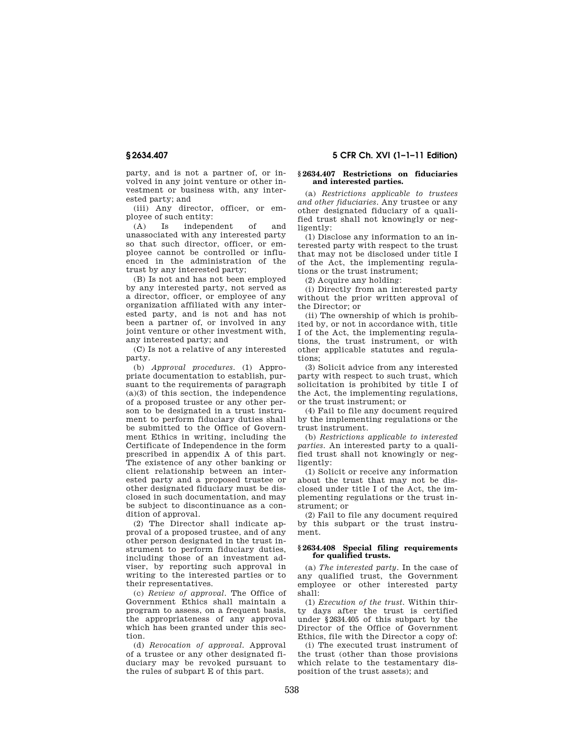party, and is not a partner of, or involved in any joint venture or other investment or business with, any interested party; and

(iii) Any director, officer, or employee of such entity:

(A) Is independent of and unassociated with any interested party so that such director, officer, or employee cannot be controlled or influenced in the administration of the trust by any interested party;

(B) Is not and has not been employed by any interested party, not served as a director, officer, or employee of any organization affiliated with any interested party, and is not and has not been a partner of, or involved in any joint venture or other investment with, any interested party; and

(C) Is not a relative of any interested party.

(b) *Approval procedures.* (1) Appropriate documentation to establish, pursuant to the requirements of paragraph (a)(3) of this section, the independence of a proposed trustee or any other person to be designated in a trust instrument to perform fiduciary duties shall be submitted to the Office of Government Ethics in writing, including the Certificate of Independence in the form prescribed in appendix A of this part. The existence of any other banking or client relationship between an interested party and a proposed trustee or other designated fiduciary must be disclosed in such documentation, and may be subject to discontinuance as a condition of approval.

(2) The Director shall indicate approval of a proposed trustee, and of any other person designated in the trust instrument to perform fiduciary duties, including those of an investment adviser, by reporting such approval in writing to the interested parties or to their representatives.

(c) *Review of approval.* The Office of Government Ethics shall maintain a program to assess, on a frequent basis, the appropriateness of any approval which has been granted under this section.

(d) *Revocation of approval.* Approval of a trustee or any other designated fiduciary may be revoked pursuant to the rules of subpart E of this part.

### § 2634.407 Restrictions on fiduciaries and interested parties.

(a) *Restrictions applicable to trustees and other fiduciaries.* Any trustee or any other designated fiduciary of a qualified trust shall not knowingly or negligently:

(1) Disclose any information to an interested party with respect to the trust that may not be disclosed under title I of the Act, the implementing regulations or the trust instrument;

(2) Acquire any holding:

(i) Directly from an interested party without the prior written approval of the Director; or

(ii) The ownership of which is prohibited by, or not in accordance with, title I of the Act, the implementing regulations, the trust instrument, or with other applicable statutes and regulations;

(3) Solicit advice from any interested party with respect to such trust, which solicitation is prohibited by title I of the Act, the implementing regulations, or the trust instrument; or

(4) Fail to file any document required by the implementing regulations or the trust instrument.

(b) *Restrictions applicable to interested parties.* An interested party to a qualified trust shall not knowingly or negligently:

(1) Solicit or receive any information about the trust that may not be disclosed under title I of the Act, the implementing regulations or the trust instrument; or

(2) Fail to file any document required by this subpart or the trust instrument.

### § 2634.408 Special filing requirements for qualified trusts.

(a) *The interested party.* In the case of any qualified trust, the Government employee or other interested party shall:

(1) *Execution of the trust.* Within thirty days after the trust is certified under § 2634.405 of this subpart by the Director of the Office of Government Ethics, file with the Director a copy of:

(i) The executed trust instrument of the trust (other than those provisions which relate to the testamentary disposition of the trust assets); and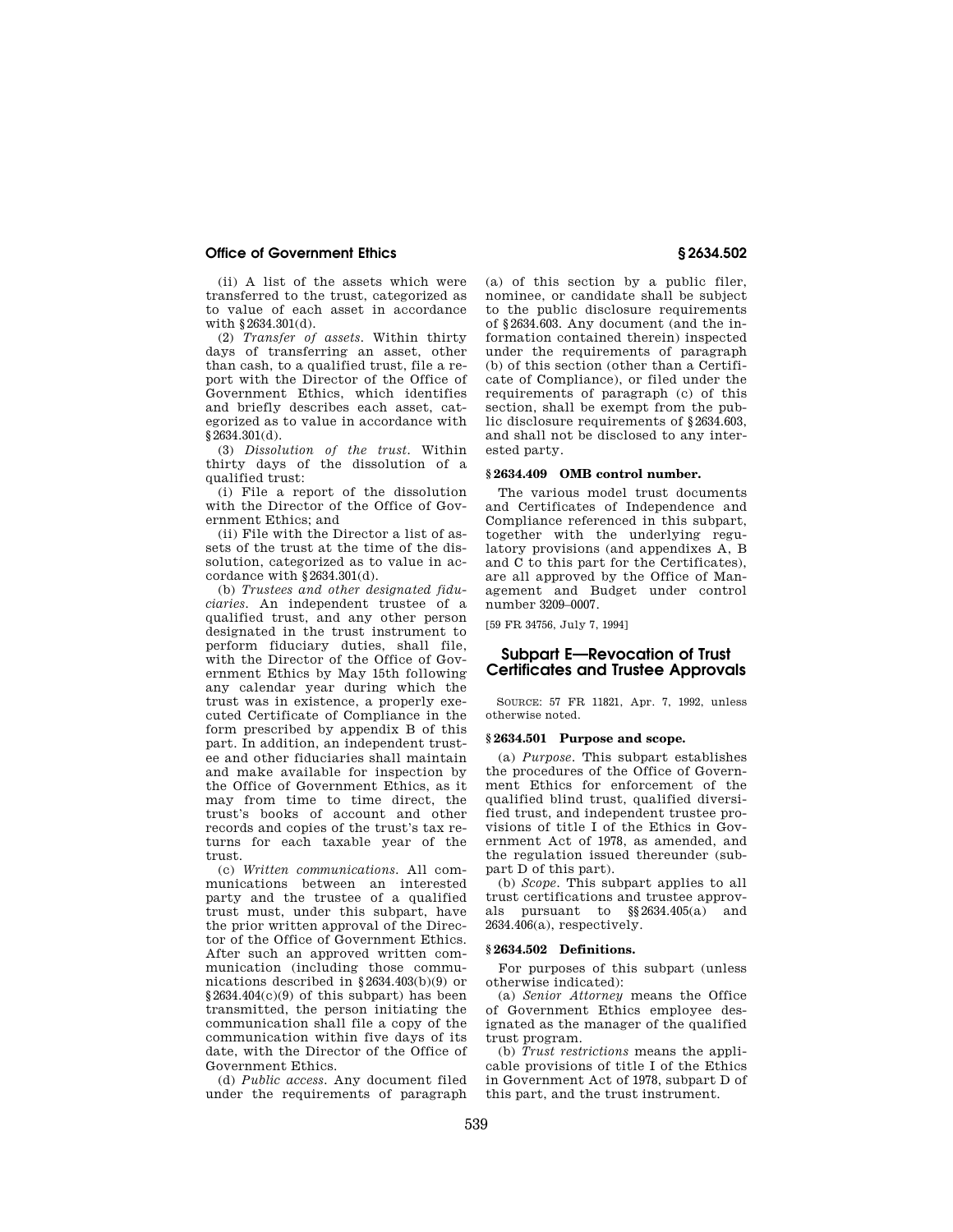(ii) A list of the assets which were transferred to the trust, categorized as to value of each asset in accordance with §2634.301(d).

(2) *Transfer of assets.* Within thirty days of transferring an asset, other than cash, to a qualified trust, file a report with the Director of the Office of Government Ethics, which identifies and briefly describes each asset, categorized as to value in accordance with §2634.301(d).

(3) *Dissolution of the trust.* Within thirty days of the dissolution of a qualified trust:

(i) File a report of the dissolution with the Director of the Office of Government Ethics; and

(ii) File with the Director a list of assets of the trust at the time of the dissolution, categorized as to value in accordance with §2634.301(d).

(b) *Trustees and other designated fiduciaries.* An independent trustee of a qualified trust, and any other person designated in the trust instrument to perform fiduciary duties, shall file, with the Director of the Office of Government Ethics by May 15th following any calendar year during which the trust was in existence, a properly executed Certificate of Compliance in the form prescribed by appendix B of this part. In addition, an independent trustee and other fiduciaries shall maintain and make available for inspection by the Office of Government Ethics, as it may from time to time direct, the trust's books of account and other records and copies of the trust's tax returns for each taxable year of the trust.

(c) *Written communications.* All communications between an interested party and the trustee of a qualified trust must, under this subpart, have the prior written approval of the Director of the Office of Government Ethics. After such an approved written communication (including those communications described in §2634.403(b)(9) or §2634.404(c)(9) of this subpart) has been transmitted, the person initiating the communication shall file a copy of the communication within five days of its date, with the Director of the Office of Government Ethics.

(d) *Public access.* Any document filed under the requirements of paragraph (a) of this section by a public filer, nominee, or candidate shall be subject to the public disclosure requirements of §2634.603. Any document (and the information contained therein) inspected under the requirements of paragraph (b) of this section (other than a Certificate of Compliance), or filed under the requirements of paragraph (c) of this section, shall be exempt from the public disclosure requirements of §2634.603, and shall not be disclosed to any interested party.

### §2634.409 OMB control number.

The various model trust documents and Certificates of Independence and Compliance referenced in this subpart, together with the underlying regulatory provisions (and appendixes A, B and C to this part for the Certificates), are all approved by the Office of Management and Budget under control number 3209–0007.

[59 FR 34756, July 7, 1994]

## Subpart E—Revocation of Trust Certificates and Trustee Approvals

SOURCE: 57 FR 11821, Apr. 7, 1992, unless otherwise noted.

### §2634.501 Purpose and scope.

(a) *Purpose.* This subpart establishes the procedures of the Office of Government Ethics for enforcement of the qualified blind trust, qualified diversified trust, and independent trustee provisions of title I of the Ethics in Government Act of 1978, as amended, and the regulation issued thereunder (subpart D of this part).

(b) *Scope.* This subpart applies to all trust certifications and trustee approvals pursuant to §§2634.405(a) and 2634.406(a), respectively.

### §2634.502 Definitions.

For purposes of this subpart (unless otherwise indicated):

(a) *Senior Attorney* means the Office of Government Ethics employee designated as the manager of the qualified trust program.

(b) *Trust restrictions* means the applicable provisions of title I of the Ethics in Government Act of 1978, subpart D of this part, and the trust instrument.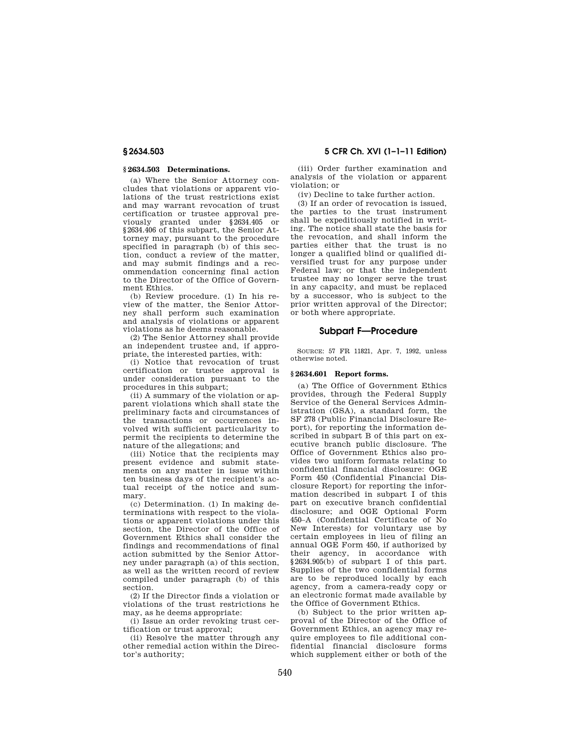### § 2634.503 Determinations.

(a) Where the Senior Attorney concludes that violations or apparent violations of the trust restrictions exist and may warrant revocation of trust certification or trustee approval previously granted under §2634.405 or §2634.406 of this subpart, the Senior Attorney may, pursuant to the procedure specified in paragraph (b) of this section, conduct a review of the matter, and may submit findings and a recommendation concerning final action to the Director of the Office of Government Ethics.

(b) Review procedure. (1) In his review of the matter, the Senior Attorney shall perform such examination and analysis of violations or apparent violations as he deems reasonable.

(2) The Senior Attorney shall provide an independent trustee and, if appropriate, the interested parties, with:

(i) Notice that revocation of trust certification or trustee approval is under consideration pursuant to the procedures in this subpart;

(ii) A summary of the violation or apparent violations which shall state the preliminary facts and circumstances of the transactions or occurrences involved with sufficient particularity to permit the recipients to determine the nature of the allegations; and

(iii) Notice that the recipients may present evidence and submit statements on any matter in issue within ten business days of the recipient's actual receipt of the notice and summary.

(c) Determination. (1) In making determinations with respect to the violations or apparent violations under this section, the Director of the Office of Government Ethics shall consider the findings and recommendations of final action submitted by the Senior Attorney under paragraph (a) of this section, as well as the written record of review compiled under paragraph (b) of this section.

(2) If the Director finds a violation or violations of the trust restrictions he may, as he deems appropriate:

(i) Issue an order revoking trust certification or trust approval;

(ii) Resolve the matter through any other remedial action within the Director's authority;

(iii) Order further examination and analysis of the violation or apparent violation; or

(iv) Decline to take further action.

(3) If an order of revocation is issued, the parties to the trust instrument shall be expeditiously notified in writing. The notice shall state the basis for the revocation, and shall inform the parties either that the trust is no longer a qualified blind or qualified diversified trust for any purpose under Federal law; or that the independent trustee may no longer serve the trust in any capacity, and must be replaced by a successor, who is subject to the prior written approval of the Director; or both where appropriate.

## Subpart F—Procedure

SOURCE: 57 FR 11821, Apr. 7, 1992, unless otherwise noted.

### § 2634.601 Report forms.

(a) The Office of Government Ethics provides, through the Federal Supply Service of the General Services Administration (GSA), a standard form, the SF 278 (Public Financial Disclosure Report), for reporting the information described in subpart B of this part on executive branch public disclosure. The Office of Government Ethics also provides two uniform formats relating to confidential financial disclosure: OGE Form 450 (Confidential Financial Disclosure Report) for reporting the information described in subpart I of this part on executive branch confidential disclosure; and OGE Optional Form 450–A (Confidential Certificate of No New Interests) for voluntary use by certain employees in lieu of filing an annual OGE Form 450, if authorized by their agency, in accordance with §2634.905(b) of subpart I of this part. Supplies of the two confidential forms are to be reproduced locally by each agency, from a camera-ready copy or an electronic format made available by the Office of Government Ethics.

(b) Subject to the prior written approval of the Director of the Office of Government Ethics, an agency may require employees to file additional confidential financial disclosure forms which supplement either or both of the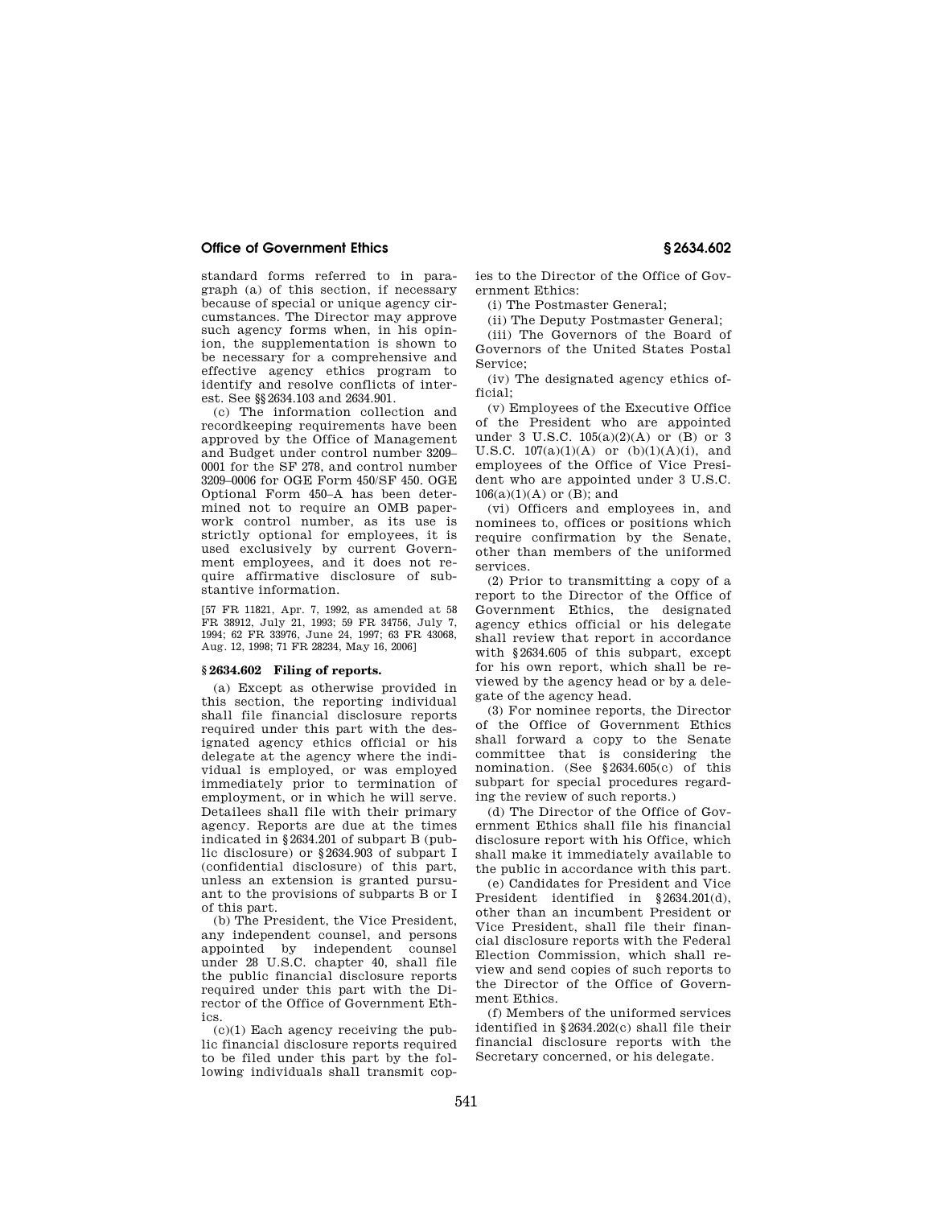standard forms referred to in paragraph (a) of this section, if necessary because of special or unique agency circumstances. The Director may approve such agency forms when, in his opinion, the supplementation is shown to be necessary for a comprehensive and effective agency ethics program to identify and resolve conflicts of interest. See §§ 2634.103 and 2634.901.

(c) The information collection and recordkeeping requirements have been approved by the Office of Management and Budget under control number 3209–0001 for the SF 278, and control number 3209–0006 for OGE Form 450/SF 450. OGE Optional Form 450–A has been determined not to require an OMB paperwork control number, as its use is strictly optional for employees, it is used exclusively by current Government employees, and it does not require affirmative disclosure of substantive information.

[57 FR 11821, Apr. 7, 1992, as amended at 58 FR 38912, July 21, 1993; 59 FR 34756, July 7, 1994; 62 FR 33976, June 24, 1997; 63 FR 43068, Aug. 12, 1998; 71 FR 28234, May 16, 2006]

### § 2634.602 Filing of reports.

(a) Except as otherwise provided in this section, the reporting individual shall file financial disclosure reports required under this part with the designated agency ethics official or his delegate at the agency where the individual is employed, or was employed immediately prior to termination of employment, or in which he will serve. Detailees shall file with their primary agency. Reports are due at the times indicated in § 2634.201 of subpart B (public disclosure) or § 2634.903 of subpart I (confidential disclosure) of this part, unless an extension is granted pursuant to the provisions of subparts B or I of this part.

(b) The President, the Vice President, any independent counsel, and persons appointed by independent counsel under 28 U.S.C. chapter 40, shall file the public financial disclosure reports required under this part with the Director of the Office of Government Ethics.

(c)(1) Each agency receiving the public financial disclosure reports required to be filed under this part by the following individuals shall transmit copies to the Director of the Office of Government Ethics:

(i) The Postmaster General;

(ii) The Deputy Postmaster General;

(iii) The Governors of the Board of Governors of the United States Postal Service;

(iv) The designated agency ethics official;

(v) Employees of the Executive Office of the President who are appointed under 3 U.S.C. 105(a)(2)(A) or (B) or 3 U.S.C. 107(a)(1)(A) or (b)(1)(A)(i), and employees of the Office of Vice President who are appointed under 3 U.S.C. 106(a)(1)(A) or (B); and

(vi) Officers and employees in, and nominees to, offices or positions which require confirmation by the Senate, other than members of the uniformed services.

(2) Prior to transmitting a copy of a report to the Director of the Office of Government Ethics, the designated agency ethics official or his delegate shall review that report in accordance with § 2634.605 of this subpart, except for his own report, which shall be reviewed by the agency head or by a delegate of the agency head.

(3) For nominee reports, the Director of the Office of Government Ethics shall forward a copy to the Senate committee that is considering the nomination. (See § 2634.605(c) of this subpart for special procedures regarding the review of such reports.)

(d) The Director of the Office of Government Ethics shall file his financial disclosure report with his Office, which shall make it immediately available to the public in accordance with this part.

(e) Candidates for President and Vice President identified in § 2634.201(d), other than an incumbent President or Vice President, shall file their financial disclosure reports with the Federal Election Commission, which shall review and send copies of such reports to the Director of the Office of Government Ethics.

(f) Members of the uniformed services identified in § 2634.202(c) shall file their financial disclosure reports with the Secretary concerned, or his delegate.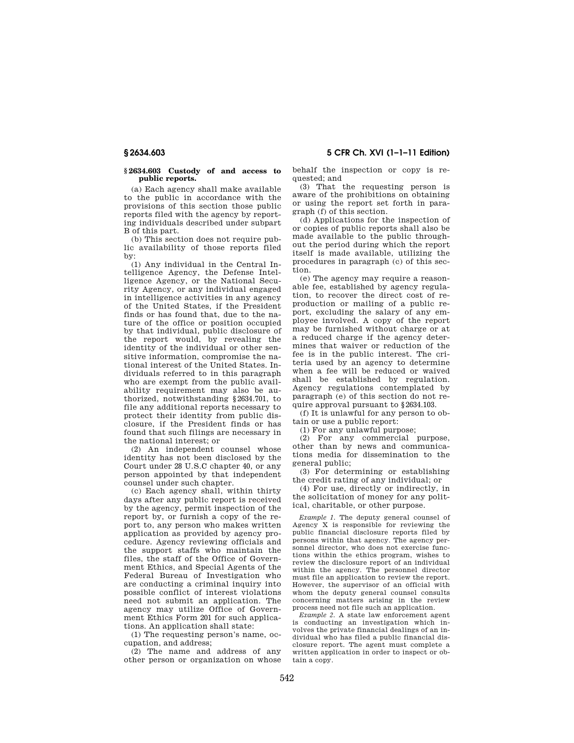### § 2634.603 Custody of and access to public reports.

(a) Each agency shall make available to the public in accordance with the provisions of this section those public reports filed with the agency by reporting individuals described under subpart B of this part.

(b) This section does not require public availability of those reports filed by:

(1) Any individual in the Central Intelligence Agency, the Defense Intelligence Agency, or the National Security Agency, or any individual engaged in intelligence activities in any agency of the United States, if the President finds or has found that, due to the nature of the office or position occupied by that individual, public disclosure of the report would, by revealing the identity of the individual or other sensitive information, compromise the national interest of the United States. Individuals referred to in this paragraph who are exempt from the public availability requirement may also be authorized, notwithstanding § 2634.701, to file any additional reports necessary to protect their identity from public disclosure, if the President finds or has found that such filings are necessary in the national interest; or

(2) An independent counsel whose identity has not been disclosed by the Court under 28 U.S.C chapter 40, or any person appointed by that independent counsel under such chapter.

(c) Each agency shall, within thirty days after any public report is received by the agency, permit inspection of the report by, or furnish a copy of the report to, any person who makes written application as provided by agency procedure. Agency reviewing officials and the support staffs who maintain the files, the staff of the Office of Government Ethics, and Special Agents of the Federal Bureau of Investigation who are conducting a criminal inquiry into possible conflict of interest violations need not submit an application. The agency may utilize Office of Government Ethics Form 201 for such applications. An application shall state:

(1) The requesting person's name, occupation, and address;

(2) The name and address of any other person or organization on whose behalf the inspection or copy is requested; and

(3) That the requesting person is aware of the prohibitions on obtaining or using the report set forth in paragraph (f) of this section.

(d) Applications for the inspection of or copies of public reports shall also be made available to the public throughout the period during which the report itself is made available, utilizing the procedures in paragraph (c) of this section.

(e) The agency may require a reasonable fee, established by agency regulation, to recover the direct cost of reproduction or mailing of a public report, excluding the salary of any employee involved. A copy of the report may be furnished without charge or at a reduced charge if the agency determines that waiver or reduction of the fee is in the public interest. The criteria used by an agency to determine when a fee will be reduced or waived shall be established by regulation. Agency regulations contemplated by paragraph (e) of this section do not require approval pursuant to § 2634.103.

(f) It is unlawful for any person to obtain or use a public report:

(1) For any unlawful purpose;

(2) For any commercial purpose, other than by news and communications media for dissemination to the general public;

(3) For determining or establishing the credit rating of any individual; or

(4) For use, directly or indirectly, in the solicitation of money for any political, charitable, or other purpose.

*Example 1.* The deputy general counsel of Agency X is responsible for reviewing the public financial disclosure reports filed by persons within that agency. The agency personnel director, who does not exercise functions within the ethics program, wishes to review the disclosure report of an individual within the agency. The personnel director must file an application to review the report. However, the supervisor of an official with whom the deputy general counsel consults concerning matters arising in the review process need not file such an application.

*Example 2.* A state law enforcement agent is conducting an investigation which involves the private financial dealings of an individual who has filed a public financial disclosure report. The agent must complete a written application in order to inspect or obtain a copy.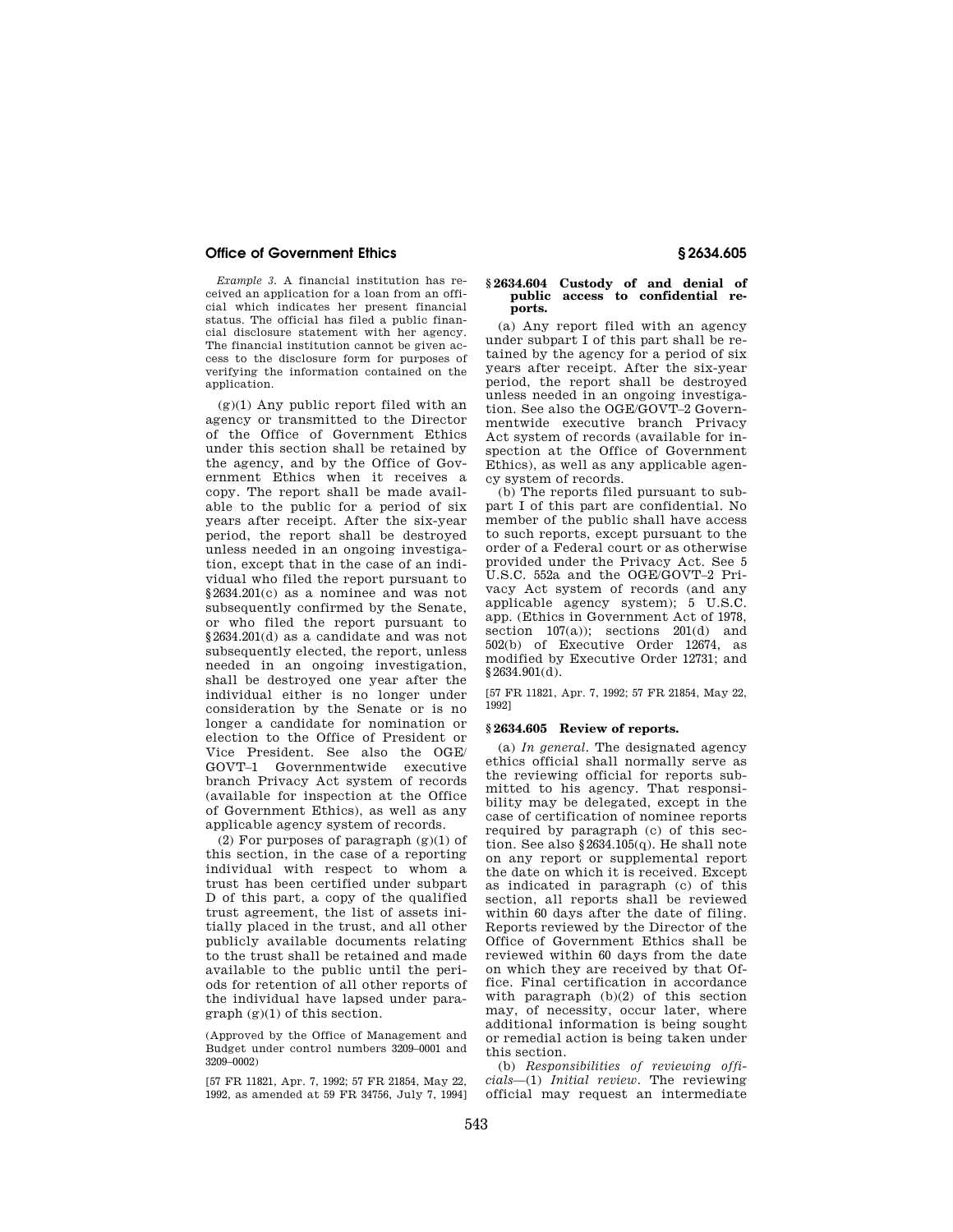*Example 3.* A financial institution has received an application for a loan from an official which indicates her present financial status. The official has filed a public financial disclosure statement with her agency. The financial institution cannot be given access to the disclosure form for purposes of verifying the information contained on the application.

(g)(1) Any public report filed with an agency or transmitted to the Director of the Office of Government Ethics under this section shall be retained by the agency, and by the Office of Government Ethics when it receives a copy. The report shall be made available to the public for a period of six years after receipt. After the six-year period, the report shall be destroyed unless needed in an ongoing investigation, except that in the case of an individual who filed the report pursuant to §2634.201(c) as a nominee and was not subsequently confirmed by the Senate, or who filed the report pursuant to §2634.201(d) as a candidate and was not subsequently elected, the report, unless needed in an ongoing investigation, shall be destroyed one year after the individual either is no longer under consideration by the Senate or is no longer a candidate for nomination or election to the Office of President or Vice President. See also the OGE/GOVT–1 Governmentwide executive branch Privacy Act system of records (available for inspection at the Office of Government Ethics), as well as any applicable agency system of records.

(2) For purposes of paragraph (g)(1) of this section, in the case of a reporting individual with respect to whom a trust has been certified under subpart D of this part, a copy of the qualified trust agreement, the list of assets initially placed in the trust, and all other publicly available documents relating to the trust shall be retained and made available to the public until the periods for retention of all other reports of the individual have lapsed under paragraph (g)(1) of this section.

(Approved by the Office of Management and Budget under control numbers 3209–0001 and 3209–0002)

[57 FR 11821, Apr. 7, 1992; 57 FR 21854, May 22, 1992, as amended at 59 FR 34756, July 7, 1994]

### §2634.604 Custody of and denial of public access to confidential reports.

(a) Any report filed with an agency under subpart I of this part shall be retained by the agency for a period of six years after receipt. After the six-year period, the report shall be destroyed unless needed in an ongoing investigation. See also the OGE/GOVT–2 Governmentwide executive branch Privacy Act system of records (available for inspection at the Office of Government Ethics), as well as any applicable agency system of records.

(b) The reports filed pursuant to subpart I of this part are confidential. No member of the public shall have access to such reports, except pursuant to the order of a Federal court or as otherwise provided under the Privacy Act. See 5 U.S.C. 552a and the OGE/GOVT–2 Privacy Act system of records (and any applicable agency system); 5 U.S.C. app. (Ethics in Government Act of 1978, section 107(a)); sections 201(d) and 502(b) of Executive Order 12674, as modified by Executive Order 12731; and §2634.901(d).

[57 FR 11821, Apr. 7, 1992; 57 FR 21854, May 22, 1992]

### §2634.605 Review of reports.

(a) *In general.* The designated agency ethics official shall normally serve as the reviewing official for reports submitted to his agency. That responsibility may be delegated, except in the case of certification of nominee reports required by paragraph (c) of this section. See also §2634.105(q). He shall note on any report or supplemental report the date on which it is received. Except as indicated in paragraph (c) of this section, all reports shall be reviewed within 60 days after the date of filing. Reports reviewed by the Director of the Office of Government Ethics shall be reviewed within 60 days from the date on which they are received by that Office. Final certification in accordance with paragraph (b)(2) of this section may, of necessity, occur later, where additional information is being sought or remedial action is being taken under this section.

(b) *Responsibilities of reviewing officials*—(1) *Initial review.* The reviewing official may request an intermediate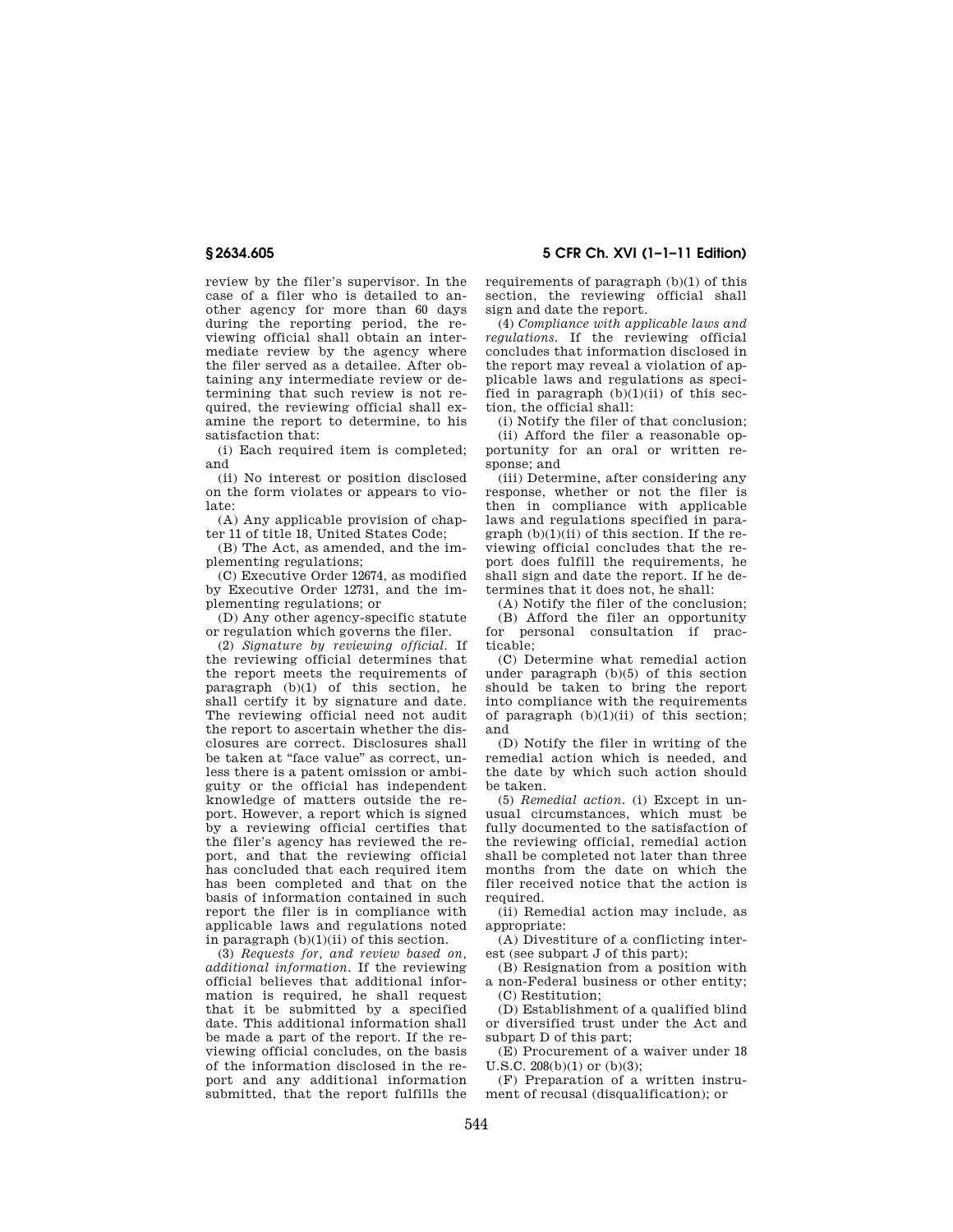review by the filer's supervisor. In the case of a filer who is detailed to another agency for more than 60 days during the reporting period, the reviewing official shall obtain an intermediate review by the agency where the filer served as a detailee. After obtaining any intermediate review or determining that such review is not required, the reviewing official shall examine the report to determine, to his satisfaction that:

(i) Each required item is completed; and

(ii) No interest or position disclosed on the form violates or appears to violate:

(A) Any applicable provision of chapter 11 of title 18, United States Code;

(B) The Act, as amended, and the implementing regulations;

(C) Executive Order 12674, as modified by Executive Order 12731, and the implementing regulations; or

(D) Any other agency-specific statute or regulation which governs the filer.

(2) *Signature by reviewing official.* If the reviewing official determines that the report meets the requirements of paragraph (b)(1) of this section, he shall certify it by signature and date. The reviewing official need not audit the report to ascertain whether the disclosures are correct. Disclosures shall be taken at "face value" as correct, unless there is a patent omission or ambiguity or the official has independent knowledge of matters outside the report. However, a report which is signed by a reviewing official certifies that the filer's agency has reviewed the report, and that the reviewing official has concluded that each required item has been completed and that on the basis of information contained in such report the filer is in compliance with applicable laws and regulations noted in paragraph (b)(1)(ii) of this section.

(3) *Requests for, and review based on, additional information.* If the reviewing official believes that additional information is required, he shall request that it be submitted by a specified date. This additional information shall be made a part of the report. If the reviewing official concludes, on the basis of the information disclosed in the report and any additional information submitted, that the report fulfills the requirements of paragraph (b)(1) of this section, the reviewing official shall sign and date the report.

(4) *Compliance with applicable laws and regulations.* If the reviewing official concludes that information disclosed in the report may reveal a violation of applicable laws and regulations as specified in paragraph (b)(1)(ii) of this section, the official shall:

(i) Notify the filer of that conclusion;

(ii) Afford the filer a reasonable opportunity for an oral or written response; and

(iii) Determine, after considering any response, whether or not the filer is then in compliance with applicable laws and regulations specified in paragraph (b)(1)(ii) of this section. If the reviewing official concludes that the report does fulfill the requirements, he shall sign and date the report. If he determines that it does not, he shall:

(A) Notify the filer of the conclusion;

(B) Afford the filer an opportunity for personal consultation if practicable;

(C) Determine what remedial action under paragraph (b)(5) of this section should be taken to bring the report into compliance with the requirements of paragraph (b)(1)(ii) of this section; and

(D) Notify the filer in writing of the remedial action which is needed, and the date by which such action should be taken.

(5) *Remedial action.* (i) Except in unusual circumstances, which must be fully documented to the satisfaction of the reviewing official, remedial action shall be completed not later than three months from the date on which the filer received notice that the action is required.

(ii) Remedial action may include, as appropriate:

(A) Divestiture of a conflicting interest (see subpart J of this part);

(B) Resignation from a position with a non-Federal business or other entity;

(C) Restitution;

(D) Establishment of a qualified blind or diversified trust under the Act and subpart D of this part;

(E) Procurement of a waiver under 18 U.S.C. 208(b)(1) or (b)(3);

(F) Preparation of a written instrument of recusal (disqualification); or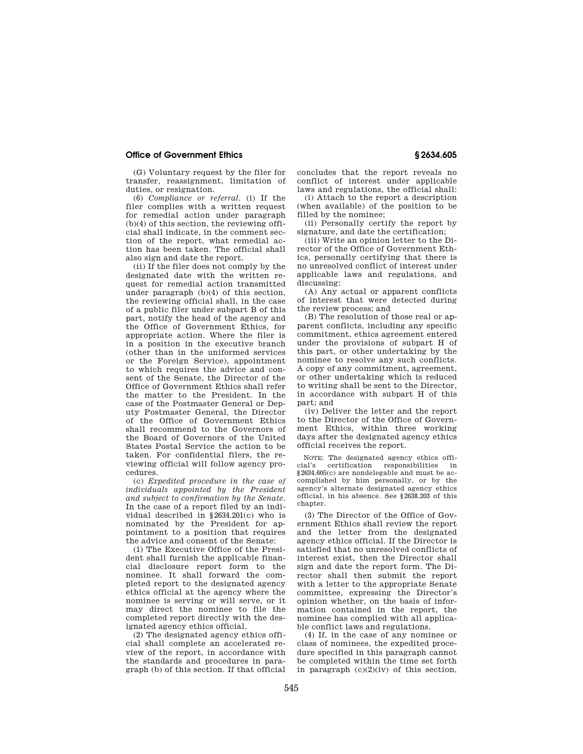(G) Voluntary request by the filer for transfer, reassignment, limitation of duties, or resignation.

(6) *Compliance or referral.* (i) If the filer complies with a written request for remedial action under paragraph (b)(4) of this section, the reviewing official shall indicate, in the comment section of the report, what remedial action has been taken. The official shall also sign and date the report.

(ii) If the filer does not comply by the designated date with the written request for remedial action transmitted under paragraph (b)(4) of this section, the reviewing official shall, in the case of a public filer under subpart B of this part, notify the head of the agency and the Office of Government Ethics, for appropriate action. Where the filer is in a position in the executive branch (other than in the uniformed services or the Foreign Service), appointment to which requires the advice and consent of the Senate, the Director of the Office of Government Ethics shall refer the matter to the President. In the case of the Postmaster General or Deputy Postmaster General, the Director of the Office of Government Ethics shall recommend to the Governors of the Board of Governors of the United States Postal Service the action to be taken. For confidential filers, the reviewing official will follow agency procedures.

(c) *Expedited procedure in the case of individuals appointed by the President and subject to confirmation by the Senate.* In the case of a report filed by an individual described in §2634.201(c) who is nominated by the President for appointment to a position that requires the advice and consent of the Senate:

(1) The Executive Office of the President shall furnish the applicable financial disclosure report form to the nominee. It shall forward the completed report to the designated agency ethics official at the agency where the nominee is serving or will serve, or it may direct the nominee to file the completed report directly with the designated agency ethics official.

(2) The designated agency ethics official shall complete an accelerated review of the report, in accordance with the standards and procedures in paragraph (b) of this section. If that official concludes that the report reveals no conflict of interest under applicable laws and regulations, the official shall:

(i) Attach to the report a description (when available) of the position to be filled by the nominee;

(ii) Personally certify the report by signature, and date the certification;

(iii) Write an opinion letter to the Director of the Office of Government Ethics, personally certifying that there is no unresolved conflict of interest under applicable laws and regulations, and discussing:

(A) Any actual or apparent conflicts of interest that were detected during the review process; and

(B) The resolution of those real or apparent conflicts, including any specific commitment, ethics agreement entered under the provisions of subpart H of this part, or other undertaking by the nominee to resolve any such conflicts. A copy of any commitment, agreement, or other undertaking which is reduced to writing shall be sent to the Director, in accordance with subpart H of this part; and

(iv) Deliver the letter and the report to the Director of the Office of Government Ethics, within three working days after the designated agency ethics official receives the report.

NOTE: The designated agency ethics official's certification responsibilities in §2634.605(c) are nondelegable and must be accomplished by him personally, or by the agency's alternate designated agency ethics official, in his absence. See §2638.203 of this chapter.

(3) The Director of the Office of Government Ethics shall review the report and the letter from the designated agency ethics official. If the Director is satisfied that no unresolved conflicts of interest exist, then the Director shall sign and date the report form. The Director shall then submit the report with a letter to the appropriate Senate committee, expressing the Director's opinion whether, on the basis of information contained in the report, the nominee has complied with all applicable conflict laws and regulations.

(4) If, in the case of any nominee or class of nominees, the expedited procedure specified in this paragraph cannot be completed within the time set forth in paragraph (c)(2)(iv) of this section,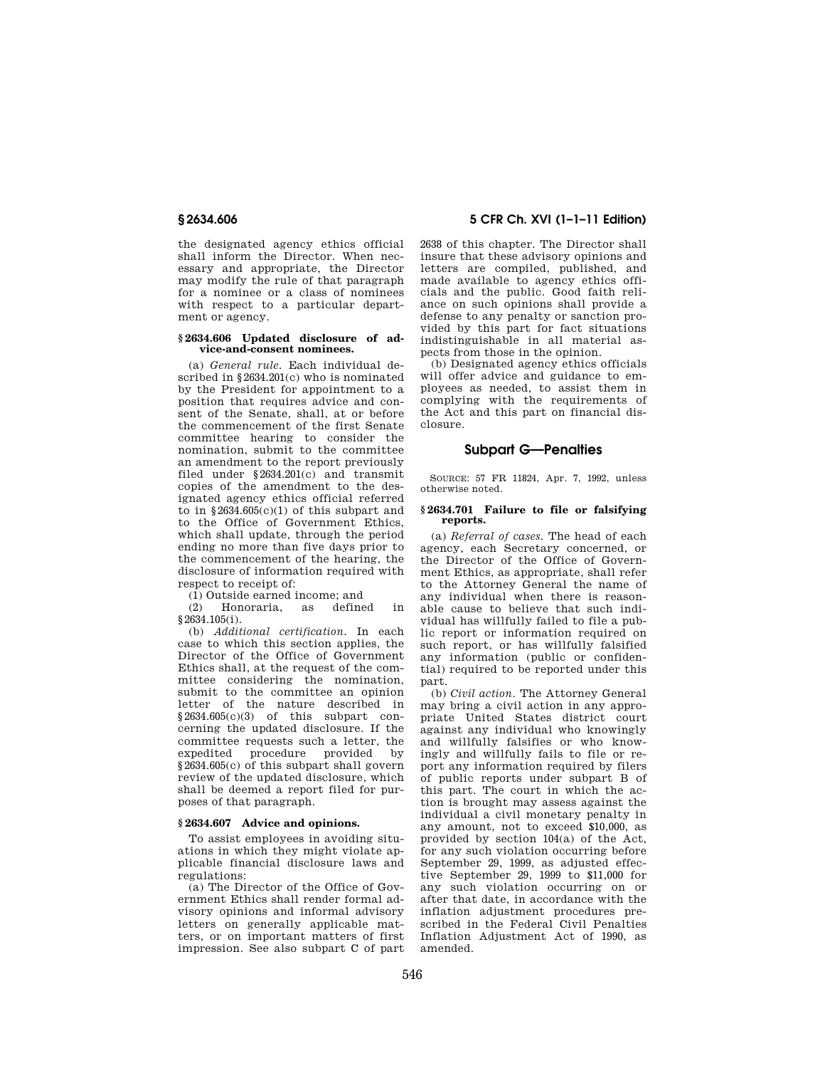the designated agency ethics official shall inform the Director. When necessary and appropriate, the Director may modify the rule of that paragraph for a nominee or a class of nominees with respect to a particular department or agency.

### § 2634.606 Updated disclosure of advice-and-consent nominees.

(a) *General rule.* Each individual described in § 2634.201(c) who is nominated by the President for appointment to a position that requires advice and consent of the Senate, shall, at or before the commencement of the first Senate committee hearing to consider the nomination, submit to the committee an amendment to the report previously filed under § 2634.201(c) and transmit copies of the amendment to the designated agency ethics official referred to in § 2634.605(c)(1) of this subpart and to the Office of Government Ethics, which shall update, through the period ending no more than five days prior to the commencement of the hearing, the disclosure of information required with respect to receipt of:

(1) Outside earned income; and

(2) Honoraria, as defined in § 2634.105(i).

(b) *Additional certification.* In each case to which this section applies, the Director of the Office of Government Ethics shall, at the request of the committee considering the nomination, submit to the committee an opinion letter of the nature described in § 2634.605(c)(3) of this subpart concerning the updated disclosure. If the committee requests such a letter, the expedited procedure provided by § 2634.605(c) of this subpart shall govern review of the updated disclosure, which shall be deemed a report filed for purposes of that paragraph.

### § 2634.607 Advice and opinions.

To assist employees in avoiding situations in which they might violate applicable financial disclosure laws and regulations:

(a) The Director of the Office of Government Ethics shall render formal advisory opinions and informal advisory letters on generally applicable matters, or on important matters of first impression. See also subpart C of part 2638 of this chapter. The Director shall insure that these advisory opinions and letters are compiled, published, and made available to agency ethics officials and the public. Good faith reliance on such opinions shall provide a defense to any penalty or sanction provided by this part for fact situations indistinguishable in all material aspects from those in the opinion.

(b) Designated agency ethics officials will offer advice and guidance to employees as needed, to assist them in complying with the requirements of the Act and this part on financial disclosure.

## Subpart G—Penalties

SOURCE: 57 FR 11824, Apr. 7, 1992, unless otherwise noted.

### § 2634.701 Failure to file or falsifying reports.

(a) *Referral of cases.* The head of each agency, each Secretary concerned, or the Director of the Office of Government Ethics, as appropriate, shall refer to the Attorney General the name of any individual when there is reasonable cause to believe that such individual has willfully failed to file a public report or information required on such report, or has willfully falsified any information (public or confidential) required to be reported under this part.

(b) *Civil action.* The Attorney General may bring a civil action in any appropriate United States district court against any individual who knowingly and willfully falsifies or who knowingly and willfully fails to file or report any information required by filers of public reports under subpart B of this part. The court in which the action is brought may assess against the individual a civil monetary penalty in any amount, not to exceed $10,000, as provided by section 104(a) of the Act, for any such violation occurring before September 29, 1999, as adjusted effective September 29, 1999 to $11,000 for any such violation occurring on or after that date, in accordance with the inflation adjustment procedures prescribed in the Federal Civil Penalties Inflation Adjustment Act of 1990, as amended.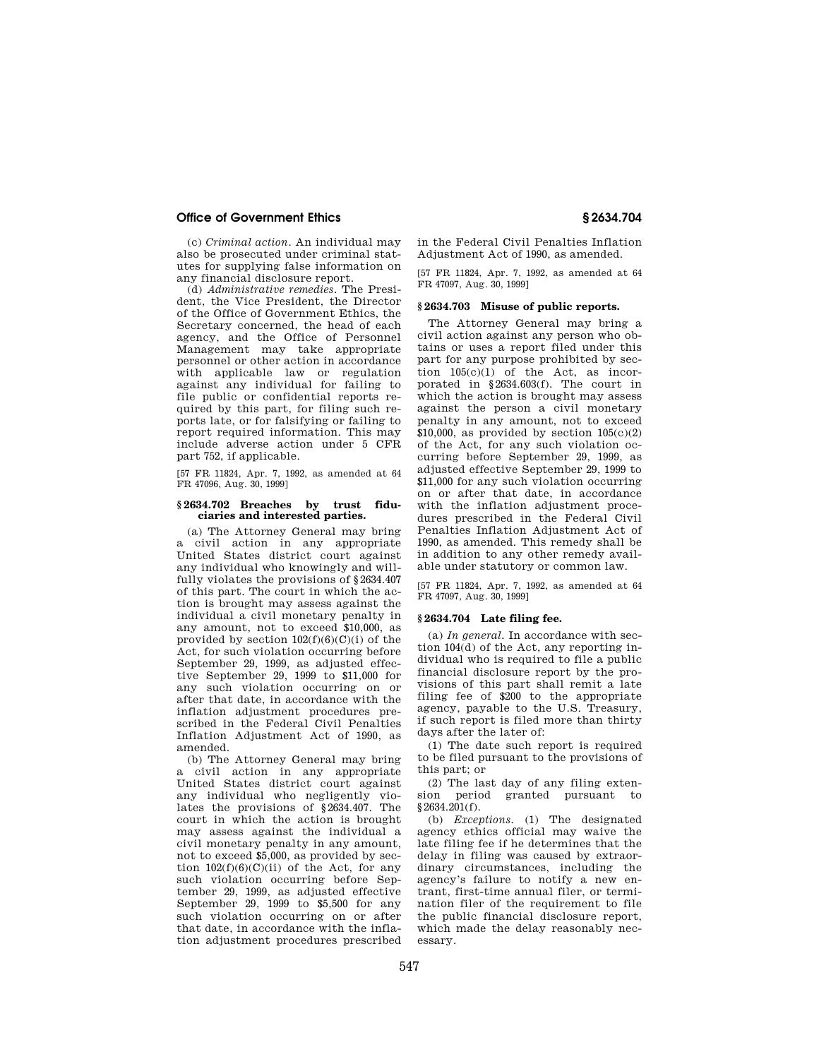(c) *Criminal action*. An individual may also be prosecuted under criminal statutes for supplying false information on any financial disclosure report.

(d) *Administrative remedies*. The President, the Vice President, the Director of the Office of Government Ethics, the Secretary concerned, the head of each agency, and the Office of Personnel Management may take appropriate personnel or other action in accordance with applicable law or regulation against any individual for failing to file public or confidential reports required by this part, for filing such reports late, or for falsifying or failing to report required information. This may include adverse action under 5 CFR part 752, if applicable.

[57 FR 11824, Apr. 7, 1992, as amended at 64 FR 47096, Aug. 30, 1999]

## § 2634.702 Breaches by trust fiduciaries and interested parties.

(a) The Attorney General may bring a civil action in any appropriate United States district court against any individual who knowingly and willfully violates the provisions of § 2634.407 of this part. The court in which the action is brought may assess against the individual a civil monetary penalty in any amount, not to exceed $10,000, as provided by section 102(f)(6)(C)(i) of the Act, for such violation occurring before September 29, 1999, as adjusted effective September 29, 1999 to $11,000 for any such violation occurring on or after that date, in accordance with the inflation adjustment procedures prescribed in the Federal Civil Penalties Inflation Adjustment Act of 1990, as amended.

(b) The Attorney General may bring a civil action in any appropriate United States district court against any individual who negligently violates the provisions of § 2634.407. The court in which the action is brought may assess against the individual a civil monetary penalty in any amount, not to exceed $5,000, as provided by section 102(f)(6)(C)(ii) of the Act, for any such violation occurring before September 29, 1999, as adjusted effective September 29, 1999 to $5,500 for any such violation occurring on or after that date, in accordance with the inflation adjustment procedures prescribed in the Federal Civil Penalties Inflation Adjustment Act of 1990, as amended.

[57 FR 11824, Apr. 7, 1992, as amended at 64 FR 47097, Aug. 30, 1999]

## § 2634.703 Misuse of public reports.

The Attorney General may bring a civil action against any person who obtains or uses a report filed under this part for any purpose prohibited by section 105(c)(1) of the Act, as incorporated in § 2634.603(f). The court in which the action is brought may assess against the person a civil monetary penalty in any amount, not to exceed $10,000, as provided by section 105(c)(2) of the Act, for any such violation occurring before September 29, 1999, as adjusted effective September 29, 1999 to $11,000 for any such violation occurring on or after that date, in accordance with the inflation adjustment procedures prescribed in the Federal Civil Penalties Inflation Adjustment Act of 1990, as amended. This remedy shall be in addition to any other remedy available under statutory or common law.

[57 FR 11824, Apr. 7, 1992, as amended at 64 FR 47097, Aug. 30, 1999]

## § 2634.704 Late filing fee.

(a) *In general*. In accordance with section 104(d) of the Act, any reporting individual who is required to file a public financial disclosure report by the provisions of this part shall remit a late filing fee of $200 to the appropriate agency, payable to the U.S. Treasury, if such report is filed more than thirty days after the later of:

(1) The date such report is required to be filed pursuant to the provisions of this part; or

(2) The last day of any filing extension period granted pursuant to § 2634.201(f).

(b) *Exceptions*. (1) The designated agency ethics official may waive the late filing fee if he determines that the delay in filing was caused by extraordinary circumstances, including the agency's failure to notify a new entrant, first-time annual filer, or termination filer of the requirement to file the public financial disclosure report, which made the delay reasonably necessary.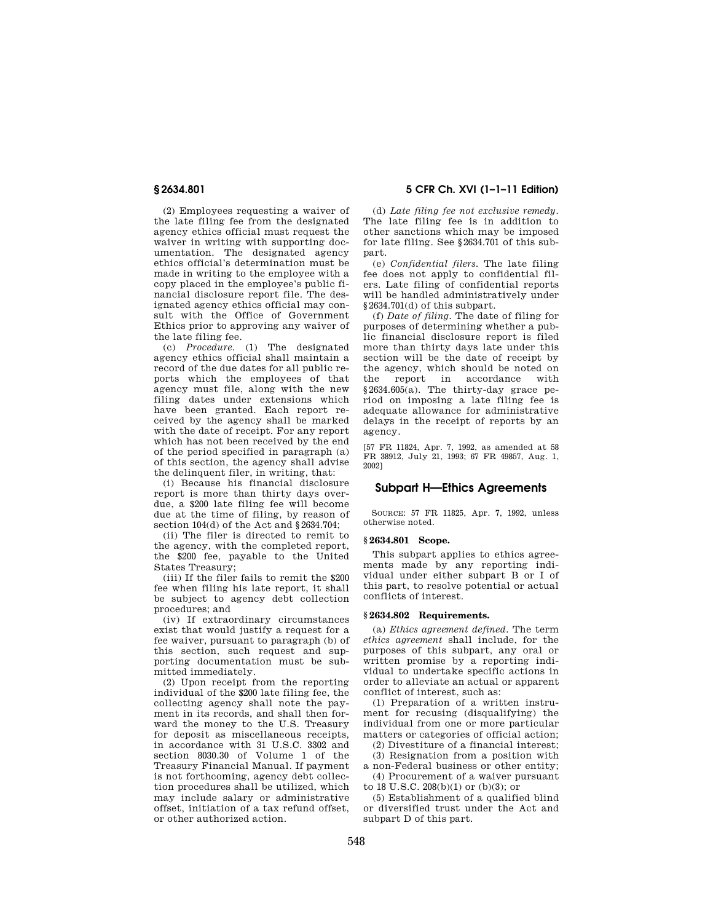(2) Employees requesting a waiver of the late filing fee from the designated agency ethics official must request the waiver in writing with supporting documentation. The designated agency ethics official's determination must be made in writing to the employee with a copy placed in the employee's public financial disclosure report file. The designated agency ethics official may consult with the Office of Government Ethics prior to approving any waiver of the late filing fee.

(c) *Procedure.* (1) The designated agency ethics official shall maintain a record of the due dates for all public reports which the employees of that agency must file, along with the new filing dates under extensions which have been granted. Each report received by the agency shall be marked with the date of receipt. For any report which has not been received by the end of the period specified in paragraph (a) of this section, the agency shall advise the delinquent filer, in writing, that:

(i) Because his financial disclosure report is more than thirty days overdue, a $200 late filing fee will become due at the time of filing, by reason of section 104(d) of the Act and §2634.704;

(ii) The filer is directed to remit to the agency, with the completed report, the $200 fee, payable to the United States Treasury;

(iii) If the filer fails to remit the $200 fee when filing his late report, it shall be subject to agency debt collection procedures; and

(iv) If extraordinary circumstances exist that would justify a request for a fee waiver, pursuant to paragraph (b) of this section, such request and supporting documentation must be submitted immediately.

(2) Upon receipt from the reporting individual of the $200 late filing fee, the collecting agency shall note the payment in its records, and shall then forward the money to the U.S. Treasury for deposit as miscellaneous receipts, in accordance with 31 U.S.C. 3302 and section 8030.30 of Volume 1 of the Treasury Financial Manual. If payment is not forthcoming, agency debt collection procedures shall be utilized, which may include salary or administrative offset, initiation of a tax refund offset, or other authorized action.

(d) *Late filing fee not exclusive remedy.* The late filing fee is in addition to other sanctions which may be imposed for late filing. See §2634.701 of this subpart.

(e) *Confidential filers.* The late filing fee does not apply to confidential filers. Late filing of confidential reports will be handled administratively under §2634.701(d) of this subpart.

(f) *Date of filing.* The date of filing for purposes of determining whether a public financial disclosure report is filed more than thirty days late under this section will be the date of receipt by the agency, which should be noted on the report in accordance with §2634.605(a). The thirty-day grace period on imposing a late filing fee is adequate allowance for administrative delays in the receipt of reports by an agency.

[57 FR 11824, Apr. 7, 1992, as amended at 58 FR 38912, July 21, 1993; 67 FR 49857, Aug. 1, 2002]

## Subpart H—Ethics Agreements

SOURCE: 57 FR 11825, Apr. 7, 1992, unless otherwise noted.

### §2634.801 Scope.

This subpart applies to ethics agreements made by any reporting individual under either subpart B or I of this part, to resolve potential or actual conflicts of interest.

### §2634.802 Requirements.

(a) *Ethics agreement defined.* The term *ethics agreement* shall include, for the purposes of this subpart, any oral or written promise by a reporting individual to undertake specific actions in order to alleviate an actual or apparent conflict of interest, such as:

(1) Preparation of a written instrument for recusing (disqualifying) the individual from one or more particular matters or categories of official action;

(2) Divestiture of a financial interest;

(3) Resignation from a position with a non-Federal business or other entity;

(4) Procurement of a waiver pursuant to 18 U.S.C. 208(b)(1) or (b)(3); or

(5) Establishment of a qualified blind or diversified trust under the Act and subpart D of this part.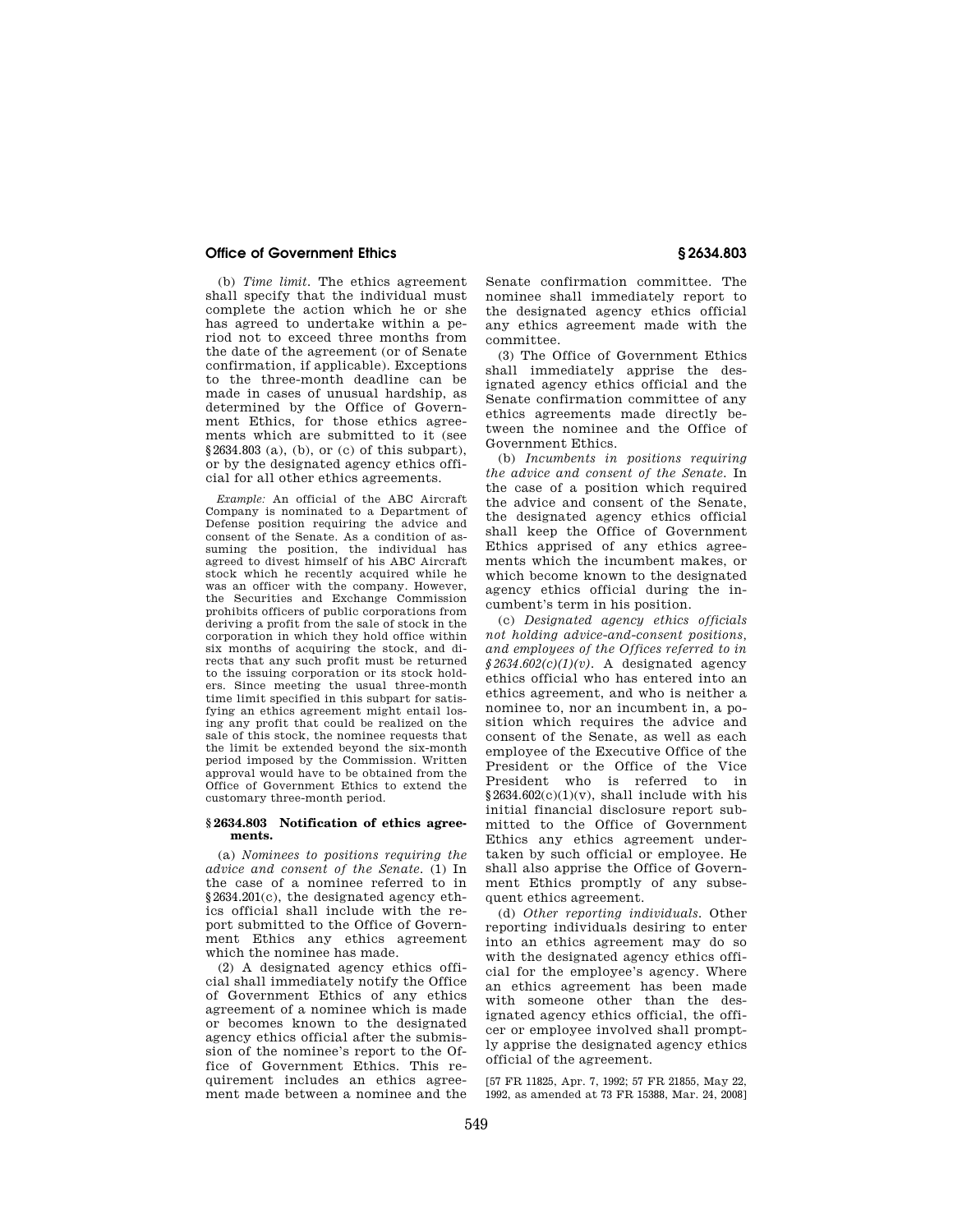(b) *Time limit.* The ethics agreement shall specify that the individual must complete the action which he or she has agreed to undertake within a period not to exceed three months from the date of the agreement (or of Senate confirmation, if applicable). Exceptions to the three-month deadline can be made in cases of unusual hardship, as determined by the Office of Government Ethics, for those ethics agreements which are submitted to it (see §2634.803 (a), (b), or (c) of this subpart), or by the designated agency ethics official for all other ethics agreements.

*Example:* An official of the ABC Aircraft Company is nominated to a Department of Defense position requiring the advice and consent of the Senate. As a condition of assuming the position, the individual has agreed to divest himself of his ABC Aircraft stock which he recently acquired while he was an officer with the company. However, the Securities and Exchange Commission prohibits officers of public corporations from deriving a profit from the sale of stock in the corporation in which they hold office within six months of acquiring the stock, and directs that any such profit must be returned to the issuing corporation or its stock holders. Since meeting the usual three-month time limit specified in this subpart for satisfying an ethics agreement might entail losing any profit that could be realized on the sale of this stock, the nominee requests that the limit be extended beyond the six-month period imposed by the Commission. Written approval would have to be obtained from the Office of Government Ethics to extend the customary three-month period.

### §2634.803 Notification of ethics agreements.

(a) *Nominees to positions requiring the advice and consent of the Senate.* (1) In the case of a nominee referred to in §2634.201(c), the designated agency ethics official shall include with the report submitted to the Office of Government Ethics any ethics agreement which the nominee has made.

(2) A designated agency ethics official shall immediately notify the Office of Government Ethics of any ethics agreement of a nominee which is made or becomes known to the designated agency ethics official after the submission of the nominee's report to the Office of Government Ethics. This requirement includes an ethics agreement made between a nominee and the Senate confirmation committee. The nominee shall immediately report to the designated agency ethics official any ethics agreement made with the committee.

(3) The Office of Government Ethics shall immediately apprise the designated agency ethics official and the Senate confirmation committee of any ethics agreements made directly between the nominee and the Office of Government Ethics.

(b) *Incumbents in positions requiring the advice and consent of the Senate.* In the case of a position which required the advice and consent of the Senate, the designated agency ethics official shall keep the Office of Government Ethics apprised of any ethics agreements which the incumbent makes, or which become known to the designated agency ethics official during the incumbent's term in his position.

(c) *Designated agency ethics officials not holding advice-and-consent positions, and employees of the Offices referred to in §2634.602(c)(1)(v).* A designated agency ethics official who has entered into an ethics agreement, and who is neither a nominee to, nor an incumbent in, a position which requires the advice and consent of the Senate, as well as each employee of the Executive Office of the President or the Office of the Vice President who is referred to in §2634.602(c)(1)(v), shall include with his initial financial disclosure report submitted to the Office of Government Ethics any ethics agreement undertaken by such official or employee. He shall also apprise the Office of Government Ethics promptly of any subsequent ethics agreement.

(d) *Other reporting individuals.* Other reporting individuals desiring to enter into an ethics agreement may do so with the designated agency ethics official for the employee's agency. Where an ethics agreement has been made with someone other than the designated agency ethics official, the officer or employee involved shall promptly apprise the designated agency ethics official of the agreement.

[57 FR 11825, Apr. 7, 1992; 57 FR 21855, May 22, 1992, as amended at 73 FR 15388, Mar. 24, 2008]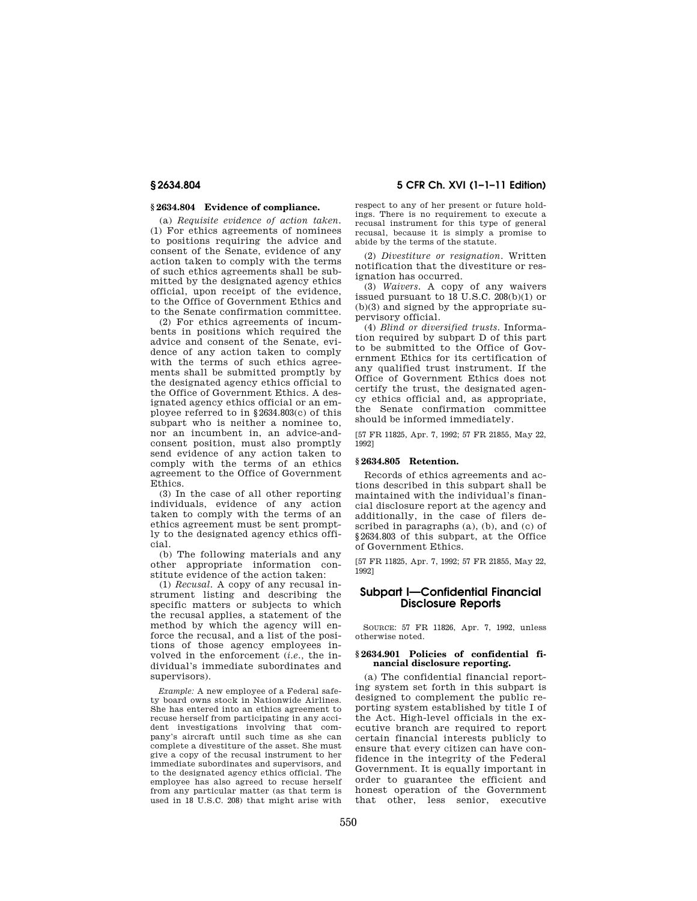## § 2634.804 Evidence of compliance.

(a) *Requisite evidence of action taken.* (1) For ethics agreements of nominees to positions requiring the advice and consent of the Senate, evidence of any action taken to comply with the terms of such ethics agreements shall be submitted by the designated agency ethics official, upon receipt of the evidence, to the Office of Government Ethics and to the Senate confirmation committee.

(2) For ethics agreements of incumbents in positions which required the advice and consent of the Senate, evidence of any action taken to comply with the terms of such ethics agreements shall be submitted promptly by the designated agency ethics official to the Office of Government Ethics. A designated agency ethics official or an employee referred to in § 2634.803(c) of this subpart who is neither a nominee to, nor an incumbent in, an advice-and-consent position, must also promptly send evidence of any action taken to comply with the terms of an ethics agreement to the Office of Government Ethics.

(3) In the case of all other reporting individuals, evidence of any action taken to comply with the terms of an ethics agreement must be sent promptly to the designated agency ethics official.

(b) The following materials and any other appropriate information constitute evidence of the action taken:

(1) *Recusal.* A copy of any recusal instrument listing and describing the specific matters or subjects to which the recusal applies, a statement of the method by which the agency will enforce the recusal, and a list of the positions of those agency employees involved in the enforcement (*i.e.*, the individual's immediate subordinates and supervisors).

*Example:* A new employee of a Federal safety board owns stock in Nationwide Airlines. She has entered into an ethics agreement to recuse herself from participating in any accident investigations involving that company's aircraft until such time as she can complete a divestiture of the asset. She must give a copy of the recusal instrument to her immediate subordinates and supervisors, and to the designated agency ethics official. The employee has also agreed to recuse herself from any particular matter (as that term is used in 18 U.S.C. 208) that might arise with respect to any of her present or future holdings. There is no requirement to execute a recusal instrument for this type of general recusal, because it is simply a promise to abide by the terms of the statute.

(2) *Divestiture or resignation.* Written notification that the divestiture or resignation has occurred.

(3) *Waivers.* A copy of any waivers issued pursuant to 18 U.S.C. 208(b)(1) or (b)(3) and signed by the appropriate supervisory official.

(4) *Blind or diversified trusts.* Information required by subpart D of this part to be submitted to the Office of Government Ethics for its certification of any qualified trust instrument. If the Office of Government Ethics does not certify the trust, the designated agency ethics official and, as appropriate, the Senate confirmation committee should be informed immediately.

[57 FR 11825, Apr. 7, 1992; 57 FR 21855, May 22, 1992]

## § 2634.805 Retention.

Records of ethics agreements and actions described in this subpart shall be maintained with the individual's financial disclosure report at the agency and additionally, in the case of filers described in paragraphs (a), (b), and (c) of § 2634.803 of this subpart, at the Office of Government Ethics.

[57 FR 11825, Apr. 7, 1992; 57 FR 21855, May 22, 1992]

# Subpart I—Confidential Financial Disclosure Reports

SOURCE: 57 FR 11826, Apr. 7, 1992, unless otherwise noted.

## § 2634.901 Policies of confidential financial disclosure reporting.

(a) The confidential financial reporting system set forth in this subpart is designed to complement the public reporting system established by title I of the Act. High-level officials in the executive branch are required to report certain financial interests publicly to ensure that every citizen can have confidence in the integrity of the Federal Government. It is equally important in order to guarantee the efficient and honest operation of the Government that other, less senior, executive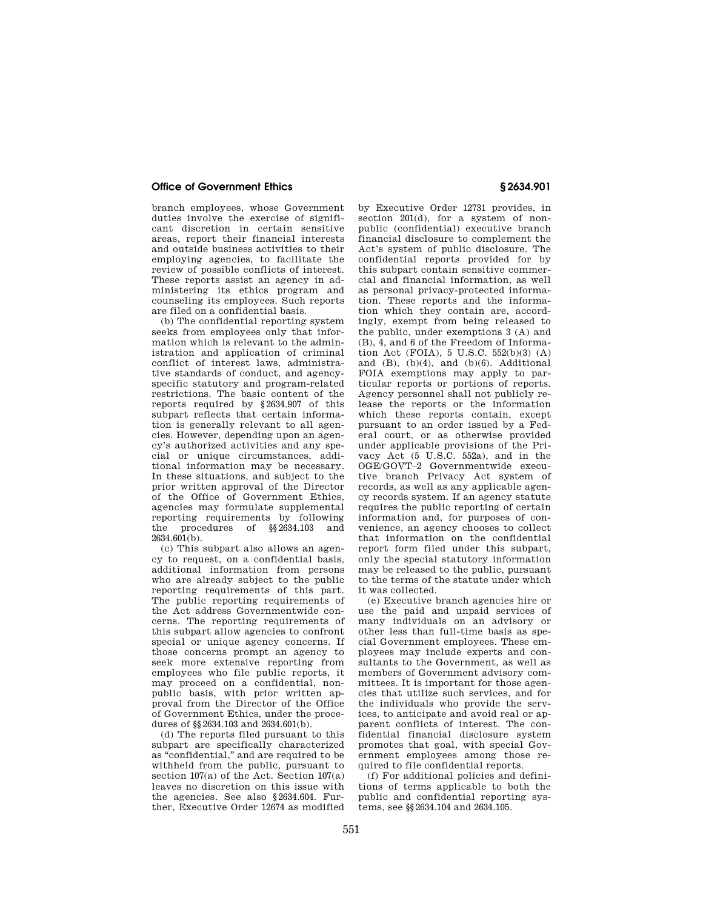branch employees, whose Government duties involve the exercise of significant discretion in certain sensitive areas, report their financial interests and outside business activities to their employing agencies, to facilitate the review of possible conflicts of interest. These reports assist an agency in administering its ethics program and counseling its employees. Such reports are filed on a confidential basis.

(b) The confidential reporting system seeks from employees only that information which is relevant to the administration and application of criminal conflict of interest laws, administrative standards of conduct, and agency-specific statutory and program-related restrictions. The basic content of the reports required by §2634.907 of this subpart reflects that certain information is generally relevant to all agencies. However, depending upon an agency's authorized activities and any special or unique circumstances, additional information may be necessary. In these situations, and subject to the prior written approval of the Director of the Office of Government Ethics, agencies may formulate supplemental reporting requirements by following the procedures of §§2634.103 and 2634.601(b).

(c) This subpart also allows an agency to request, on a confidential basis, additional information from persons who are already subject to the public reporting requirements of this part. The public reporting requirements of the Act address Governmentwide concerns. The reporting requirements of this subpart allow agencies to confront special or unique agency concerns. If those concerns prompt an agency to seek more extensive reporting from employees who file public reports, it may proceed on a confidential, nonpublic basis, with prior written approval from the Director of the Office of Government Ethics, under the procedures of §§2634.103 and 2634.601(b).

(d) The reports filed pursuant to this subpart are specifically characterized as "confidential," and are required to be withheld from the public, pursuant to section 107(a) of the Act. Section 107(a) leaves no discretion on this issue with the agencies. See also §2634.604. Further, Executive Order 12674 as modified by Executive Order 12731 provides, in section 201(d), for a system of nonpublic (confidential) executive branch financial disclosure to complement the Act's system of public disclosure. The confidential reports provided for by this subpart contain sensitive commercial and financial information, as well as personal privacy-protected information. These reports and the information which they contain are, accordingly, exempt from being released to the public, under exemptions 3 (A) and (B), 4, and 6 of the Freedom of Information Act (FOIA), 5 U.S.C. 552(b)(3) (A) and (B), (b)(4), and (b)(6). Additional FOIA exemptions may apply to particular reports or portions of reports. Agency personnel shall not publicly release the reports or the information which these reports contain, except pursuant to an order issued by a Federal court, or as otherwise provided under applicable provisions of the Privacy Act (5 U.S.C. 552a), and in the OGE/GOVT–2 Governmentwide executive branch Privacy Act system of records, as well as any applicable agency records system. If an agency statute requires the public reporting of certain information and, for purposes of convenience, an agency chooses to collect that information on the confidential report form filed under this subpart, only the special statutory information may be released to the public, pursuant to the terms of the statute under which it was collected.

(e) Executive branch agencies hire or use the paid and unpaid services of many individuals on an advisory or other less than full-time basis as special Government employees. These employees may include experts and consultants to the Government, as well as members of Government advisory committees. It is important for those agencies that utilize such services, and for the individuals who provide the services, to anticipate and avoid real or apparent conflicts of interest. The confidential financial disclosure system promotes that goal, with special Government employees among those required to file confidential reports.

(f) For additional policies and definitions of terms applicable to both the public and confidential reporting systems, see §§2634.104 and 2634.105.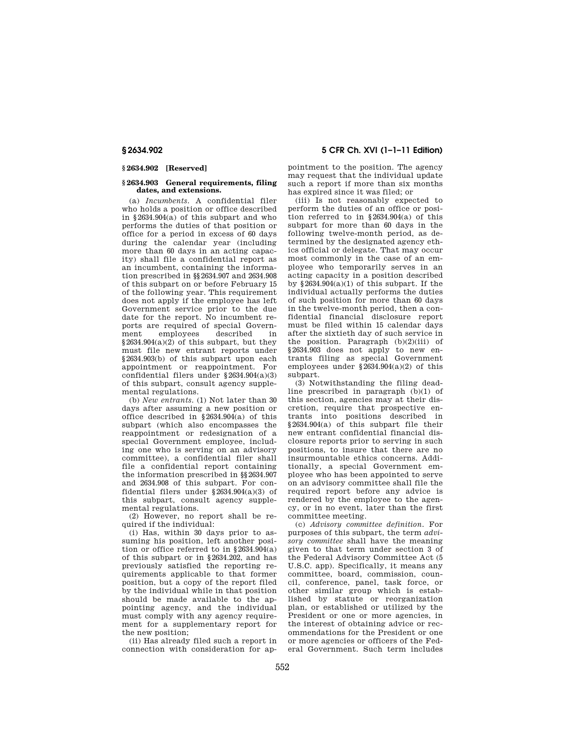### § 2634.902 [Reserved]

### § 2634.903 General requirements, filing dates, and extensions.

(a) *Incumbents.* A confidential filer who holds a position or office described in § 2634.904(a) of this subpart and who performs the duties of that position or office for a period in excess of 60 days during the calendar year (including more than 60 days in an acting capacity) shall file a confidential report as an incumbent, containing the information prescribed in §§ 2634.907 and 2634.908 of this subpart on or before February 15 of the following year. This requirement does not apply if the employee has left Government service prior to the due date for the report. No incumbent reports are required of special Government employees described in § 2634.904(a)(2) of this subpart, but they must file new entrant reports under § 2634.903(b) of this subpart upon each appointment or reappointment. For confidential filers under § 2634.904(a)(3) of this subpart, consult agency supplemental regulations.

(b) *New entrants.* (1) Not later than 30 days after assuming a new position or office described in § 2634.904(a) of this subpart (which also encompasses the reappointment or redesignation of a special Government employee, including one who is serving on an advisory committee), a confidential filer shall file a confidential report containing the information prescribed in §§ 2634.907 and 2634.908 of this subpart. For confidential filers under § 2634.904(a)(3) of this subpart, consult agency supplemental regulations.

(2) However, no report shall be required if the individual:

(i) Has, within 30 days prior to assuming his position, left another position or office referred to in § 2634.904(a) of this subpart or in § 2634.202, and has previously satisfied the reporting requirements applicable to that former position, but a copy of the report filed by the individual while in that position should be made available to the appointing agency, and the individual must comply with any agency requirement for a supplementary report for the new position;

(ii) Has already filed such a report in connection with consideration for appointment to the position. The agency may request that the individual update such a report if more than six months has expired since it was filed; or

(iii) Is not reasonably expected to perform the duties of an office or position referred to in § 2634.904(a) of this subpart for more than 60 days in the following twelve-month period, as determined by the designated agency ethics official or delegate. That may occur most commonly in the case of an employee who temporarily serves in an acting capacity in a position described by § 2634.904(a)(1) of this subpart. If the individual actually performs the duties of such position for more than 60 days in the twelve-month period, then a confidential financial disclosure report must be filed within 15 calendar days after the sixtieth day of such service in the position. Paragraph (b)(2)(iii) of § 2634.903 does not apply to new entrants filing as special Government employees under § 2634.904(a)(2) of this subpart.

(3) Notwithstanding the filing deadline prescribed in paragraph (b)(1) of this section, agencies may at their discretion, require that prospective entrants into positions described in § 2634.904(a) of this subpart file their new entrant confidential financial disclosure reports prior to serving in such positions, to insure that there are no insurmountable ethics concerns. Additionally, a special Government employee who has been appointed to serve on an advisory committee shall file the required report before any advice is rendered by the employee to the agency, or in no event, later than the first committee meeting.

(c) *Advisory committee definition.* For purposes of this subpart, the term *advisory committee* shall have the meaning given to that term under section 3 of the Federal Advisory Committee Act (5 U.S.C. app). Specifically, it means any committee, board, commission, council, conference, panel, task force, or other similar group which is established by statute or reorganization plan, or established or utilized by the President or one or more agencies, in the interest of obtaining advice or recommendations for the President or one or more agencies or officers of the Federal Government. Such term includes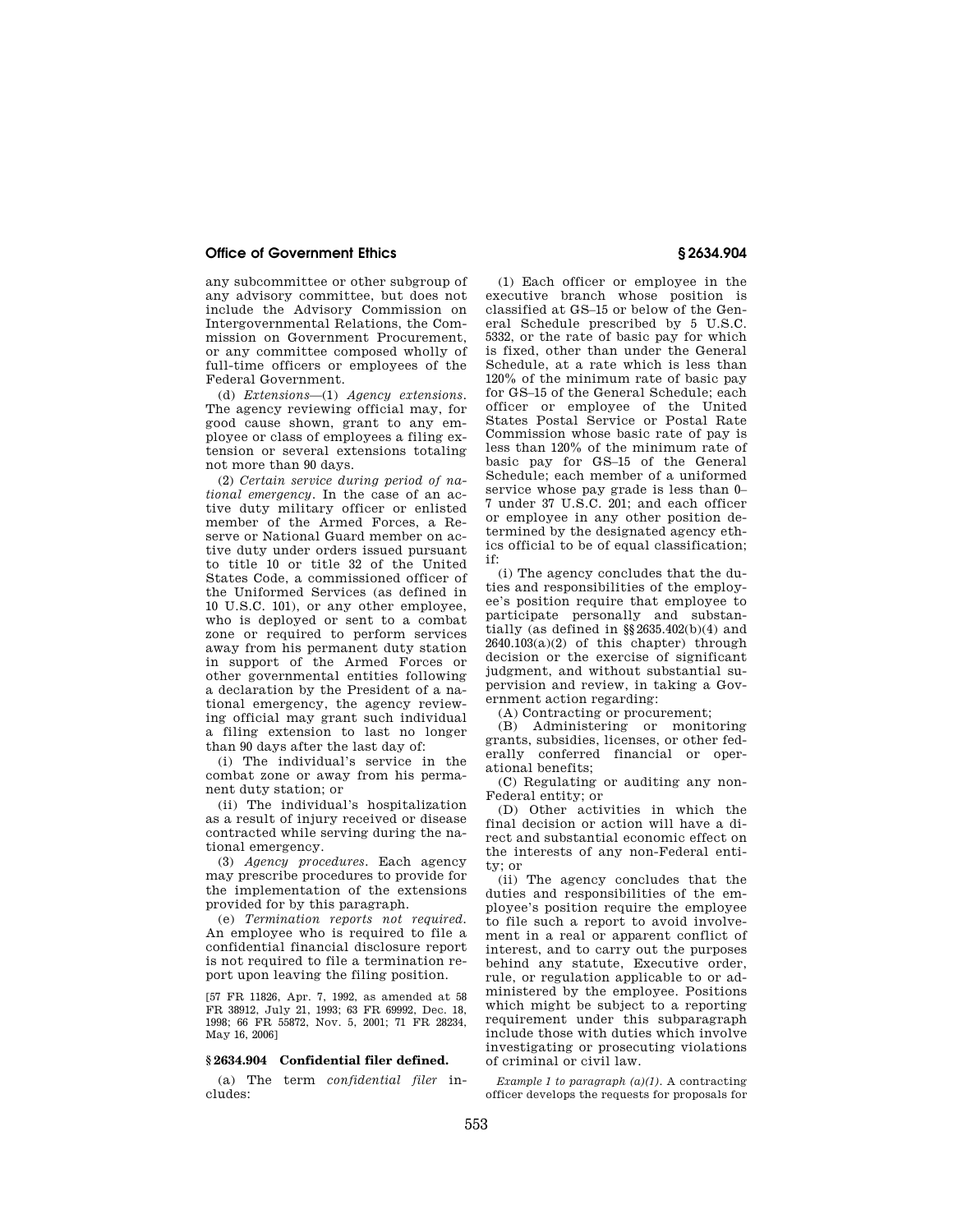any subcommittee or other subgroup of any advisory committee, but does not include the Advisory Commission on Intergovernmental Relations, the Commission on Government Procurement, or any committee composed wholly of full-time officers or employees of the Federal Government.

(d) *Extensions*—(1) *Agency extensions.* The agency reviewing official may, for good cause shown, grant to any employee or class of employees a filing extension or several extensions totaling not more than 90 days.

(2) *Certain service during period of national emergency.* In the case of an active duty military officer or enlisted member of the Armed Forces, a Reserve or National Guard member on active duty under orders issued pursuant to title 10 or title 32 of the United States Code, a commissioned officer of the Uniformed Services (as defined in 10 U.S.C. 101), or any other employee, who is deployed or sent to a combat zone or required to perform services away from his permanent duty station in support of the Armed Forces or other governmental entities following a declaration by the President of a national emergency, the agency reviewing official may grant such individual a filing extension to last no longer than 90 days after the last day of:

(i) The individual's service in the combat zone or away from his permanent duty station; or

(ii) The individual's hospitalization as a result of injury received or disease contracted while serving during the national emergency.

(3) *Agency procedures.* Each agency may prescribe procedures to provide for the implementation of the extensions provided for by this paragraph.

(e) *Termination reports not required.* An employee who is required to file a confidential financial disclosure report is not required to file a termination report upon leaving the filing position.

[57 FR 11826, Apr. 7, 1992, as amended at 58 FR 38912, July 21, 1993; 63 FR 69992, Dec. 18, 1998; 66 FR 55872, Nov. 5, 2001; 71 FR 28234, May 16, 2006]

## § 2634.904 Confidential filer defined.

(a) The term *confidential filer* includes:

(1) Each officer or employee in the executive branch whose position is classified at GS–15 or below of the General Schedule prescribed by 5 U.S.C. 5332, or the rate of basic pay for which is fixed, other than under the General Schedule, at a rate which is less than 120% of the minimum rate of basic pay for GS–15 of the General Schedule; each officer or employee of the United States Postal Service or Postal Rate Commission whose basic rate of pay is less than 120% of the minimum rate of basic pay for GS–15 of the General Schedule; each member of a uniformed service whose pay grade is less than 0–7 under 37 U.S.C. 201; and each officer or employee in any other position determined by the designated agency ethics official to be of equal classification; if:

(i) The agency concludes that the duties and responsibilities of the employee's position require that employee to participate personally and substantially (as defined in §§ 2635.402(b)(4) and 2640.103(a)(2) of this chapter) through decision or the exercise of significant judgment, and without substantial supervision and review, in taking a Government action regarding:

(A) Contracting or procurement;

(B) Administering or monitoring grants, subsidies, licenses, or other federally conferred financial or operational benefits;

(C) Regulating or auditing any non-Federal entity; or

(D) Other activities in which the final decision or action will have a direct and substantial economic effect on the interests of any non-Federal entity; or

(ii) The agency concludes that the duties and responsibilities of the employee's position require the employee to file such a report to avoid involvement in a real or apparent conflict of interest, and to carry out the purposes behind any statute, Executive order, rule, or regulation applicable to or administered by the employee. Positions which might be subject to a reporting requirement under this subparagraph include those with duties which involve investigating or prosecuting violations of criminal or civil law.

*Example 1 to paragraph (a)(1).* A contracting officer develops the requests for proposals for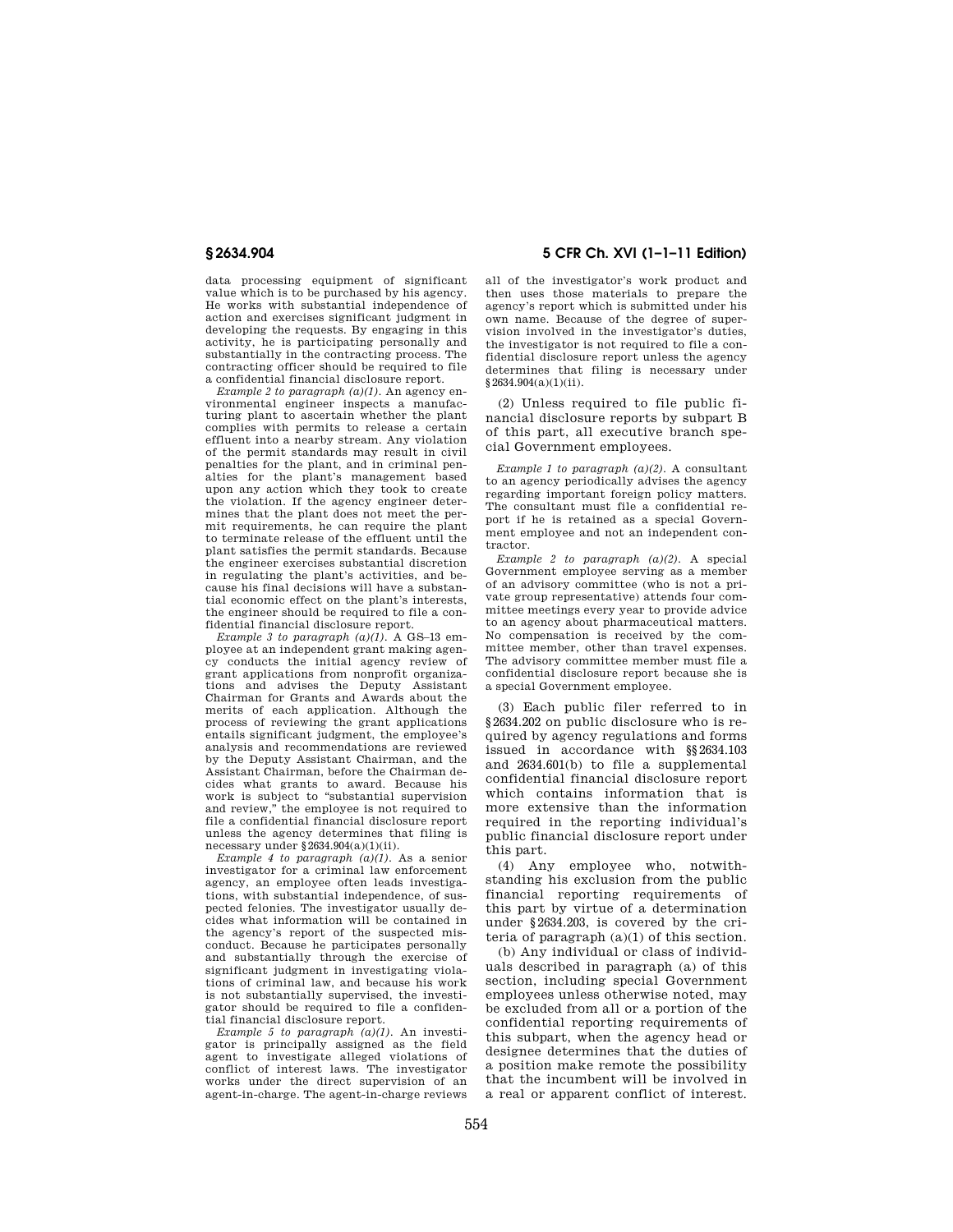data processing equipment of significant value which is to be purchased by his agency. He works with substantial independence of action and exercises significant judgment in developing the requests. By engaging in this activity, he is participating personally and substantially in the contracting process. The contracting officer should be required to file a confidential financial disclosure report.

*Example 2 to paragraph (a)(1).* An agency environmental engineer inspects a manufacturing plant to ascertain whether the plant complies with permits to release a certain effluent into a nearby stream. Any violation of the permit standards may result in civil penalties for the plant, and in criminal penalties for the plant's management based upon any action which they took to create the violation. If the agency engineer determines that the plant does not meet the permit requirements, he can require the plant to terminate release of the effluent until the plant satisfies the permit standards. Because the engineer exercises substantial discretion in regulating the plant's activities, and because his final decisions will have a substantial economic effect on the plant's interests, the engineer should be required to file a confidential financial disclosure report.

*Example 3 to paragraph (a)(1).* A GS–13 employee at an independent grant making agency conducts the initial agency review of grant applications from nonprofit organizations and advises the Deputy Assistant Chairman for Grants and Awards about the merits of each application. Although the process of reviewing the grant applications entails significant judgment, the employee's analysis and recommendations are reviewed by the Deputy Assistant Chairman, and the Assistant Chairman, before the Chairman decides what grants to award. Because his work is subject to "substantial supervision and review," the employee is not required to file a confidential financial disclosure report unless the agency determines that filing is necessary under §2634.904(a)(1)(ii).

*Example 4 to paragraph (a)(1).* As a senior investigator for a criminal law enforcement agency, an employee often leads investigations, with substantial independence, of suspected felonies. The investigator usually decides what information will be contained in the agency's report of the suspected misconduct. Because he participates personally and substantially through the exercise of significant judgment in investigating violations of criminal law, and because his work is not substantially supervised, the investigator should be required to file a confidential financial disclosure report.

*Example 5 to paragraph (a)(1).* An investigator is principally assigned as the field agent to investigate alleged violations of conflict of interest laws. The investigator works under the direct supervision of an agent-in-charge. The agent-in-charge reviews all of the investigator's work product and then uses those materials to prepare the agency's report which is submitted under his own name. Because of the degree of supervision involved in the investigator's duties, the investigator is not required to file a confidential disclosure report unless the agency determines that filing is necessary under §2634.904(a)(1)(ii).

(2) Unless required to file public financial disclosure reports by subpart B of this part, all executive branch special Government employees.

*Example 1 to paragraph (a)(2).* A consultant to an agency periodically advises the agency regarding important foreign policy matters. The consultant must file a confidential report if he is retained as a special Government employee and not an independent contractor.

*Example 2 to paragraph (a)(2).* A special Government employee serving as a member of an advisory committee (who is not a private group representative) attends four committee meetings every year to provide advice to an agency about pharmaceutical matters. No compensation is received by the committee member, other than travel expenses. The advisory committee member must file a confidential disclosure report because she is a special Government employee.

(3) Each public filer referred to in §2634.202 on public disclosure who is required by agency regulations and forms issued in accordance with §§2634.103 and 2634.601(b) to file a supplemental confidential financial disclosure report which contains information that is more extensive than the information required in the reporting individual's public financial disclosure report under this part.

(4) Any employee who, notwithstanding his exclusion from the public financial reporting requirements of this part by virtue of a determination under §2634.203, is covered by the criteria of paragraph (a)(1) of this section.

(b) Any individual or class of individuals described in paragraph (a) of this section, including special Government employees unless otherwise noted, may be excluded from all or a portion of the confidential reporting requirements of this subpart, when the agency head or designee determines that the duties of a position make remote the possibility that the incumbent will be involved in a real or apparent conflict of interest.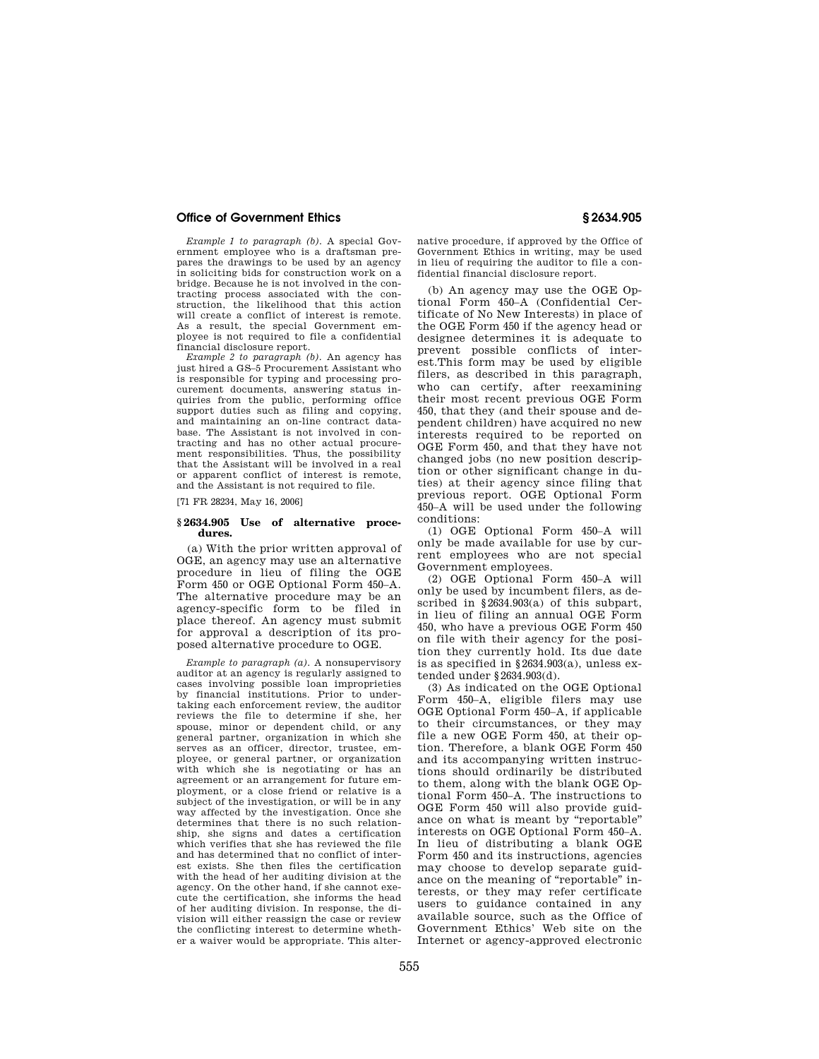*Example 1 to paragraph (b).* A special Government employee who is a draftsman prepares the drawings to be used by an agency in soliciting bids for construction work on a bridge. Because he is not involved in the contracting process associated with the construction, the likelihood that this action will create a conflict of interest is remote. As a result, the special Government employee is not required to file a confidential financial disclosure report.

*Example 2 to paragraph (b).* An agency has just hired a GS–5 Procurement Assistant who is responsible for typing and processing procurement documents, answering status inquiries from the public, performing office support duties such as filing and copying, and maintaining an on-line contract database. The Assistant is not involved in contracting and has no other actual procurement responsibilities. Thus, the possibility that the Assistant will be involved in a real or apparent conflict of interest is remote, and the Assistant is not required to file.

[71 FR 28234, May 16, 2006]

### § 2634.905 Use of alternative procedures.

(a) With the prior written approval of OGE, an agency may use an alternative procedure in lieu of filing the OGE Form 450 or OGE Optional Form 450–A. The alternative procedure may be an agency-specific form to be filed in place thereof. An agency must submit for approval a description of its proposed alternative procedure to OGE.

*Example to paragraph (a).* A nonsupervisory auditor at an agency is regularly assigned to cases involving possible loan improprieties by financial institutions. Prior to undertaking each enforcement review, the auditor reviews the file to determine if she, her spouse, minor or dependent child, or any general partner, organization in which she serves as an officer, director, trustee, employee, or general partner, or organization with which she is negotiating or has an agreement or an arrangement for future employment, or a close friend or relative is a subject of the investigation, or will be in any way affected by the investigation. Once she determines that there is no such relationship, she signs and dates a certification which verifies that she has reviewed the file and has determined that no conflict of interest exists. She then files the certification with the head of her auditing division at the agency. On the other hand, if she cannot execute the certification, she informs the head of her auditing division. In response, the division will either reassign the case or review the conflicting interest to determine whether a waiver would be appropriate. This alternative procedure, if approved by the Office of Government Ethics in writing, may be used in lieu of requiring the auditor to file a confidential financial disclosure report.

(b) An agency may use the OGE Optional Form 450–A (Confidential Certificate of No New Interests) in place of the OGE Form 450 if the agency head or designee determines it is adequate to prevent possible conflicts of interest.This form may be used by eligible filers, as described in this paragraph, who can certify, after reexamining their most recent previous OGE Form 450, that they (and their spouse and dependent children) have acquired no new interests required to be reported on OGE Form 450, and that they have not changed jobs (no new position description or other significant change in duties) at their agency since filing that previous report. OGE Optional Form 450–A will be used under the following conditions:

(1) OGE Optional Form 450–A will only be made available for use by current employees who are not special Government employees.

(2) OGE Optional Form 450–A will only be used by incumbent filers, as described in §2634.903(a) of this subpart, in lieu of filing an annual OGE Form 450, who have a previous OGE Form 450 on file with their agency for the position they currently hold. Its due date is as specified in §2634.903(a), unless extended under §2634.903(d).

(3) As indicated on the OGE Optional Form 450–A, eligible filers may use OGE Optional Form 450–A, if applicable to their circumstances, or they may file a new OGE Form 450, at their option. Therefore, a blank OGE Form 450 and its accompanying written instructions should ordinarily be distributed to them, along with the blank OGE Optional Form 450–A. The instructions to OGE Form 450 will also provide guidance on what is meant by "reportable" interests on OGE Optional Form 450–A. In lieu of distributing a blank OGE Form 450 and its instructions, agencies may choose to develop separate guidance on the meaning of "reportable" interests, or they may refer certificate users to guidance contained in any available source, such as the Office of Government Ethics' Web site on the Internet or agency-approved electronic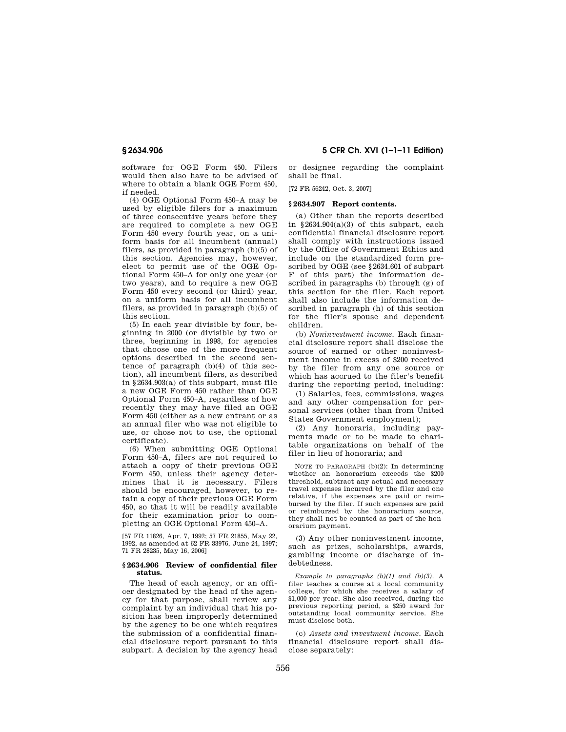software for OGE Form 450. Filers would then also have to be advised of where to obtain a blank OGE Form 450, if needed.

(4) OGE Optional Form 450–A may be used by eligible filers for a maximum of three consecutive years before they are required to complete a new OGE Form 450 every fourth year, on a uniform basis for all incumbent (annual) filers, as provided in paragraph (b)(5) of this section. Agencies may, however, elect to permit use of the OGE Optional Form 450–A for only one year (or two years), and to require a new OGE Form 450 every second (or third) year, on a uniform basis for all incumbent filers, as provided in paragraph (b)(5) of this section.

(5) In each year divisible by four, beginning in 2000 (or divisible by two or three, beginning in 1998, for agencies that choose one of the more frequent options described in the second sentence of paragraph (b)(4) of this section), all incumbent filers, as described in §2634.903(a) of this subpart, must file a new OGE Form 450 rather than OGE Optional Form 450–A, regardless of how recently they may have filed an OGE Form 450 (either as a new entrant or as an annual filer who was not eligible to use, or chose not to use, the optional certificate).

(6) When submitting OGE Optional Form 450–A, filers are not required to attach a copy of their previous OGE Form 450, unless their agency determines that it is necessary. Filers should be encouraged, however, to retain a copy of their previous OGE Form 450, so that it will be readily available for their examination prior to completing an OGE Optional Form 450–A.

[57 FR 11826, Apr. 7, 1992; 57 FR 21855, May 22, 1992, as amended at 62 FR 33976, June 24, 1997; 71 FR 28235, May 16, 2006]

### §2634.906 Review of confidential filer status.

The head of each agency, or an officer designated by the head of the agency for that purpose, shall review any complaint by an individual that his position has been improperly determined by the agency to be one which requires the submission of a confidential financial disclosure report pursuant to this subpart. A decision by the agency head or designee regarding the complaint shall be final.

[72 FR 56242, Oct. 3, 2007]

### §2634.907 Report contents.

(a) Other than the reports described in §2634.904(a)(3) of this subpart, each confidential financial disclosure report shall comply with instructions issued by the Office of Government Ethics and include on the standardized form prescribed by OGE (see §2634.601 of subpart F of this part) the information described in paragraphs (b) through (g) of this section for the filer. Each report shall also include the information described in paragraph (h) of this section for the filer's spouse and dependent children.

(b) *Noninvestment income.* Each financial disclosure report shall disclose the source of earned or other noninvestment income in excess of $200 received by the filer from any one source or which has accrued to the filer's benefit during the reporting period, including:

(1) Salaries, fees, commissions, wages and any other compensation for personal services (other than from United States Government employment);

(2) Any honoraria, including payments made or to be made to charitable organizations on behalf of the filer in lieu of honoraria; and

NOTE TO PARAGRAPH (b)(2): In determining whether an honorarium exceeds the $200 threshold, subtract any actual and necessary travel expenses incurred by the filer and one relative, if the expenses are paid or reimbursed by the filer. If such expenses are paid or reimbursed by the honorarium source, they shall not be counted as part of the honorarium payment.

(3) Any other noninvestment income, such as prizes, scholarships, awards, gambling income or discharge of indebtedness.

*Example to paragraphs (b)(1) and (b)(3).* A filer teaches a course at a local community college, for which she receives a salary of $1,000 per year. She also received, during the previous reporting period, a $250 award for outstanding local community service. She must disclose both.

(c) *Assets and investment income.* Each financial disclosure report shall disclose separately: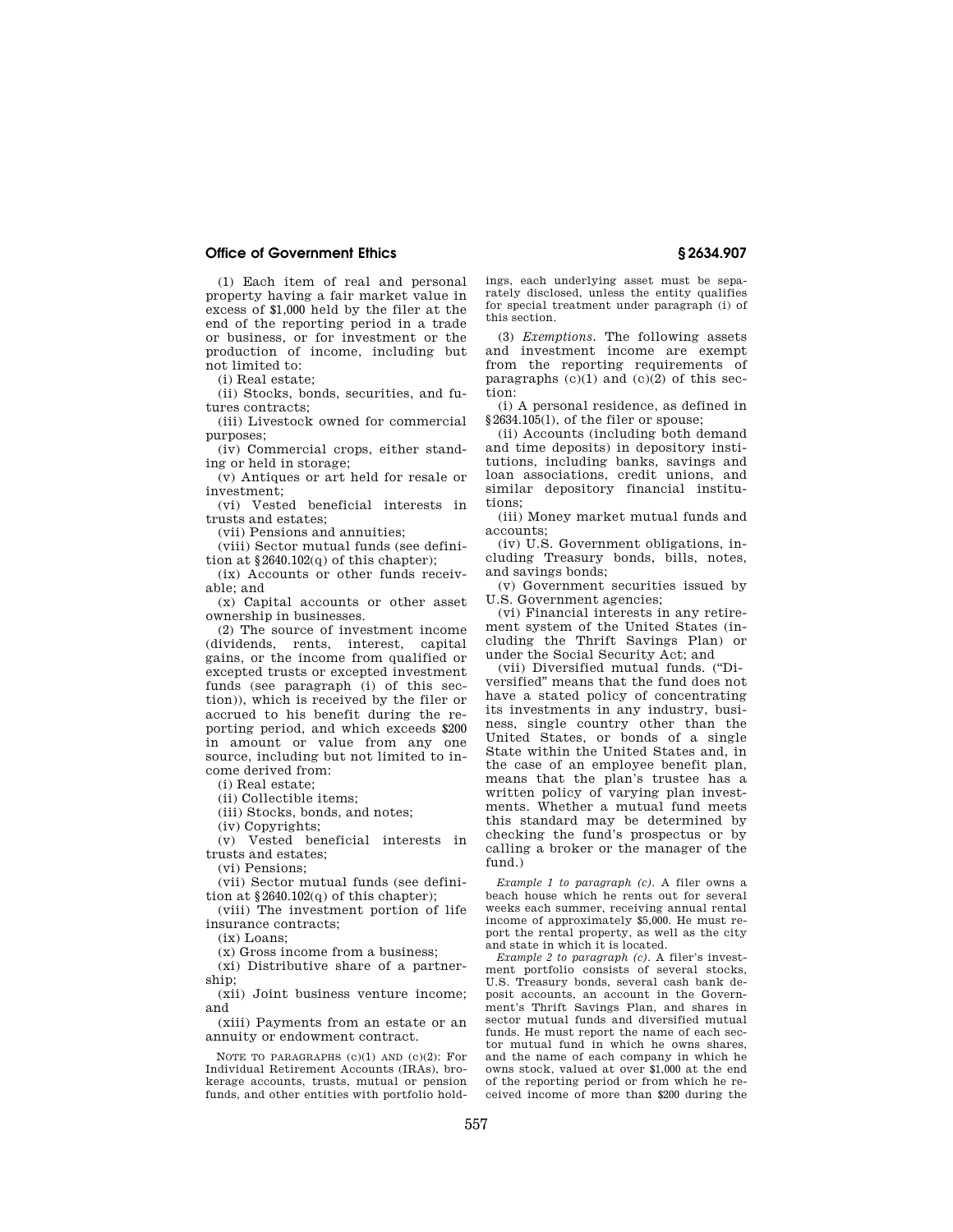(1) Each item of real and personal property having a fair market value in excess of $1,000 held by the filer at the end of the reporting period in a trade or business, or for investment or the production of income, including but not limited to:

(i) Real estate;

(ii) Stocks, bonds, securities, and futures contracts;

(iii) Livestock owned for commercial purposes;

(iv) Commercial crops, either standing or held in storage;

(v) Antiques or art held for resale or investment;

(vi) Vested beneficial interests in trusts and estates;

(vii) Pensions and annuities;

(viii) Sector mutual funds (see definition at §2640.102(q) of this chapter);

(ix) Accounts or other funds receivable; and

(x) Capital accounts or other asset ownership in businesses.

(2) The source of investment income (dividends, rents, interest, capital gains, or the income from qualified or excepted trusts or excepted investment funds (see paragraph (i) of this section)), which is received by the filer or accrued to his benefit during the reporting period, and which exceeds $200 in amount or value from any one source, including but not limited to income derived from:

(i) Real estate;

(ii) Collectible items;

(iii) Stocks, bonds, and notes;

(iv) Copyrights;

(v) Vested beneficial interests in trusts and estates;

(vi) Pensions;

(vii) Sector mutual funds (see definition at §2640.102(q) of this chapter);

(viii) The investment portion of life insurance contracts;

(ix) Loans;

(x) Gross income from a business;

(xi) Distributive share of a partnership;

(xii) Joint business venture income; and

(xiii) Payments from an estate or an annuity or endowment contract.

NOTE TO PARAGRAPHS (c)(1) AND (c)(2): For Individual Retirement Accounts (IRAs), brokerage accounts, trusts, mutual or pension funds, and other entities with portfolio holdings, each underlying asset must be separately disclosed, unless the entity qualifies for special treatment under paragraph (i) of this section.

(3) *Exemptions.* The following assets and investment income are exempt from the reporting requirements of paragraphs (c)(1) and (c)(2) of this section:

(i) A personal residence, as defined in §2634.105(l), of the filer or spouse;

(ii) Accounts (including both demand and time deposits) in depository institutions, including banks, savings and loan associations, credit unions, and similar depository financial institutions;

(iii) Money market mutual funds and accounts;

(iv) U.S. Government obligations, including Treasury bonds, bills, notes, and savings bonds;

(v) Government securities issued by U.S. Government agencies;

(vi) Financial interests in any retirement system of the United States (including the Thrift Savings Plan) or under the Social Security Act; and

(vii) Diversified mutual funds. ("Diversified" means that the fund does not have a stated policy of concentrating its investments in any industry, business, single country other than the United States, or bonds of a single State within the United States and, in the case of an employee benefit plan, means that the plan's trustee has a written policy of varying plan investments. Whether a mutual fund meets this standard may be determined by checking the fund's prospectus or by calling a broker or the manager of the fund.)

*Example 1 to paragraph (c).* A filer owns a beach house which he rents out for several weeks each summer, receiving annual rental income of approximately $5,000. He must report the rental property, as well as the city and state in which it is located.

*Example 2 to paragraph (c).* A filer's investment portfolio consists of several stocks, U.S. Treasury bonds, several cash bank deposit accounts, an account in the Government's Thrift Savings Plan, and shares in sector mutual funds and diversified mutual funds. He must report the name of each sector mutual fund in which he owns shares, and the name of each company in which he owns stock, valued at over $1,000 at the end of the reporting period or from which he received income of more than $200 during the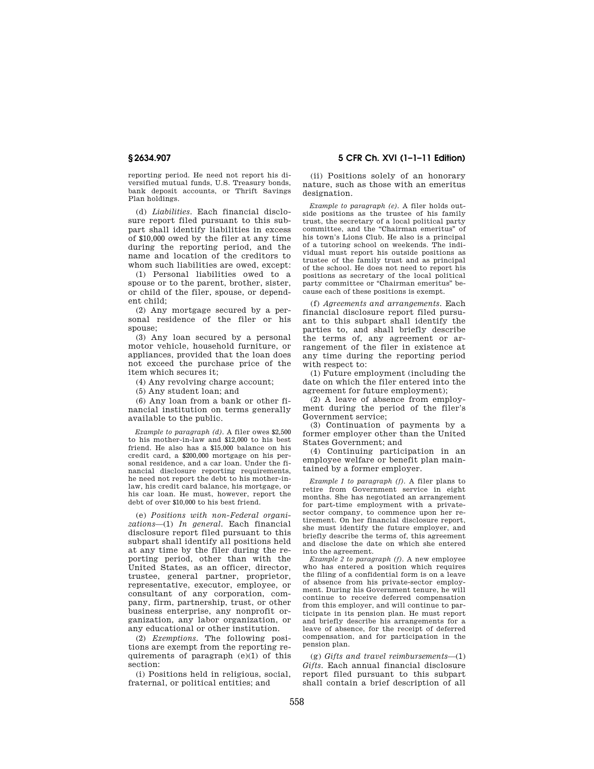reporting period. He need not report his diversified mutual funds, U.S. Treasury bonds, bank deposit accounts, or Thrift Savings Plan holdings.

(d) *Liabilities.* Each financial disclosure report filed pursuant to this subpart shall identify liabilities in excess of $10,000 owed by the filer at any time during the reporting period, and the name and location of the creditors to whom such liabilities are owed, except:

(1) Personal liabilities owed to a spouse or to the parent, brother, sister, or child of the filer, spouse, or dependent child;

(2) Any mortgage secured by a personal residence of the filer or his spouse;

(3) Any loan secured by a personal motor vehicle, household furniture, or appliances, provided that the loan does not exceed the purchase price of the item which secures it;

(4) Any revolving charge account;

(5) Any student loan; and

(6) Any loan from a bank or other financial institution on terms generally available to the public.

*Example to paragraph (d).* A filer owes $2,500 to his mother-in-law and $12,000 to his best friend. He also has a $15,000 balance on his credit card, a $200,000 mortgage on his personal residence, and a car loan. Under the financial disclosure reporting requirements, he need not report the debt to his mother-in-law, his credit card balance, his mortgage, or his car loan. He must, however, report the debt of over $10,000 to his best friend.

(e) *Positions with non-Federal organizations*—(1) *In general.* Each financial disclosure report filed pursuant to this subpart shall identify all positions held at any time by the filer during the reporting period, other than with the United States, as an officer, director, trustee, general partner, proprietor, representative, executor, employee, or consultant of any corporation, company, firm, partnership, trust, or other business enterprise, any nonprofit organization, any labor organization, or any educational or other institution.

(2) *Exemptions.* The following positions are exempt from the reporting requirements of paragraph (e)(1) of this section:

(i) Positions held in religious, social, fraternal, or political entities; and

(ii) Positions solely of an honorary nature, such as those with an emeritus designation.

*Example to paragraph (e).* A filer holds outside positions as the trustee of his family trust, the secretary of a local political party committee, and the "Chairman emeritus" of his town's Lions Club. He also is a principal of a tutoring school on weekends. The individual must report his outside positions as trustee of the family trust and as principal of the school. He does not need to report his positions as secretary of the local political party committee or "Chairman emeritus" because each of these positions is exempt.

(f) *Agreements and arrangements.* Each financial disclosure report filed pursuant to this subpart shall identify the parties to, and shall briefly describe the terms of, any agreement or arrangement of the filer in existence at any time during the reporting period with respect to:

(1) Future employment (including the date on which the filer entered into the agreement for future employment);

(2) A leave of absence from employment during the period of the filer's Government service;

(3) Continuation of payments by a former employer other than the United States Government; and

(4) Continuing participation in an employee welfare or benefit plan maintained by a former employer.

*Example 1 to paragraph (f).* A filer plans to retire from Government service in eight months. She has negotiated an arrangement for part-time employment with a private-sector company, to commence upon her retirement. On her financial disclosure report, she must identify the future employer, and briefly describe the terms of, this agreement and disclose the date on which she entered into the agreement.

*Example 2 to paragraph (f).* A new employee who has entered a position which requires the filing of a confidential form is on a leave of absence from his private-sector employment. During his Government tenure, he will continue to receive deferred compensation from this employer, and will continue to participate in its pension plan. He must report and briefly describe his arrangements for a leave of absence, for the receipt of deferred compensation, and for participation in the pension plan.

(g) *Gifts and travel reimbursements*—(1) *Gifts.* Each annual financial disclosure report filed pursuant to this subpart shall contain a brief description of all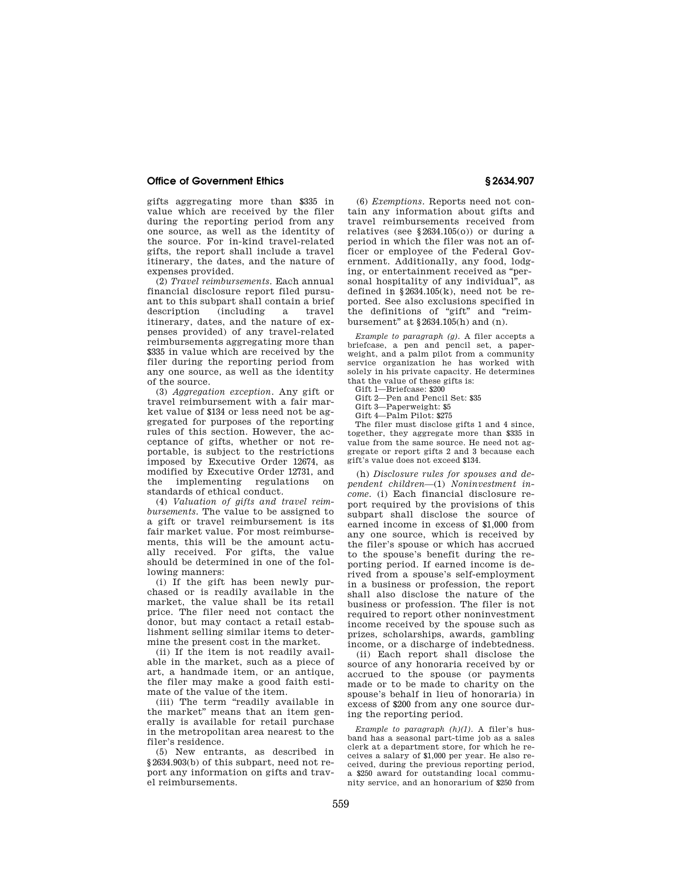gifts aggregating more than $335 in value which are received by the filer during the reporting period from any one source, as well as the identity of the source. For in-kind travel-related gifts, the report shall include a travel itinerary, the dates, and the nature of expenses provided.

(2) *Travel reimbursements.* Each annual financial disclosure report filed pursuant to this subpart shall contain a brief description (including a travel itinerary, dates, and the nature of expenses provided) of any travel-related reimbursements aggregating more than $335 in value which are received by the filer during the reporting period from any one source, as well as the identity of the source.

(3) *Aggregation exception.* Any gift or travel reimbursement with a fair market value of $134 or less need not be aggregated for purposes of the reporting rules of this section. However, the acceptance of gifts, whether or not reportable, is subject to the restrictions imposed by Executive Order 12674, as modified by Executive Order 12731, and the implementing regulations on standards of ethical conduct.

(4) *Valuation of gifts and travel reimbursements.* The value to be assigned to a gift or travel reimbursement is its fair market value. For most reimbursements, this will be the amount actually received. For gifts, the value should be determined in one of the following manners:

(i) If the gift has been newly purchased or is readily available in the market, the value shall be its retail price. The filer need not contact the donor, but may contact a retail establishment selling similar items to determine the present cost in the market.

(ii) If the item is not readily available in the market, such as a piece of art, a handmade item, or an antique, the filer may make a good faith estimate of the value of the item.

(iii) The term "readily available in the market" means that an item generally is available for retail purchase in the metropolitan area nearest to the filer's residence.

(5) New entrants, as described in §2634.903(b) of this subpart, need not report any information on gifts and travel reimbursements.

(6) *Exemptions.* Reports need not contain any information about gifts and travel reimbursements received from relatives (see §2634.105(o)) or during a period in which the filer was not an officer or employee of the Federal Government. Additionally, any food, lodging, or entertainment received as "personal hospitality of any individual", as defined in §2634.105(k), need not be reported. See also exclusions specified in the definitions of "gift" and "reimbursement" at §2634.105(h) and (n).

*Example to paragraph (g).* A filer accepts a briefcase, a pen and pencil set, a paperweight, and a palm pilot from a community service organization he has worked with solely in his private capacity. He determines that the value of these gifts is:

Gift 1—Briefcase: $200
Gift 2—Pen and Pencil Set: $35
Gift 3—Paperweight: $5
Gift 4—Palm Pilot: $275

The filer must disclose gifts 1 and 4 since, together, they aggregate more than $335 in value from the same source. He need not aggregate or report gifts 2 and 3 because each gift's value does not exceed $134.

(h) *Disclosure rules for spouses and dependent children*—(1) *Noninvestment income.* (i) Each financial disclosure report required by the provisions of this subpart shall disclose the source of earned income in excess of $1,000 from any one source, which is received by the filer's spouse or which has accrued to the spouse's benefit during the reporting period. If earned income is derived from a spouse's self-employment in a business or profession, the report shall also disclose the nature of the business or profession. The filer is not required to report other noninvestment income received by the spouse such as prizes, scholarships, awards, gambling income, or a discharge of indebtedness.

(ii) Each report shall disclose the source of any honoraria received by or accrued to the spouse (or payments made or to be made to charity on the spouse's behalf in lieu of honoraria) in excess of $200 from any one source during the reporting period.

*Example to paragraph (h)(1).* A filer's husband has a seasonal part-time job as a sales clerk at a department store, for which he receives a salary of $1,000 per year. He also received, during the previous reporting period, a $250 award for outstanding local community service, and an honorarium of $250 from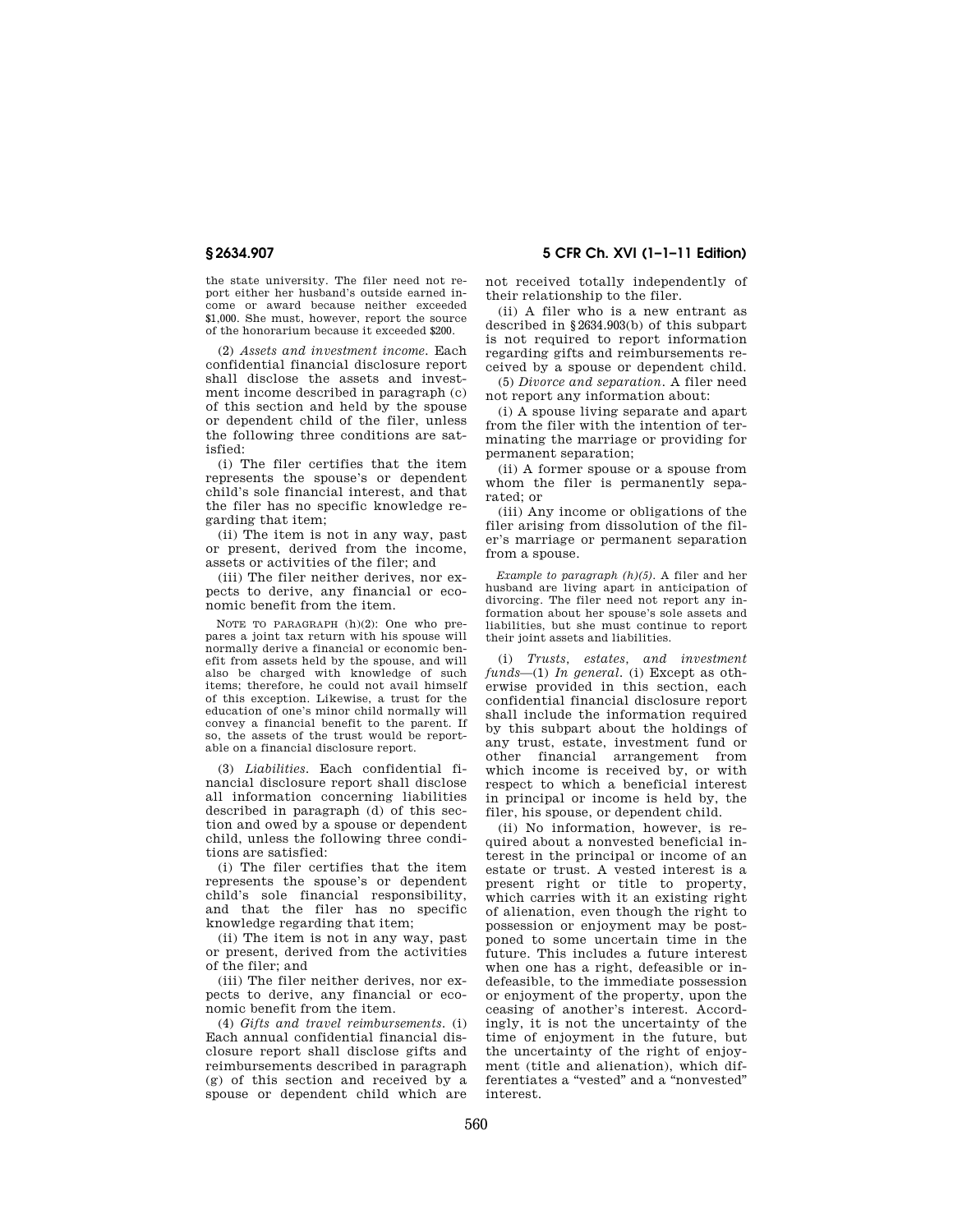the state university. The filer need not report either her husband's outside earned income or award because neither exceeded $1,000. She must, however, report the source of the honorarium because it exceeded $200.

(2) *Assets and investment income.* Each confidential financial disclosure report shall disclose the assets and investment income described in paragraph (c) of this section and held by the spouse or dependent child of the filer, unless the following three conditions are satisfied:

(i) The filer certifies that the item represents the spouse's or dependent child's sole financial interest, and that the filer has no specific knowledge regarding that item;

(ii) The item is not in any way, past or present, derived from the income, assets or activities of the filer; and

(iii) The filer neither derives, nor expects to derive, any financial or economic benefit from the item.

NOTE TO PARAGRAPH (h)(2): One who prepares a joint tax return with his spouse will normally derive a financial or economic benefit from assets held by the spouse, and will also be charged with knowledge of such items; therefore, he could not avail himself of this exception. Likewise, a trust for the education of one's minor child normally will convey a financial benefit to the parent. If so, the assets of the trust would be reportable on a financial disclosure report.

(3) *Liabilities.* Each confidential financial disclosure report shall disclose all information concerning liabilities described in paragraph (d) of this section and owed by a spouse or dependent child, unless the following three conditions are satisfied:

(i) The filer certifies that the item represents the spouse's or dependent child's sole financial responsibility, and that the filer has no specific knowledge regarding that item;

(ii) The item is not in any way, past or present, derived from the activities of the filer; and

(iii) The filer neither derives, nor expects to derive, any financial or economic benefit from the item.

(4) *Gifts and travel reimbursements.* (i) Each annual confidential financial disclosure report shall disclose gifts and reimbursements described in paragraph (g) of this section and received by a spouse or dependent child which are not received totally independently of their relationship to the filer.

(ii) A filer who is a new entrant as described in §2634.903(b) of this subpart is not required to report information regarding gifts and reimbursements received by a spouse or dependent child.

(5) *Divorce and separation.* A filer need not report any information about:

(i) A spouse living separate and apart from the filer with the intention of terminating the marriage or providing for permanent separation;

(ii) A former spouse or a spouse from whom the filer is permanently separated; or

(iii) Any income or obligations of the filer arising from dissolution of the filer's marriage or permanent separation from a spouse.

*Example to paragraph (h)(5).* A filer and her husband are living apart in anticipation of divorcing. The filer need not report any information about her spouse's sole assets and liabilities, but she must continue to report their joint assets and liabilities.

(i) *Trusts, estates, and investment funds*—(1) *In general.* (i) Except as otherwise provided in this section, each confidential financial disclosure report shall include the information required by this subpart about the holdings of any trust, estate, investment fund or other financial arrangement from which income is received by, or with respect to which a beneficial interest in principal or income is held by, the filer, his spouse, or dependent child.

(ii) No information, however, is required about a nonvested beneficial interest in the principal or income of an estate or trust. A vested interest is a present right or title to property, which carries with it an existing right of alienation, even though the right to possession or enjoyment may be postponed to some uncertain time in the future. This includes a future interest when one has a right, defeasible or indefeasible, to the immediate possession or enjoyment of the property, upon the ceasing of another's interest. Accordingly, it is not the uncertainty of the time of enjoyment in the future, but the uncertainty of the right of enjoyment (title and alienation), which differentiates a "vested" and a "nonvested" interest.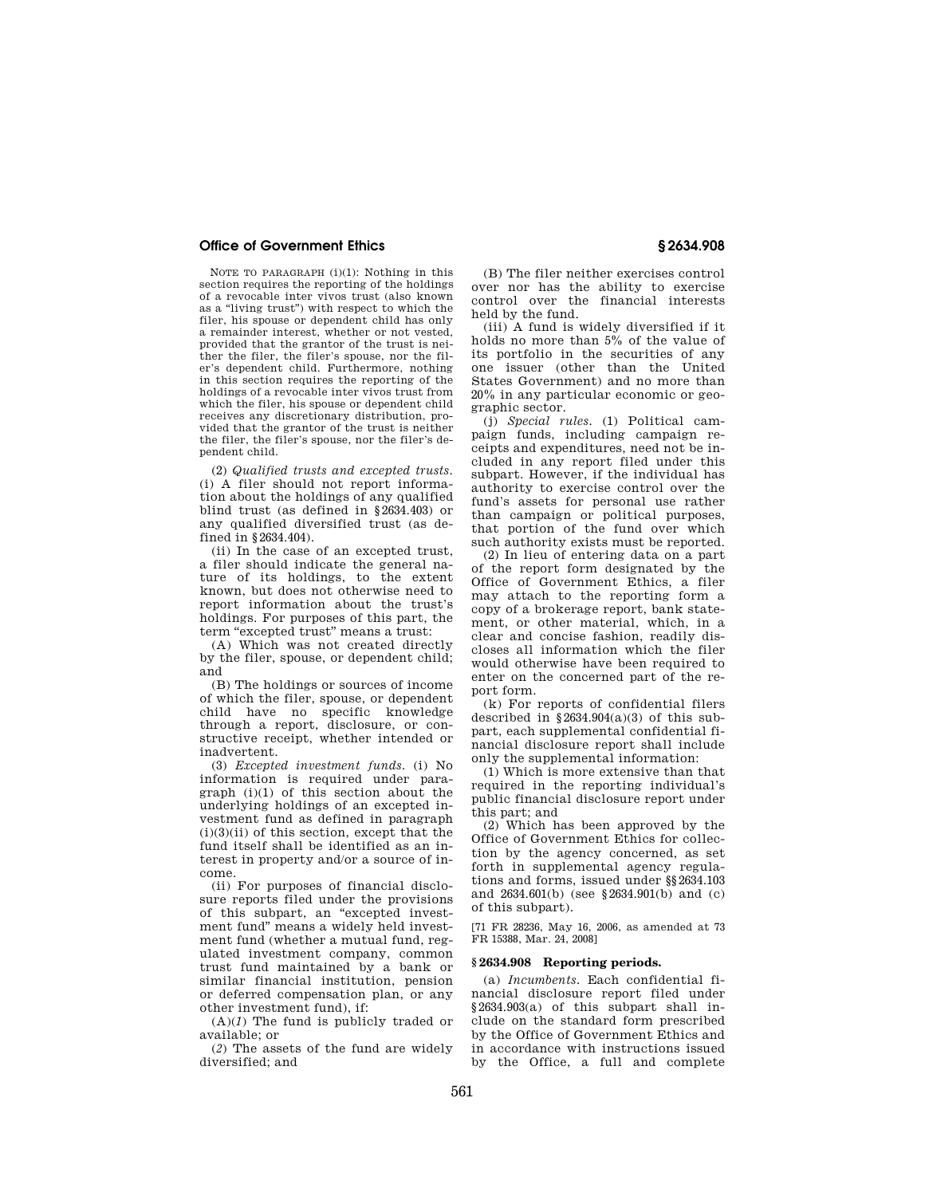NOTE TO PARAGRAPH (i)(1): Nothing in this section requires the reporting of the holdings of a revocable inter vivos trust (also known as a "living trust") with respect to which the filer, his spouse or dependent child has only a remainder interest, whether or not vested, provided that the grantor of the trust is neither the filer, the filer's spouse, nor the filer's dependent child. Furthermore, nothing in this section requires the reporting of the holdings of a revocable inter vivos trust from which the filer, his spouse or dependent child receives any discretionary distribution, provided that the grantor of the trust is neither the filer, the filer's spouse, nor the filer's dependent child.

(2) *Qualified trusts and excepted trusts.* (i) A filer should not report information about the holdings of any qualified blind trust (as defined in §2634.403) or any qualified diversified trust (as defined in §2634.404).

(ii) In the case of an excepted trust, a filer should indicate the general nature of its holdings, to the extent known, but does not otherwise need to report information about the trust's holdings. For purposes of this part, the term "excepted trust" means a trust:

(A) Which was not created directly by the filer, spouse, or dependent child; and

(B) The holdings or sources of income of which the filer, spouse, or dependent child have no specific knowledge through a report, disclosure, or constructive receipt, whether intended or inadvertent.

(3) *Excepted investment funds.* (i) No information is required under paragraph (i)(1) of this section about the underlying holdings of an excepted investment fund as defined in paragraph (i)(3)(ii) of this section, except that the fund itself shall be identified as an interest in property and/or a source of income.

(ii) For purposes of financial disclosure reports filed under the provisions of this subpart, an "excepted investment fund" means a widely held investment fund (whether a mutual fund, regulated investment company, common trust fund maintained by a bank or similar financial institution, pension or deferred compensation plan, or any other investment fund), if:

(A)(*1*) The fund is publicly traded or available; or

(*2*) The assets of the fund are widely diversified; and

(B) The filer neither exercises control over nor has the ability to exercise control over the financial interests held by the fund.

(iii) A fund is widely diversified if it holds no more than 5% of the value of its portfolio in the securities of any one issuer (other than the United States Government) and no more than 20% in any particular economic or geographic sector.

(j) *Special rules.* (1) Political campaign funds, including campaign receipts and expenditures, need not be included in any report filed under this subpart. However, if the individual has authority to exercise control over the fund's assets for personal use rather than campaign or political purposes, that portion of the fund over which such authority exists must be reported.

(2) In lieu of entering data on a part of the report form designated by the Office of Government Ethics, a filer may attach to the reporting form a copy of a brokerage report, bank statement, or other material, which, in a clear and concise fashion, readily discloses all information which the filer would otherwise have been required to enter on the concerned part of the report form.

(k) For reports of confidential filers described in §2634.904(a)(3) of this subpart, each supplemental confidential financial disclosure report shall include only the supplemental information:

(1) Which is more extensive than that required in the reporting individual's public financial disclosure report under this part; and

(2) Which has been approved by the Office of Government Ethics for collection by the agency concerned, as set forth in supplemental agency regulations and forms, issued under §§2634.103 and 2634.601(b) (see §2634.901(b) and (c) of this subpart).

[71 FR 28236, May 16, 2006, as amended at 73 FR 15388, Mar. 24, 2008]

### §2634.908 Reporting periods.

(a) *Incumbents.* Each confidential financial disclosure report filed under §2634.903(a) of this subpart shall include on the standard form prescribed by the Office of Government Ethics and in accordance with instructions issued by the Office, a full and complete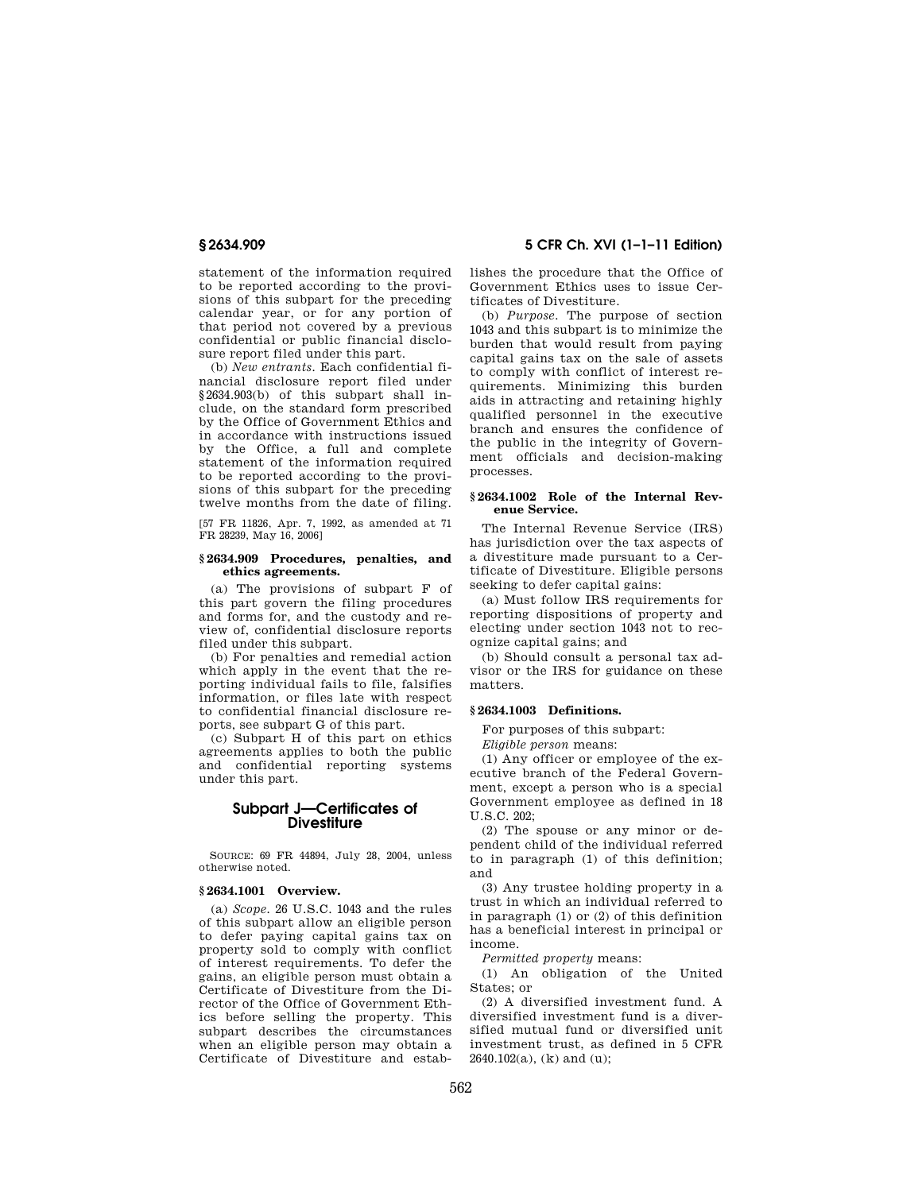statement of the information required to be reported according to the provisions of this subpart for the preceding calendar year, or for any portion of that period not covered by a previous confidential or public financial disclosure report filed under this part.

(b) *New entrants.* Each confidential financial disclosure report filed under §2634.903(b) of this subpart shall include, on the standard form prescribed by the Office of Government Ethics and in accordance with instructions issued by the Office, a full and complete statement of the information required to be reported according to the provisions of this subpart for the preceding twelve months from the date of filing.

[57 FR 11826, Apr. 7, 1992, as amended at 71 FR 28239, May 16, 2006]

### §2634.909 Procedures, penalties, and ethics agreements.

(a) The provisions of subpart F of this part govern the filing procedures and forms for, and the custody and review of, confidential disclosure reports filed under this subpart.

(b) For penalties and remedial action which apply in the event that the reporting individual fails to file, falsifies information, or files late with respect to confidential financial disclosure reports, see subpart G of this part.

(c) Subpart H of this part on ethics agreements applies to both the public and confidential reporting systems under this part.

## Subpart J—Certificates of Divestiture

SOURCE: 69 FR 44894, July 28, 2004, unless otherwise noted.

### §2634.1001 Overview.

(a) *Scope.* 26 U.S.C. 1043 and the rules of this subpart allow an eligible person to defer paying capital gains tax on property sold to comply with conflict of interest requirements. To defer the gains, an eligible person must obtain a Certificate of Divestiture from the Director of the Office of Government Ethics before selling the property. This subpart describes the circumstances when an eligible person may obtain a Certificate of Divestiture and establishes the procedure that the Office of Government Ethics uses to issue Certificates of Divestiture.

(b) *Purpose.* The purpose of section 1043 and this subpart is to minimize the burden that would result from paying capital gains tax on the sale of assets to comply with conflict of interest requirements. Minimizing this burden aids in attracting and retaining highly qualified personnel in the executive branch and ensures the confidence of the public in the integrity of Government officials and decision-making processes.

### §2634.1002 Role of the Internal Revenue Service.

The Internal Revenue Service (IRS) has jurisdiction over the tax aspects of a divestiture made pursuant to a Certificate of Divestiture. Eligible persons seeking to defer capital gains:

(a) Must follow IRS requirements for reporting dispositions of property and electing under section 1043 not to recognize capital gains; and

(b) Should consult a personal tax advisor or the IRS for guidance on these matters.

### §2634.1003 Definitions.

For purposes of this subpart:

*Eligible person* means:

(1) Any officer or employee of the executive branch of the Federal Government, except a person who is a special Government employee as defined in 18 U.S.C. 202;

(2) The spouse or any minor or dependent child of the individual referred to in paragraph (1) of this definition; and

(3) Any trustee holding property in a trust in which an individual referred to in paragraph (1) or (2) of this definition has a beneficial interest in principal or income.

*Permitted property* means:

(1) An obligation of the United States; or

(2) A diversified investment fund. A diversified investment fund is a diversified mutual fund or diversified unit investment trust, as defined in 5 CFR 2640.102(a), (k) and (u);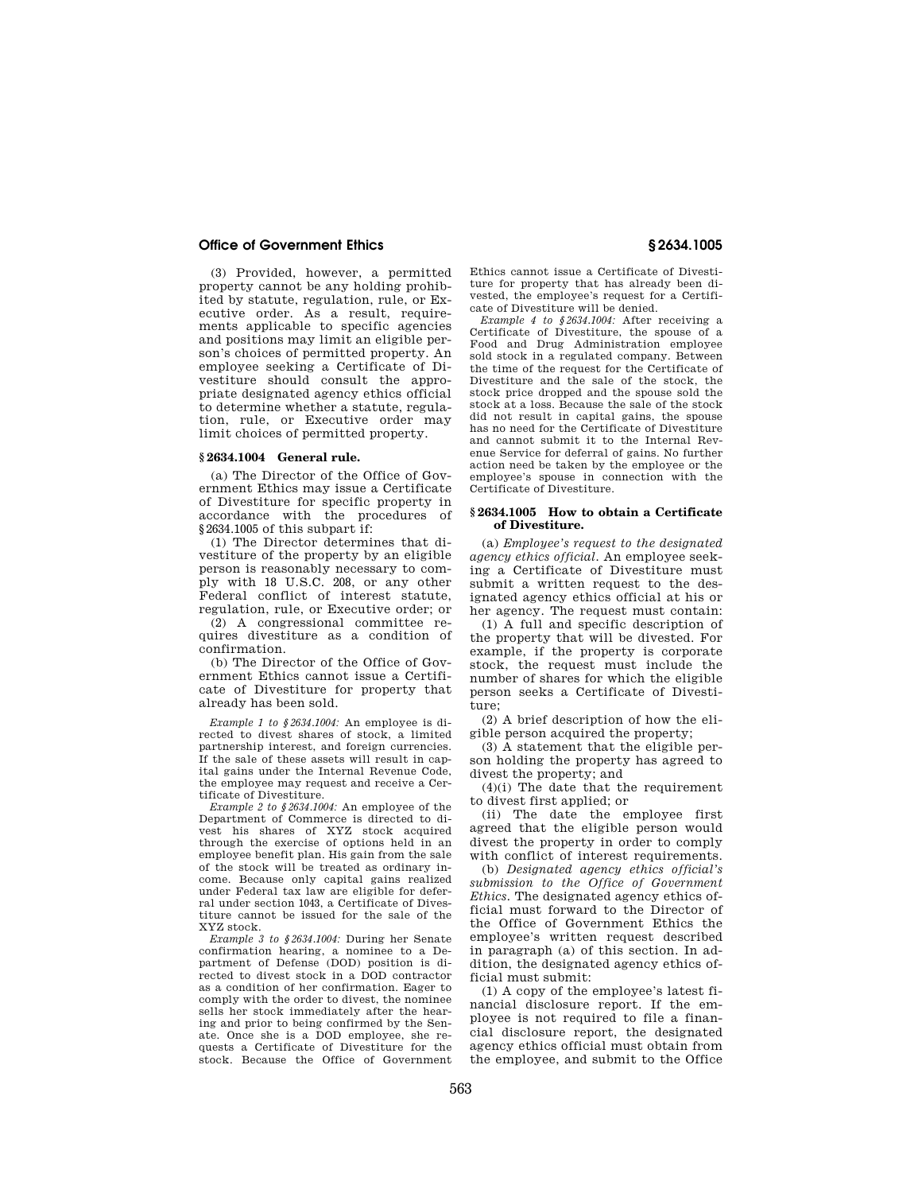(3) Provided, however, a permitted property cannot be any holding prohibited by statute, regulation, rule, or Executive order. As a result, requirements applicable to specific agencies and positions may limit an eligible person's choices of permitted property. An employee seeking a Certificate of Divestiture should consult the appropriate designated agency ethics official to determine whether a statute, regulation, rule, or Executive order may limit choices of permitted property.

### § 2634.1004 General rule.

(a) The Director of the Office of Government Ethics may issue a Certificate of Divestiture for specific property in accordance with the procedures of §2634.1005 of this subpart if:

(1) The Director determines that divestiture of the property by an eligible person is reasonably necessary to comply with 18 U.S.C. 208, or any other Federal conflict of interest statute, regulation, rule, or Executive order; or

(2) A congressional committee requires divestiture as a condition of confirmation.

(b) The Director of the Office of Government Ethics cannot issue a Certificate of Divestiture for property that already has been sold.

*Example 1 to §2634.1004:* An employee is directed to divest shares of stock, a limited partnership interest, and foreign currencies. If the sale of these assets will result in capital gains under the Internal Revenue Code, the employee may request and receive a Certificate of Divestiture.

*Example 2 to §2634.1004:* An employee of the Department of Commerce is directed to divest his shares of XYZ stock acquired through the exercise of options held in an employee benefit plan. His gain from the sale of the stock will be treated as ordinary income. Because only capital gains realized under Federal tax law are eligible for deferral under section 1043, a Certificate of Divestiture cannot be issued for the sale of the XYZ stock.

*Example 3 to §2634.1004:* During her Senate confirmation hearing, a nominee to a Department of Defense (DOD) position is directed to divest stock in a DOD contractor as a condition of her confirmation. Eager to comply with the order to divest, the nominee sells her stock immediately after the hearing and prior to being confirmed by the Senate. Once she is a DOD employee, she requests a Certificate of Divestiture for the stock. Because the Office of Government Ethics cannot issue a Certificate of Divestiture for property that has already been divested, the employee's request for a Certificate of Divestiture will be denied.

*Example 4 to §2634.1004:* After receiving a Certificate of Divestiture, the spouse of a Food and Drug Administration employee sold stock in a regulated company. Between the time of the request for the Certificate of Divestiture and the sale of the stock, the stock price dropped and the spouse sold the stock at a loss. Because the sale of the stock did not result in capital gains, the spouse has no need for the Certificate of Divestiture and cannot submit it to the Internal Revenue Service for deferral of gains. No further action need be taken by the employee or the employee's spouse in connection with the Certificate of Divestiture.

### § 2634.1005 How to obtain a Certificate of Divestiture.

(a) *Employee's request to the designated agency ethics official.* An employee seeking a Certificate of Divestiture must submit a written request to the designated agency ethics official at his or her agency. The request must contain:

(1) A full and specific description of the property that will be divested. For example, if the property is corporate stock, the request must include the number of shares for which the eligible person seeks a Certificate of Divestiture;

(2) A brief description of how the eligible person acquired the property;

(3) A statement that the eligible person holding the property has agreed to divest the property; and

(4)(i) The date that the requirement to divest first applied; or

(ii) The date the employee first agreed that the eligible person would divest the property in order to comply with conflict of interest requirements.

(b) *Designated agency ethics official's submission to the Office of Government Ethics.* The designated agency ethics official must forward to the Director of the Office of Government Ethics the employee's written request described in paragraph (a) of this section. In addition, the designated agency ethics official must submit:

(1) A copy of the employee's latest financial disclosure report. If the employee is not required to file a financial disclosure report, the designated agency ethics official must obtain from the employee, and submit to the Office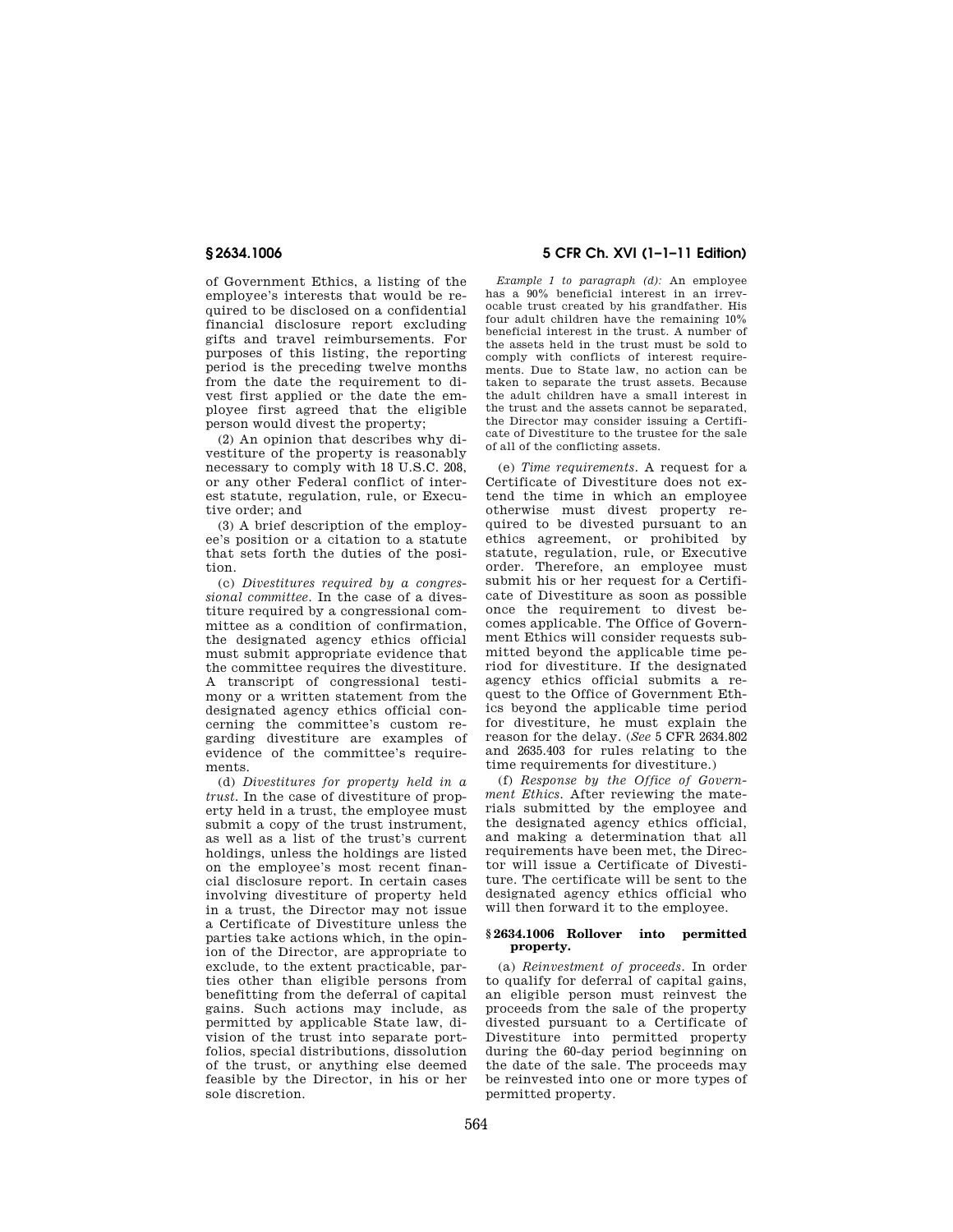of Government Ethics, a listing of the employee's interests that would be required to be disclosed on a confidential financial disclosure report excluding gifts and travel reimbursements. For purposes of this listing, the reporting period is the preceding twelve months from the date the requirement to divest first applied or the date the employee first agreed that the eligible person would divest the property;

(2) An opinion that describes why divestiture of the property is reasonably necessary to comply with 18 U.S.C. 208, or any other Federal conflict of interest statute, regulation, rule, or Executive order; and

(3) A brief description of the employee's position or a citation to a statute that sets forth the duties of the position.

(c) *Divestitures required by a congressional committee.* In the case of a divestiture required by a congressional committee as a condition of confirmation, the designated agency ethics official must submit appropriate evidence that the committee requires the divestiture. A transcript of congressional testimony or a written statement from the designated agency ethics official concerning the committee's custom regarding divestiture are examples of evidence of the committee's requirements.

(d) *Divestitures for property held in a trust.* In the case of divestiture of property held in a trust, the employee must submit a copy of the trust instrument, as well as a list of the trust's current holdings, unless the holdings are listed on the employee's most recent financial disclosure report. In certain cases involving divestiture of property held in a trust, the Director may not issue a Certificate of Divestiture unless the parties take actions which, in the opinion of the Director, are appropriate to exclude, to the extent practicable, parties other than eligible persons from benefitting from the deferral of capital gains. Such actions may include, as permitted by applicable State law, division of the trust into separate portfolios, special distributions, dissolution of the trust, or anything else deemed feasible by the Director, in his or her sole discretion.

*Example 1 to paragraph (d):* An employee has a 90% beneficial interest in an irrevocable trust created by his grandfather. His four adult children have the remaining 10% beneficial interest in the trust. A number of the assets held in the trust must be sold to comply with conflicts of interest requirements. Due to State law, no action can be taken to separate the trust assets. Because the adult children have a small interest in the trust and the assets cannot be separated, the Director may consider issuing a Certificate of Divestiture to the trustee for the sale of all of the conflicting assets.

(e) *Time requirements.* A request for a Certificate of Divestiture does not extend the time in which an employee otherwise must divest property required to be divested pursuant to an ethics agreement, or prohibited by statute, regulation, rule, or Executive order. Therefore, an employee must submit his or her request for a Certificate of Divestiture as soon as possible once the requirement to divest becomes applicable. The Office of Government Ethics will consider requests submitted beyond the applicable time period for divestiture. If the designated agency ethics official submits a request to the Office of Government Ethics beyond the applicable time period for divestiture, he must explain the reason for the delay. (*See* 5 CFR 2634.802 and 2635.403 for rules relating to the time requirements for divestiture.)

(f) *Response by the Office of Government Ethics.* After reviewing the materials submitted by the employee and the designated agency ethics official, and making a determination that all requirements have been met, the Director will issue a Certificate of Divestiture. The certificate will be sent to the designated agency ethics official who will then forward it to the employee.

### § 2634.1006 Rollover into permitted property.

(a) *Reinvestment of proceeds.* In order to qualify for deferral of capital gains, an eligible person must reinvest the proceeds from the sale of the property divested pursuant to a Certificate of Divestiture into permitted property during the 60-day period beginning on the date of the sale. The proceeds may be reinvested into one or more types of permitted property.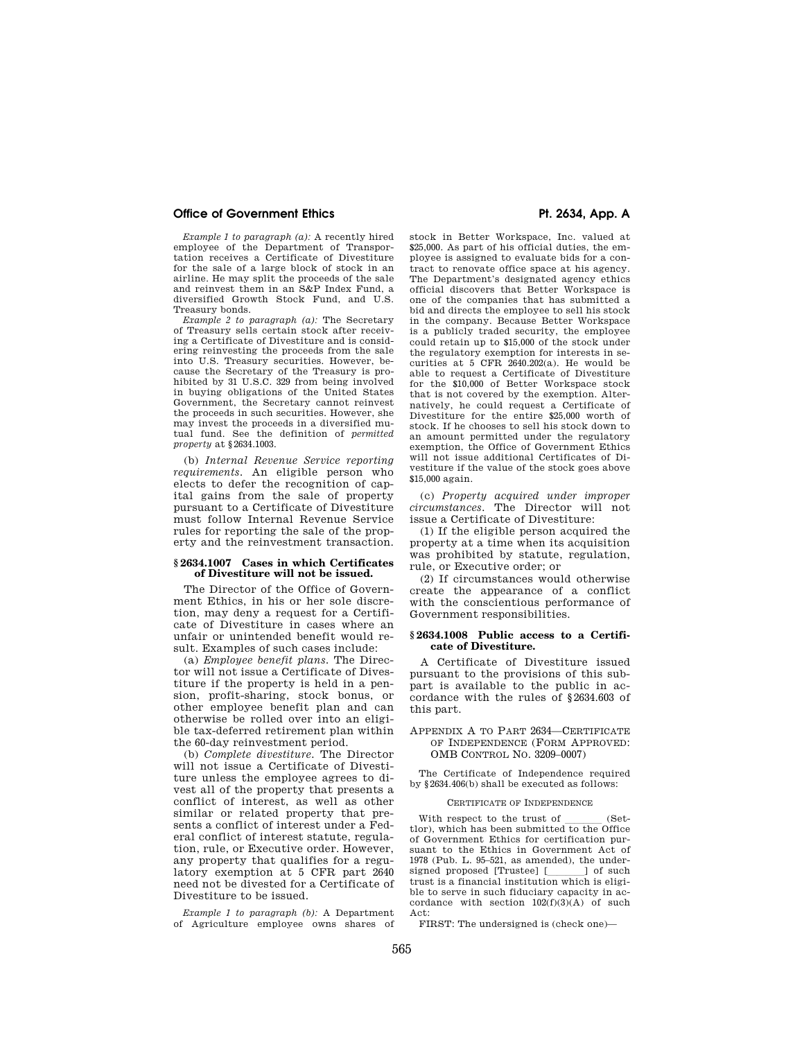*Example 1 to paragraph (a):* A recently hired employee of the Department of Transportation receives a Certificate of Divestiture for the sale of a large block of stock in an airline. He may split the proceeds of the sale and reinvest them in an S&P Index Fund, a diversified Growth Stock Fund, and U.S. Treasury bonds.

*Example 2 to paragraph (a):* The Secretary of Treasury sells certain stock after receiving a Certificate of Divestiture and is considering reinvesting the proceeds from the sale into U.S. Treasury securities. However, because the Secretary of the Treasury is prohibited by 31 U.S.C. 329 from being involved in buying obligations of the United States Government, the Secretary cannot reinvest the proceeds in such securities. However, she may invest the proceeds in a diversified mutual fund. See the definition of *permitted property* at §2634.1003.

(b) *Internal Revenue Service reporting requirements.* An eligible person who elects to defer the recognition of capital gains from the sale of property pursuant to a Certificate of Divestiture must follow Internal Revenue Service rules for reporting the sale of the property and the reinvestment transaction.

### §2634.1007 Cases in which Certificates of Divestiture will not be issued.

The Director of the Office of Government Ethics, in his or her sole discretion, may deny a request for a Certificate of Divestiture in cases where an unfair or unintended benefit would result. Examples of such cases include:

(a) *Employee benefit plans.* The Director will not issue a Certificate of Divestiture if the property is held in a pension, profit-sharing, stock bonus, or other employee benefit plan and can otherwise be rolled over into an eligible tax-deferred retirement plan within the 60-day reinvestment period.

(b) *Complete divestiture.* The Director will not issue a Certificate of Divestiture unless the employee agrees to divest all of the property that presents a conflict of interest, as well as other similar or related property that presents a conflict of interest under a Federal conflict of interest statute, regulation, rule, or Executive order. However, any property that qualifies for a regulatory exemption at 5 CFR part 2640 need not be divested for a Certificate of Divestiture to be issued.

*Example 1 to paragraph (b):* A Department of Agriculture employee owns shares of stock in Better Workspace, Inc. valued at $25,000. As part of his official duties, the employee is assigned to evaluate bids for a contract to renovate office space at his agency. The Department's designated agency ethics official discovers that Better Workspace is one of the companies that has submitted a bid and directs the employee to sell his stock in the company. Because Better Workspace is a publicly traded security, the employee could retain up to $15,000 of the stock under the regulatory exemption for interests in securities at 5 CFR 2640.202(a). He would be able to request a Certificate of Divestiture for the $10,000 of Better Workspace stock that is not covered by the exemption. Alternatively, he could request a Certificate of Divestiture for the entire $25,000 worth of stock. If he chooses to sell his stock down to an amount permitted under the regulatory exemption, the Office of Government Ethics will not issue additional Certificates of Divestiture if the value of the stock goes above $15,000 again.

(c) *Property acquired under improper circumstances.* The Director will not issue a Certificate of Divestiture:

(1) If the eligible person acquired the property at a time when its acquisition was prohibited by statute, regulation, rule, or Executive order; or

(2) If circumstances would otherwise create the appearance of a conflict with the conscientious performance of Government responsibilities.

### §2634.1008 Public access to a Certificate of Divestiture.

A Certificate of Divestiture issued pursuant to the provisions of this subpart is available to the public in accordance with the rules of §2634.603 of this part.

## Appendix A to Part 2634—Certificate of Independence (Form Approved: OMB Control No. 3209–0007)

The Certificate of Independence required by §2634.406(b) shall be executed as follows:

CERTIFICATE OF INDEPENDENCE

With respect to the trust of _______ (Settlor), which has been submitted to the Office of Government Ethics for certification pursuant to the Ethics in Government Act of 1978 (Pub. L. 95–521, as amended), the undersigned proposed [Trustee] [_______] of such trust is a financial institution which is eligible to serve in such fiduciary capacity in accordance with section 102(f)(3)(A) of such Act:

FIRST: The undersigned is (check one)—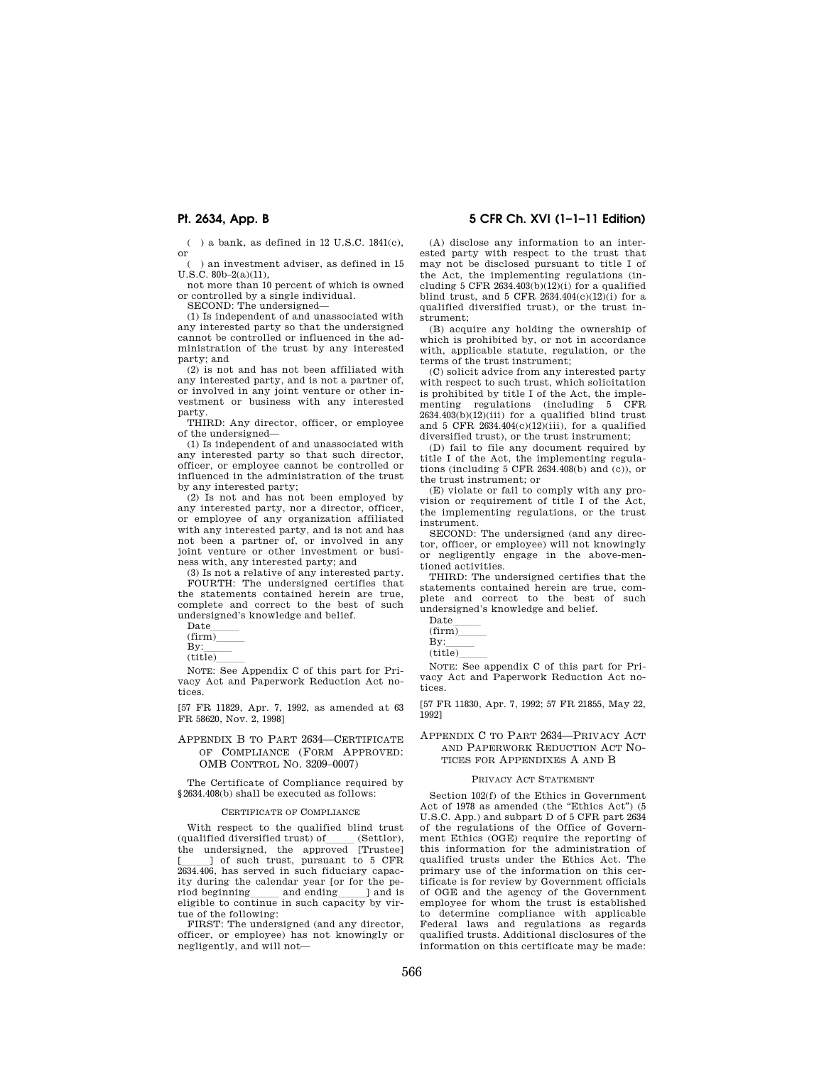( ) a bank, as defined in 12 U.S.C. 1841(c), or

( ) an investment adviser, as defined in 15 U.S.C. 80b–2(a)(11),

not more than 10 percent of which is owned or controlled by a single individual.

SECOND: The undersigned—

(1) Is independent of and unassociated with any interested party so that the undersigned cannot be controlled or influenced in the administration of the trust by any interested party; and

(2) is not and has not been affiliated with any interested party, and is not a partner of, or involved in any joint venture or other investment or business with any interested party.

THIRD: Any director, officer, or employee of the undersigned—

(1) Is independent of and unassociated with any interested party so that such director, officer, or employee cannot be controlled or influenced in the administration of the trust by any interested party;

(2) Is not and has not been employed by any interested party, nor a director, officer, or employee of any organization affiliated with any interested party, and is not and has not been a partner of, or involved in any joint venture or other investment or business with, any interested party; and

(3) Is not a relative of any interested party.

FOURTH: The undersigned certifies that the statements contained herein are true, complete and correct to the best of such undersigned's knowledge and belief.

Date_____

(firm)_____

By:_____

(title)_____

NOTE: See Appendix C of this part for Privacy Act and Paperwork Reduction Act notices.

[57 FR 11829, Apr. 7, 1992, as amended at 63 FR 58620, Nov. 2, 1998]

## APPENDIX B TO PART 2634—CERTIFICATE OF COMPLIANCE (FORM APPROVED: OMB CONTROL NO. 3209–0007)

The Certificate of Compliance required by §2634.408(b) shall be executed as follows:

### CERTIFICATE OF COMPLIANCE

With respect to the qualified blind trust (qualified diversified trust) of_____ (Settlor), the undersigned, the approved [Trustee] [_____] of such trust, pursuant to 5 CFR 2634.406, has served in such fiduciary capacity during the calendar year [or for the period beginning_____ and ending_____] and is eligible to continue in such capacity by virtue of the following:

FIRST: The undersigned (and any director, officer, or employee) has not knowingly or negligently, and will not—

(A) disclose any information to an interested party with respect to the trust that may not be disclosed pursuant to title I of the Act, the implementing regulations (including 5 CFR 2634.403(b)(12)(i) for a qualified blind trust, and 5 CFR 2634.404(c)(12)(i) for a qualified diversified trust), or the trust instrument;

(B) acquire any holding the ownership of which is prohibited by, or not in accordance with, applicable statute, regulation, or the terms of the trust instrument;

(C) solicit advice from any interested party with respect to such trust, which solicitation is prohibited by title I of the Act, the implementing regulations (including 5 CFR 2634.403(b)(12)(iii) for a qualified blind trust and 5 CFR 2634.404(c)(12)(iii), for a qualified diversified trust), or the trust instrument;

(D) fail to file any document required by title I of the Act, the implementing regulations (including 5 CFR 2634.408(b) and (c)), or the trust instrument; or

(E) violate or fail to comply with any provision or requirement of title I of the Act, the implementing regulations, or the trust instrument.

SECOND: The undersigned (and any director, officer, or employee) will not knowingly or negligently engage in the above-mentioned activities.

THIRD: The undersigned certifies that the statements contained herein are true, complete and correct to the best of such undersigned's knowledge and belief.

Date_____

(firm)_____

By:_____

(title)_____

NOTE: See appendix C of this part for Privacy Act and Paperwork Reduction Act notices.

[57 FR 11830, Apr. 7, 1992; 57 FR 21855, May 22, 1992]

## APPENDIX C TO PART 2634—PRIVACY ACT AND PAPERWORK REDUCTION ACT NOTICES FOR APPENDIXES A AND B

### PRIVACY ACT STATEMENT

Section 102(f) of the Ethics in Government Act of 1978 as amended (the "Ethics Act") (5 U.S.C. App.) and subpart D of 5 CFR part 2634 of the regulations of the Office of Government Ethics (OGE) require the reporting of this information for the administration of qualified trusts under the Ethics Act. The primary use of the information on this certificate is for review by Government officials of OGE and the agency of the Government employee for whom the trust is established to determine compliance with applicable Federal laws and regulations as regards qualified trusts. Additional disclosures of the information on this certificate may be made: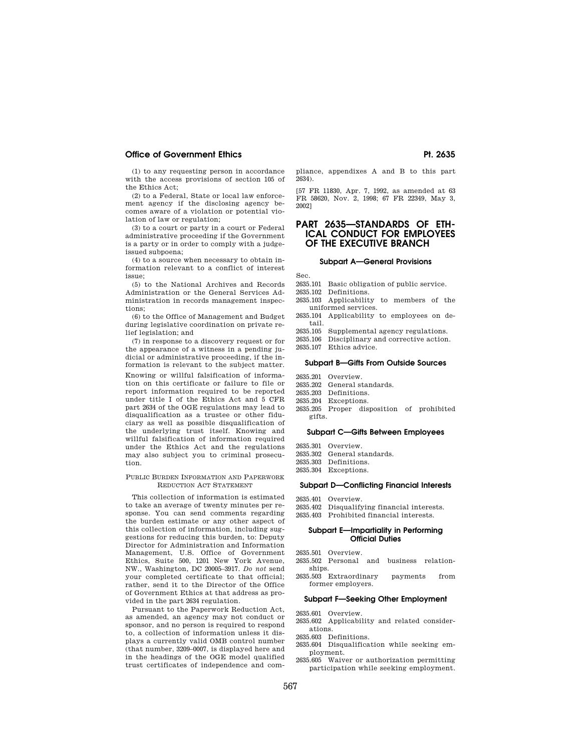(1) to any requesting person in accordance with the access provisions of section 105 of the Ethics Act;

(2) to a Federal, State or local law enforcement agency if the disclosing agency becomes aware of a violation or potential violation of law or regulation;

(3) to a court or party in a court or Federal administrative proceeding if the Government is a party or in order to comply with a judge-issued subpoena;

(4) to a source when necessary to obtain information relevant to a conflict of interest issue;

(5) to the National Archives and Records Administration or the General Services Administration in records management inspections;

(6) to the Office of Management and Budget during legislative coordination on private relief legislation; and

(7) in response to a discovery request or for the appearance of a witness in a pending judicial or administrative proceeding, if the information is relevant to the subject matter.

Knowing or willful falsification of information on this certificate or failure to file or report information required to be reported under title I of the Ethics Act and 5 CFR part 2634 of the OGE regulations may lead to disqualification as a trustee or other fiduciary as well as possible disqualification of the underlying trust itself. Knowing and willful falsification of information required under the Ethics Act and the regulations may also subject you to criminal prosecution.

PUBLIC BURDEN INFORMATION AND PAPERWORK REDUCTION ACT STATEMENT

This collection of information is estimated to take an average of twenty minutes per response. You can send comments regarding the burden estimate or any other aspect of this collection of information, including suggestions for reducing this burden, to: Deputy Director for Administration and Information Management, U.S. Office of Government Ethics, Suite 500, 1201 New York Avenue, NW., Washington, DC 20005–3917. *Do not* send your completed certificate to that official; rather, send it to the Director of the Office of Government Ethics at that address as provided in the part 2634 regulation.

Pursuant to the Paperwork Reduction Act, as amended, an agency may not conduct or sponsor, and no person is required to respond to, a collection of information unless it displays a currently valid OMB control number (that number, 3209–0007, is displayed here and in the headings of the OGE model qualified trust certificates of independence and compliance, appendixes A and B to this part 2634).

[57 FR 11830, Apr. 7, 1992, as amended at 63 FR 58620, Nov. 2, 1998; 67 FR 22349, May 3, 2002]

# PART 2635—STANDARDS OF ETHICAL CONDUCT FOR EMPLOYEES OF THE EXECUTIVE BRANCH

### Subpart A—General Provisions

Sec.

2635.101 Basic obligation of public service.
2635.102 Definitions.
2635.103 Applicability to members of the uniformed services.
2635.104 Applicability to employees on detail.
2635.105 Supplemental agency regulations.
2635.106 Disciplinary and corrective action.
2635.107 Ethics advice.

### Subpart B—Gifts From Outside Sources

2635.201 Overview.
2635.202 General standards.
2635.203 Definitions.
2635.204 Exceptions.
2635.205 Proper disposition of prohibited gifts.

### Subpart C—Gifts Between Employees

2635.301 Overview.
2635.302 General standards.
2635.303 Definitions.
2635.304 Exceptions.

### Subpart D—Conflicting Financial Interests

2635.401 Overview.
2635.402 Disqualifying financial interests.
2635.403 Prohibited financial interests.

### Subpart E—Impartiality in Performing Official Duties

2635.501 Overview.
2635.502 Personal and business relationships.
2635.503 Extraordinary payments from former employers.

### Subpart F—Seeking Other Employment

2635.601 Overview.
2635.602 Applicability and related considerations.
2635.603 Definitions.
2635.604 Disqualification while seeking employment.
2635.605 Waiver or authorization permitting participation while seeking employment.